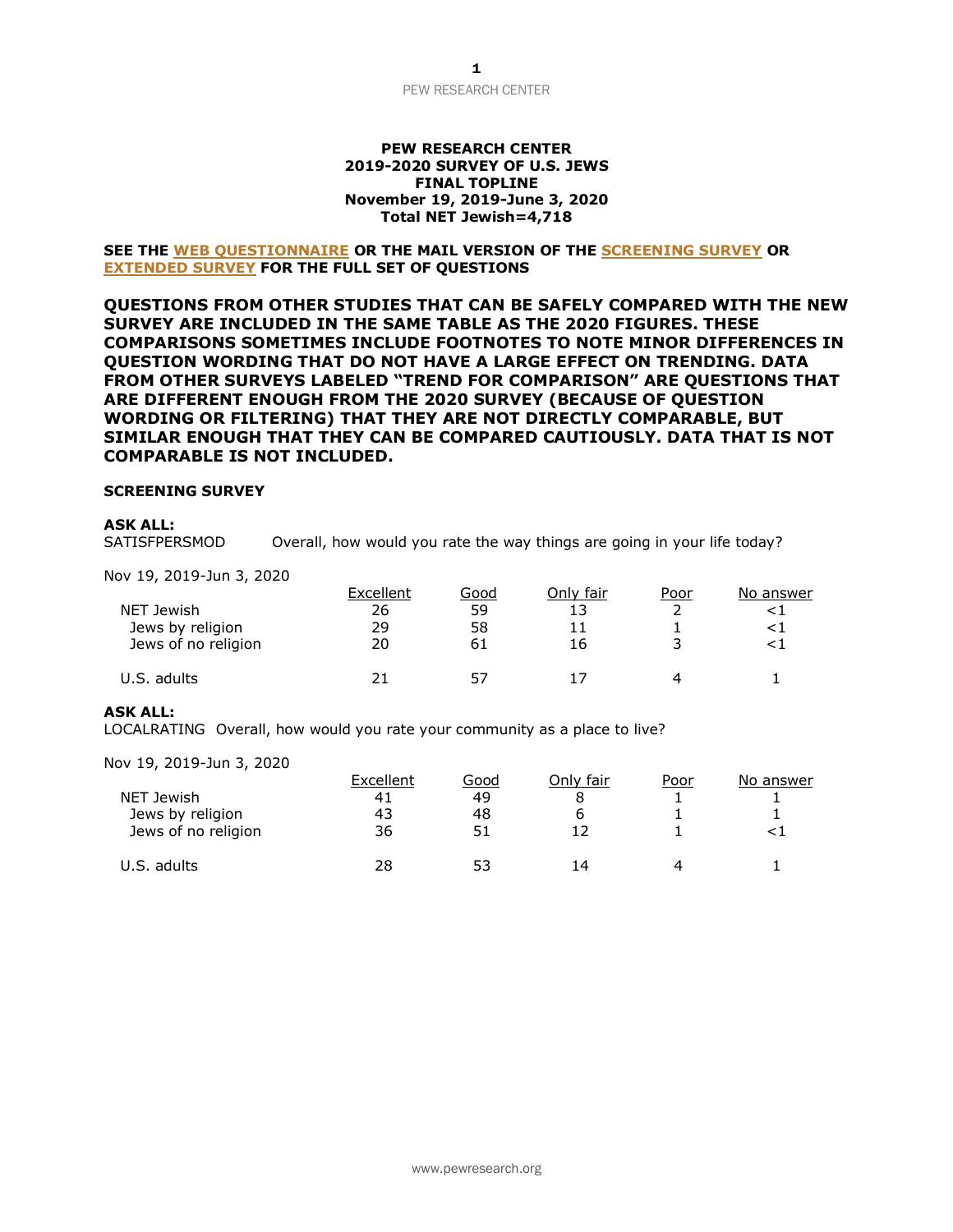**PEW RESEARCH CENTER**
**2019-2020 SURVEY OF U.S. JEWS**
**FINAL TOPLINE**
**November 19, 2019-June 3, 2020**
**Total NET Jewish=4,718**

**SEE THE WEB QUESTIONNAIRE OR THE MAIL VERSION OF THE SCREENING SURVEY OR EXTENDED SURVEY FOR THE FULL SET OF QUESTIONS**

**QUESTIONS FROM OTHER STUDIES THAT CAN BE SAFELY COMPARED WITH THE NEW SURVEY ARE INCLUDED IN THE SAME TABLE AS THE 2020 FIGURES. THESE COMPARISONS SOMETIMES INCLUDE FOOTNOTES TO NOTE MINOR DIFFERENCES IN QUESTION WORDING THAT DO NOT HAVE A LARGE EFFECT ON TRENDING. DATA FROM OTHER SURVEYS LABELED "TREND FOR COMPARISON" ARE QUESTIONS THAT ARE DIFFERENT ENOUGH FROM THE 2020 SURVEY (BECAUSE OF QUESTION WORDING OR FILTERING) THAT THEY ARE NOT DIRECTLY COMPARABLE, BUT SIMILAR ENOUGH THAT THEY CAN BE COMPARED CAUTIOUSLY. DATA THAT IS NOT COMPARABLE IS NOT INCLUDED.**

**SCREENING SURVEY**

**ASK ALL:**
SATISFPERSMOD Overall, how would you rate the way things are going in your life today?

Nov 19, 2019-Jun 3, 2020

| | Excellent | Good | Only fair | Poor | No answer |
|---|---|---|---|---|---|
| NET Jewish | 26 | 59 | 13 | 2 | <1 |
| Jews by religion | 29 | 58 | 11 | 1 | <1 |
| Jews of no religion | 20 | 61 | 16 | 3 | <1 |
| U.S. adults | 21 | 57 | 17 | 4 | 1 |

**ASK ALL:**
LOCALRATING Overall, how would you rate your community as a place to live?

Nov 19, 2019-Jun 3, 2020

| | Excellent | Good | Only fair | Poor | No answer |
|---|---|---|---|---|---|
| NET Jewish | 41 | 49 | 8 | 1 | 1 |
| Jews by religion | 43 | 48 | 6 | 1 | 1 |
| Jews of no religion | 36 | 51 | 12 | 1 | <1 |
| U.S. adults | 28 | 53 | 14 | 4 | 1 |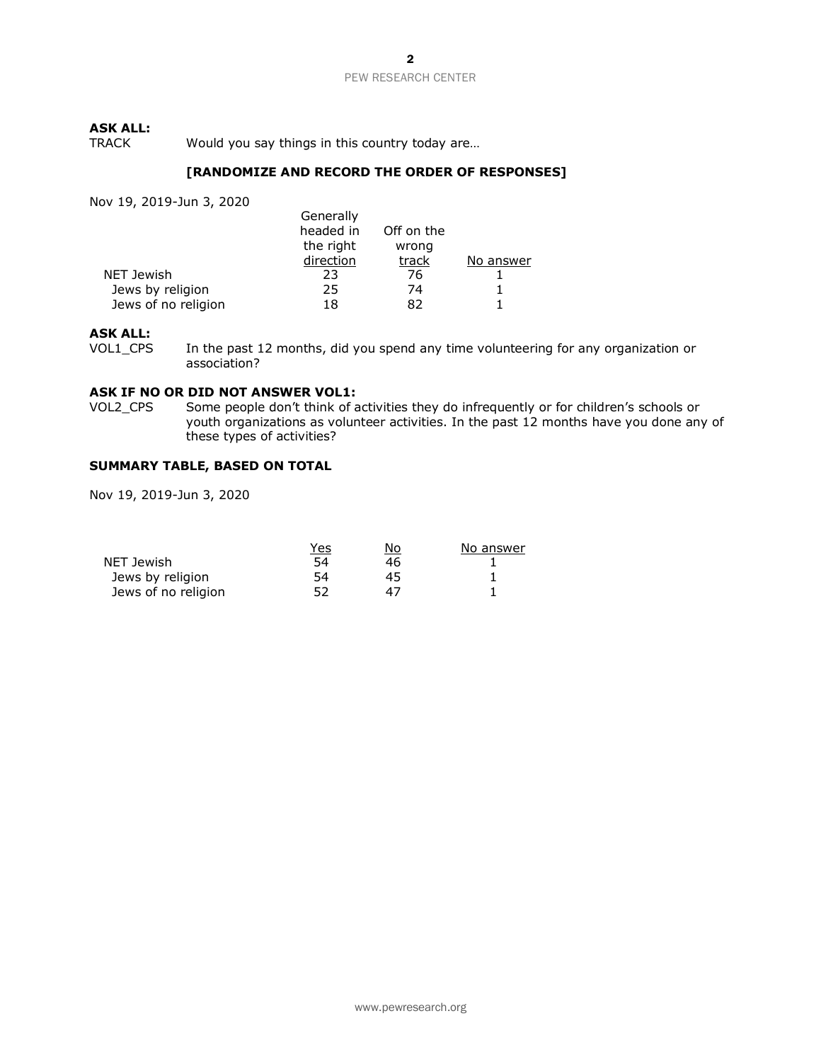**ASK ALL:**

TRACK Would you say things in this country today are…

**[RANDOMIZE AND RECORD THE ORDER OF RESPONSES]**

Nov 19, 2019-Jun 3, 2020

| | Generally headed in the right direction | Off on the wrong track | No answer |
|---|---|---|---|
| NET Jewish | 23 | 76 | 1 |
| Jews by religion | 25 | 74 | 1 |
| Jews of no religion | 18 | 82 | 1 |

**ASK ALL:**

VOL1_CPS In the past 12 months, did you spend any time volunteering for any organization or association?

**ASK IF NO OR DID NOT ANSWER VOL1:**

VOL2_CPS Some people don't think of activities they do infrequently or for children's schools or youth organizations as volunteer activities. In the past 12 months have you done any of these types of activities?

**SUMMARY TABLE, BASED ON TOTAL**

Nov 19, 2019-Jun 3, 2020

| | Yes | No | No answer |
|---|---|---|---|
| NET Jewish | 54 | 46 | 1 |
| Jews by religion | 54 | 45 | 1 |
| Jews of no religion | 52 | 47 | 1 |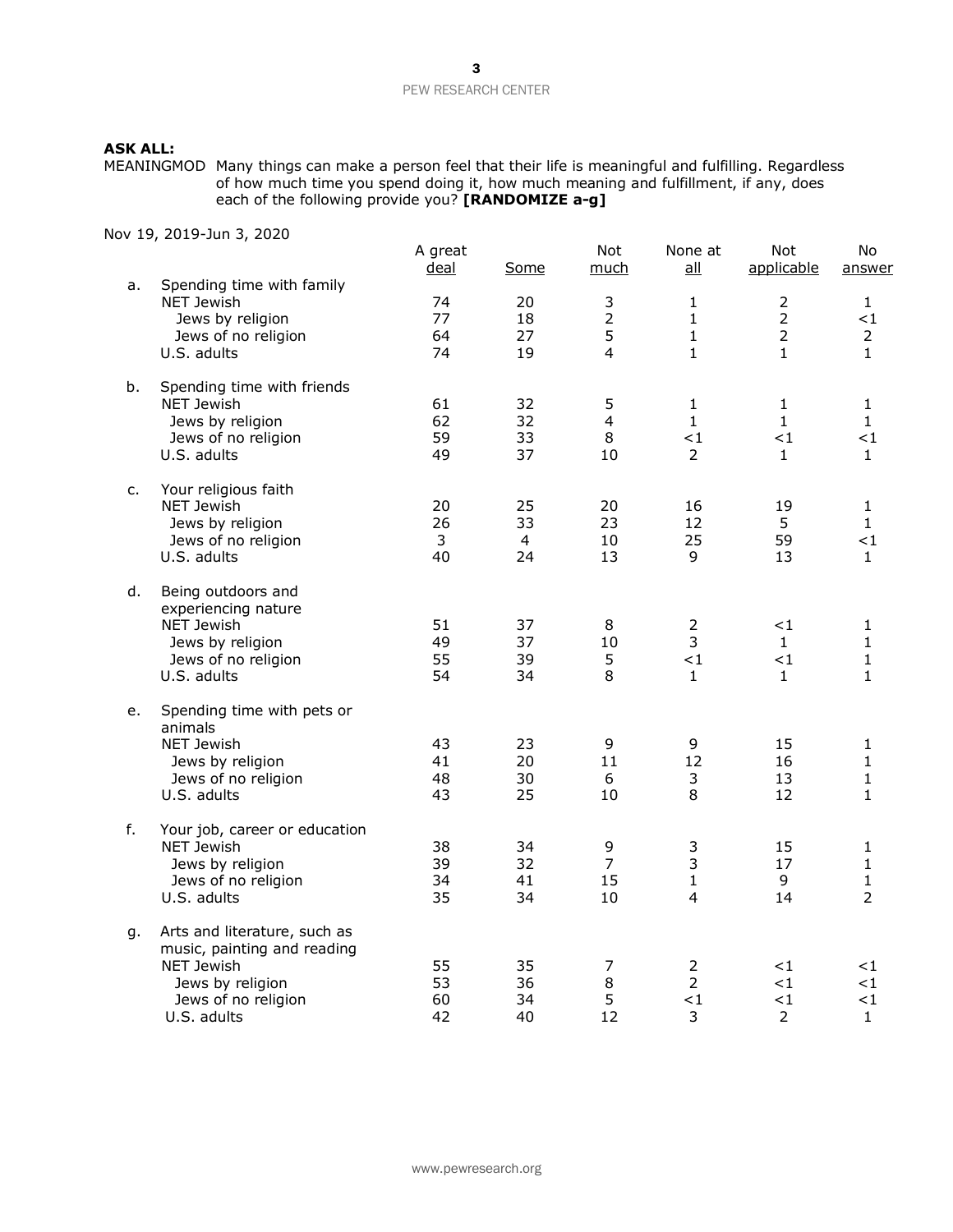**ASK ALL:**

MEANINGMOD Many things can make a person feel that their life is meaningful and fulfilling. Regardless of how much time you spend doing it, how much meaning and fulfillment, if any, does each of the following provide you? **[RANDOMIZE a-g]**

Nov 19, 2019-Jun 3, 2020

| | | A great deal | Some | Not much | None at all | Not applicable | No answer |
|---|---|---|---|---|---|---|---|
| a. | Spending time with family | | | | | | |
| | NET Jewish | 74 | 20 | 3 | 1 | 2 | 1 |
| | Jews by religion | 77 | 18 | 2 | 1 | 2 | <1 |
| | Jews of no religion | 64 | 27 | 5 | 1 | 2 | 2 |
| | U.S. adults | 74 | 19 | 4 | 1 | 1 | 1 |
| b. | Spending time with friends | | | | | | |
| | NET Jewish | 61 | 32 | 5 | 1 | 1 | 1 |
| | Jews by religion | 62 | 32 | 4 | 1 | 1 | 1 |
| | Jews of no religion | 59 | 33 | 8 | <1 | <1 | <1 |
| | U.S. adults | 49 | 37 | 10 | 2 | 1 | 1 |
| c. | Your religious faith | | | | | | |
| | NET Jewish | 20 | 25 | 20 | 16 | 19 | 1 |
| | Jews by religion | 26 | 33 | 23 | 12 | 5 | 1 |
| | Jews of no religion | 3 | 4 | 10 | 25 | 59 | <1 |
| | U.S. adults | 40 | 24 | 13 | 9 | 13 | 1 |
| d. | Being outdoors and experiencing nature | | | | | | |
| | NET Jewish | 51 | 37 | 8 | 2 | <1 | 1 |
| | Jews by religion | 49 | 37 | 10 | 3 | 1 | 1 |
| | Jews of no religion | 55 | 39 | 5 | <1 | <1 | 1 |
| | U.S. adults | 54 | 34 | 8 | 1 | 1 | 1 |
| e. | Spending time with pets or animals | | | | | | |
| | NET Jewish | 43 | 23 | 9 | 9 | 15 | 1 |
| | Jews by religion | 41 | 20 | 11 | 12 | 16 | 1 |
| | Jews of no religion | 48 | 30 | 6 | 3 | 13 | 1 |
| | U.S. adults | 43 | 25 | 10 | 8 | 12 | 1 |
| f. | Your job, career or education | | | | | | |
| | NET Jewish | 38 | 34 | 9 | 3 | 15 | 1 |
| | Jews by religion | 39 | 32 | 7 | 3 | 17 | 1 |
| | Jews of no religion | 34 | 41 | 15 | 1 | 9 | 1 |
| | U.S. adults | 35 | 34 | 10 | 4 | 14 | 2 |
| g. | Arts and literature, such as music, painting and reading | | | | | | |
| | NET Jewish | 55 | 35 | 7 | 2 | <1 | <1 |
| | Jews by religion | 53 | 36 | 8 | 2 | <1 | <1 |
| | Jews of no religion | 60 | 34 | 5 | <1 | <1 | <1 |
| | U.S. adults | 42 | 40 | 12 | 3 | 2 | 1 |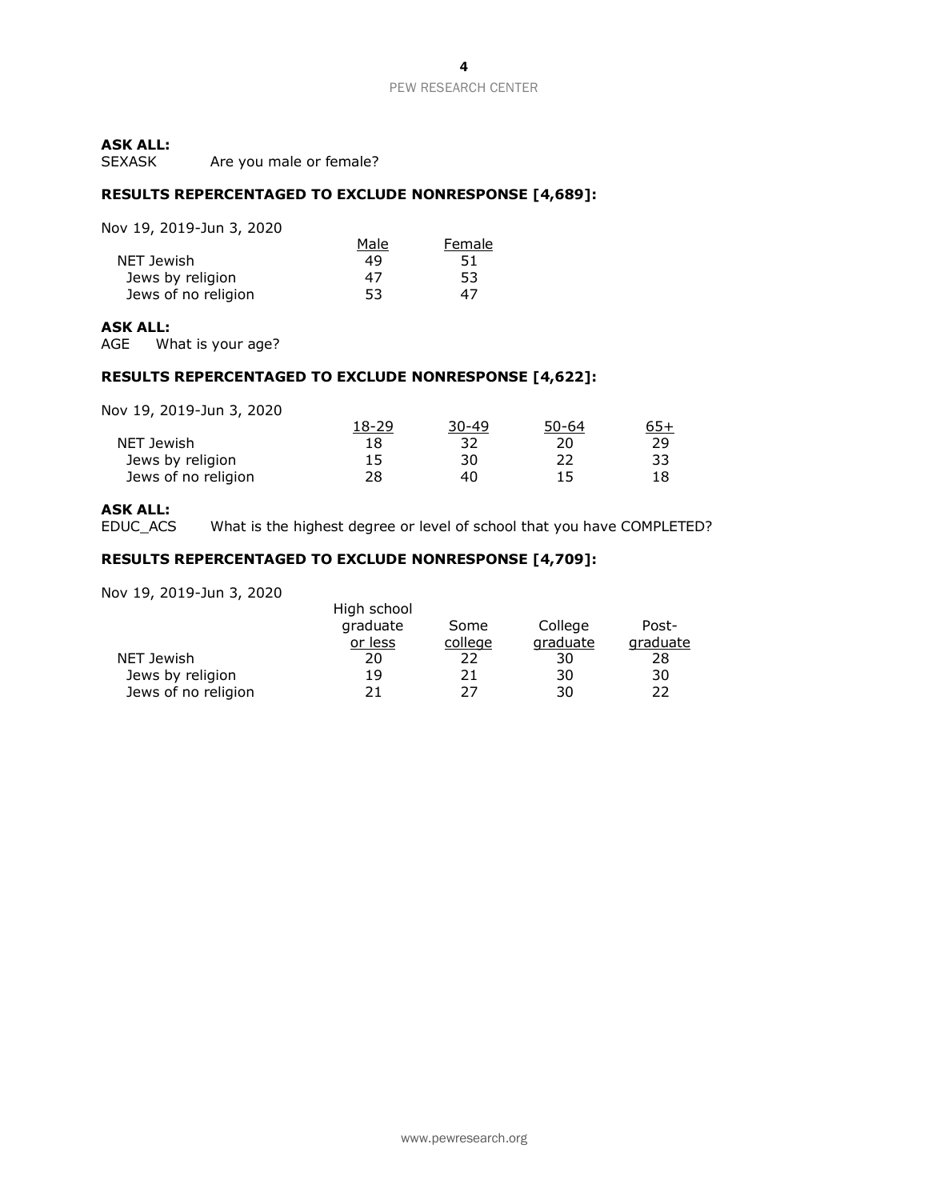**ASK ALL:**
SEXASK	Are you male or female?

**RESULTS REPERCENTAGED TO EXCLUDE NONRESPONSE [4,689]:**

| Nov 19, 2019-Jun 3, 2020 | Male | Female |
|---|---|---|
| NET Jewish | 49 | 51 |
| Jews by religion | 47 | 53 |
| Jews of no religion | 53 | 47 |

**ASK ALL:**
AGE	What is your age?

**RESULTS REPERCENTAGED TO EXCLUDE NONRESPONSE [4,622]:**

| Nov 19, 2019-Jun 3, 2020 | 18-29 | 30-49 | 50-64 | 65+ |
|---|---|---|---|---|
| NET Jewish | 18 | 32 | 20 | 29 |
| Jews by religion | 15 | 30 | 22 | 33 |
| Jews of no religion | 28 | 40 | 15 | 18 |

**ASK ALL:**
EDUC_ACS	What is the highest degree or level of school that you have COMPLETED?

**RESULTS REPERCENTAGED TO EXCLUDE NONRESPONSE [4,709]:**

| Nov 19, 2019-Jun 3, 2020 | High school graduate or less | Some college | College graduate | Post-graduate |
|---|---|---|---|---|
| NET Jewish | 20 | 22 | 30 | 28 |
| Jews by religion | 19 | 21 | 30 | 30 |
| Jews of no religion | 21 | 27 | 30 | 22 |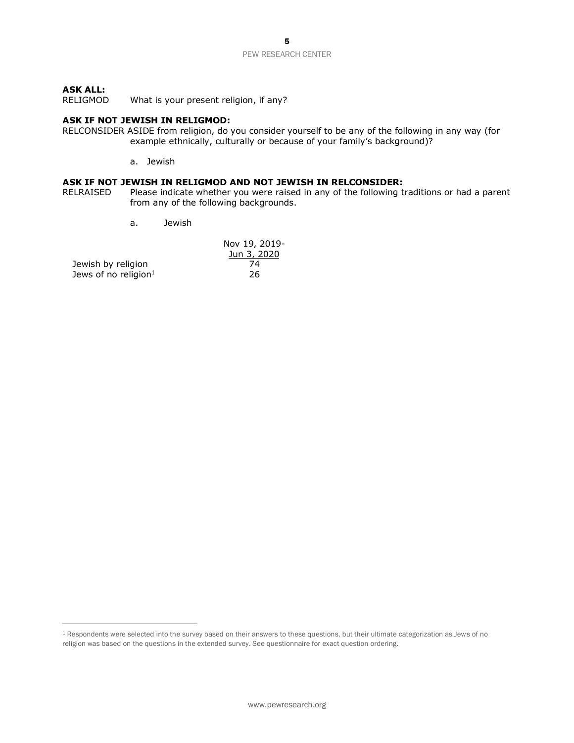**ASK ALL:**
RELIGMOD What is your present religion, if any?

**ASK IF NOT JEWISH IN RELIGMOD:**
RELCONSIDER ASIDE from religion, do you consider yourself to be any of the following in any way (for example ethnically, culturally or because of your family's background)?

a. Jewish

**ASK IF NOT JEWISH IN RELIGMOD AND NOT JEWISH IN RELCONSIDER:**
RELRAISED Please indicate whether you were raised in any of the following traditions or had a parent from any of the following backgrounds.

a. Jewish

| | Nov 19, 2019-Jun 3, 2020 |
|---|---|
| Jewish by religion | 74 |
| Jews of no religion[1] | 26 |

[1] Respondents were selected into the survey based on their answers to these questions, but their ultimate categorization as Jews of no religion was based on the questions in the extended survey. See questionnaire for exact question ordering.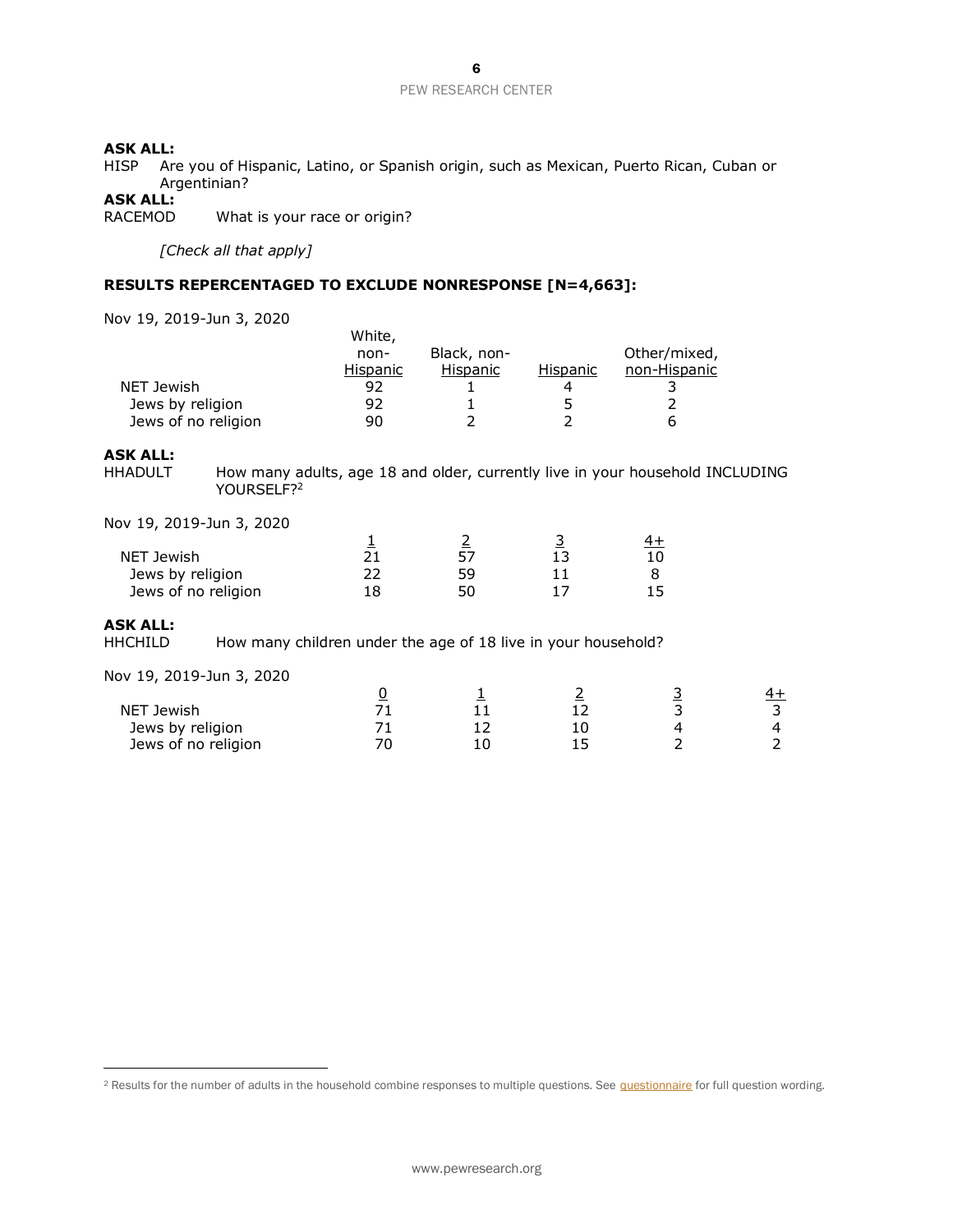**ASK ALL:**
HISP Are you of Hispanic, Latino, or Spanish origin, such as Mexican, Puerto Rican, Cuban or Argentinian?
**ASK ALL:**
RACEMOD What is your race or origin?

*[Check all that apply]*

**RESULTS REPERCENTAGED TO EXCLUDE NONRESPONSE [N=4,663]:**

Nov 19, 2019-Jun 3, 2020

| | White, non-Hispanic | Black, non-Hispanic | Hispanic | Other/mixed, non-Hispanic |
|---|---|---|---|---|
| NET Jewish | 92 | 1 | 4 | 3 |
| Jews by religion | 92 | 1 | 5 | 2 |
| Jews of no religion | 90 | 2 | 2 | 6 |

**ASK ALL:**
HHADULT How many adults, age 18 and older, currently live in your household INCLUDING YOURSELF?[2]

Nov 19, 2019-Jun 3, 2020

| | 1 | 2 | 3 | 4+ |
|---|---|---|---|---|
| NET Jewish | 21 | 57 | 13 | 10 |
| Jews by religion | 22 | 59 | 11 | 8 |
| Jews of no religion | 18 | 50 | 17 | 15 |

**ASK ALL:**
HHCHILD How many children under the age of 18 live in your household?

Nov 19, 2019-Jun 3, 2020

| | 0 | 1 | 2 | 3 | 4+ |
|---|---|---|---|---|---|
| NET Jewish | 71 | 11 | 12 | 3 | 3 |
| Jews by religion | 71 | 12 | 10 | 4 | 4 |
| Jews of no religion | 70 | 10 | 15 | 2 | 2 |

[2] Results for the number of adults in the household combine responses to multiple questions. See questionnaire for full question wording.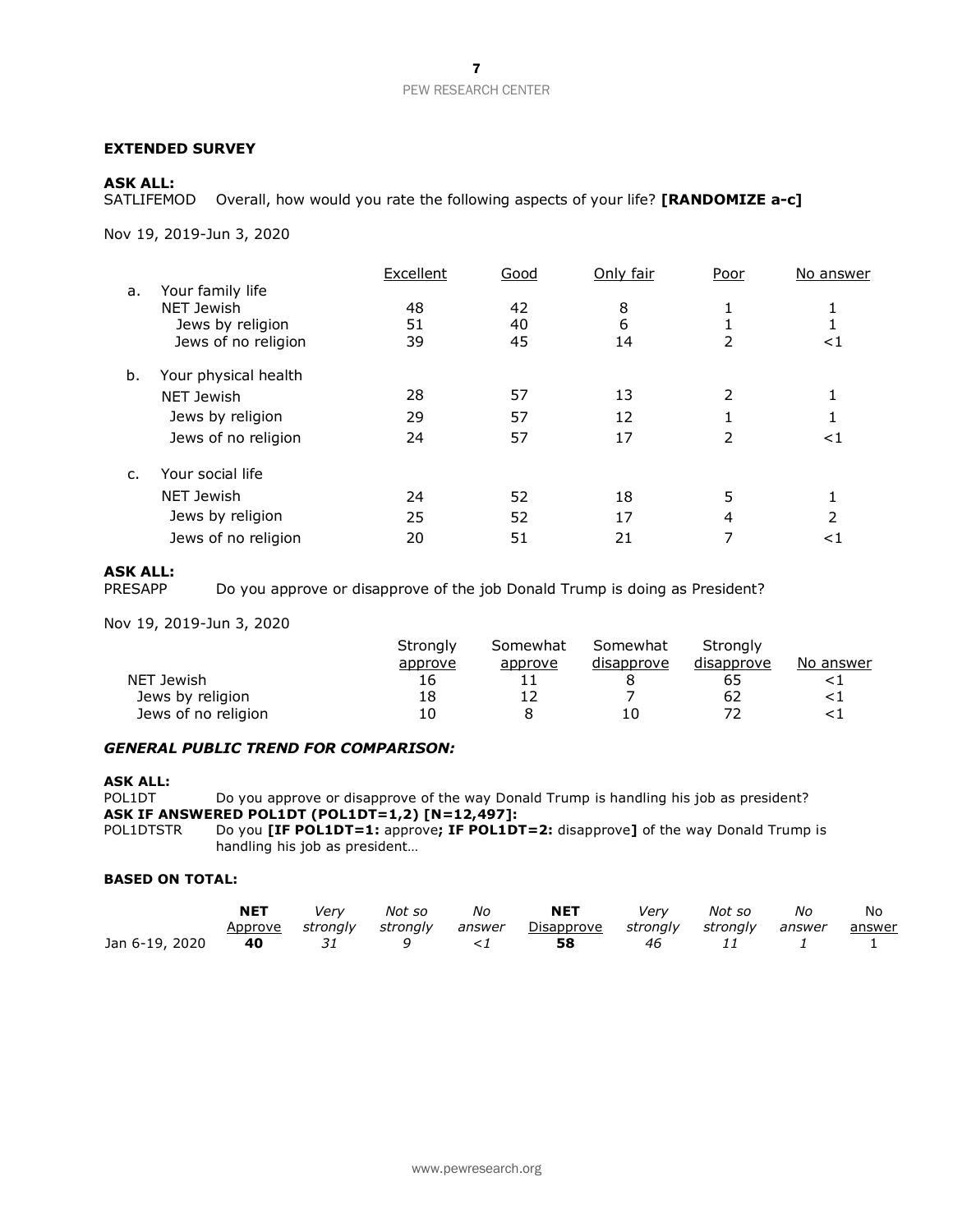**EXTENDED SURVEY**

**ASK ALL:**
SATLIFEMOD Overall, how would you rate the following aspects of your life? **[RANDOMIZE a-c]**

Nov 19, 2019-Jun 3, 2020

| | | Excellent | Good | Only fair | Poor | No answer |
|---|---|---|---|---|---|---|
| a. | Your family life | | | | | |
| | NET Jewish | 48 | 42 | 8 | 1 | 1 |
| | Jews by religion | 51 | 40 | 6 | 1 | 1 |
| | Jews of no religion | 39 | 45 | 14 | 2 | <1 |
| b. | Your physical health | | | | | |
| | NET Jewish | 28 | 57 | 13 | 2 | 1 |
| | Jews by religion | 29 | 57 | 12 | 1 | 1 |
| | Jews of no religion | 24 | 57 | 17 | 2 | <1 |
| c. | Your social life | | | | | |
| | NET Jewish | 24 | 52 | 18 | 5 | 1 |
| | Jews by religion | 25 | 52 | 17 | 4 | 2 |
| | Jews of no religion | 20 | 51 | 21 | 7 | <1 |

**ASK ALL:**
PRESAPP Do you approve or disapprove of the job Donald Trump is doing as President?

Nov 19, 2019-Jun 3, 2020

| | Strongly approve | Somewhat approve | Somewhat disapprove | Strongly disapprove | No answer |
|---|---|---|---|---|---|
| NET Jewish | 16 | 11 | 8 | 65 | <1 |
| Jews by religion | 18 | 12 | 7 | 62 | <1 |
| Jews of no religion | 10 | 8 | 10 | 72 | <1 |

***GENERAL PUBLIC TREND FOR COMPARISON:***

**ASK ALL:**
POL1DT Do you approve or disapprove of the way Donald Trump is handling his job as president?
**ASK IF ANSWERED POL1DT (POL1DT=1,2) [N=12,497]:**
POL1DTSTR Do you **[IF POL1DT=1:** approve**; IF POL1DT=2:** disapprove**]** of the way Donald Trump is handling his job as president…

**BASED ON TOTAL:**

| | **NET Approve** | *Very strongly* | *Not so strongly* | *No answer* | **NET Disapprove** | *Very strongly* | *Not so strongly* | *No answer* | No answer |
|---|---|---|---|---|---|---|---|---|---|
| Jan 6-19, 2020 | **40** | *31* | *9* | *<1* | **58** | *46* | *11* | *1* | 1 |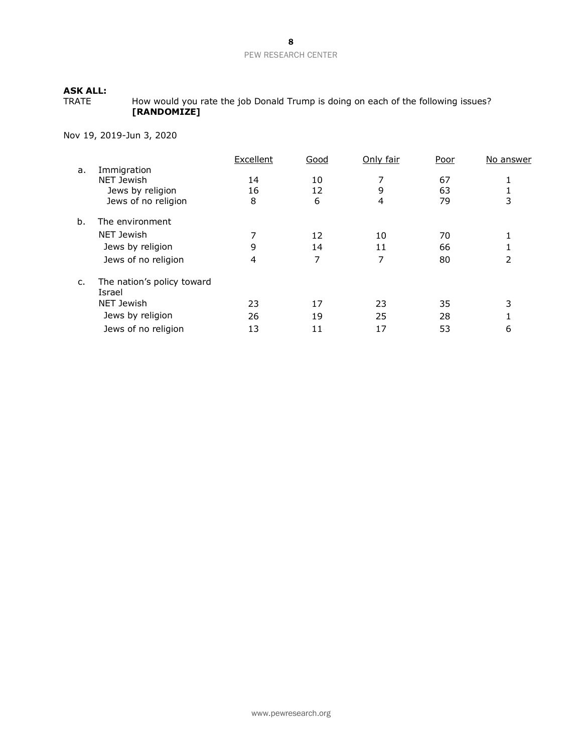**ASK ALL:**

TRATE How would you rate the job Donald Trump is doing on each of the following issues? **[RANDOMIZE]**

Nov 19, 2019-Jun 3, 2020

| | | Excellent | Good | Only fair | Poor | No answer |
|---|---|---|---|---|---|---|
| a. | Immigration | | | | | |
| | NET Jewish | 14 | 10 | 7 | 67 | 1 |
| | Jews by religion | 16 | 12 | 9 | 63 | 1 |
| | Jews of no religion | 8 | 6 | 4 | 79 | 3 |
| b. | The environment | | | | | |
| | NET Jewish | 7 | 12 | 10 | 70 | 1 |
| | Jews by religion | 9 | 14 | 11 | 66 | 1 |
| | Jews of no religion | 4 | 7 | 7 | 80 | 2 |
| c. | The nation's policy toward Israel | | | | | |
| | NET Jewish | 23 | 17 | 23 | 35 | 3 |
| | Jews by religion | 26 | 19 | 25 | 28 | 1 |
| | Jews of no religion | 13 | 11 | 17 | 53 | 6 |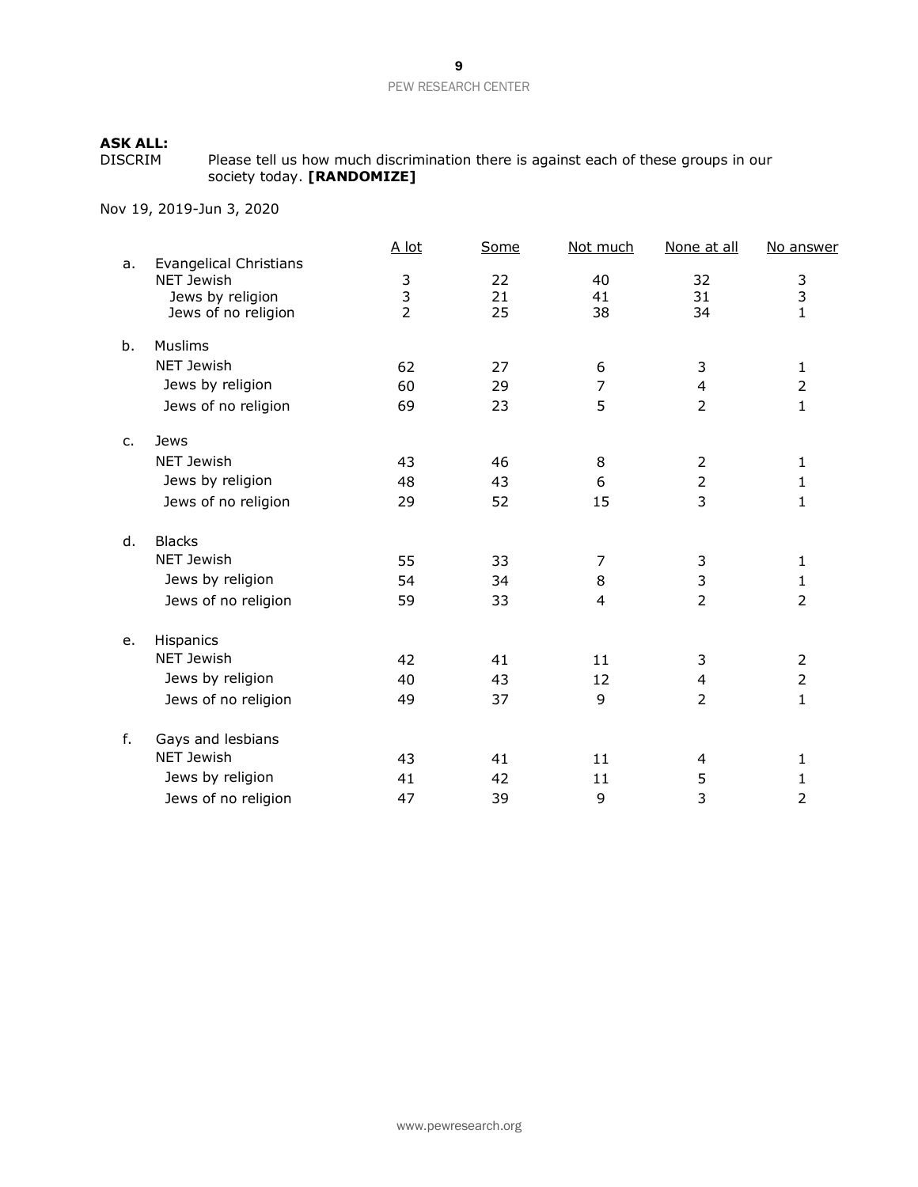**ASK ALL:**

DISCRIM Please tell us how much discrimination there is against each of these groups in our society today. **[RANDOMIZE]**

Nov 19, 2019-Jun 3, 2020

| | | A lot | Some | Not much | None at all | No answer |
|---|---|---|---|---|---|---|
| a. | Evangelical Christians | | | | | |
| | NET Jewish | 3 | 22 | 40 | 32 | 3 |
| | Jews by religion | 3 | 21 | 41 | 31 | 3 |
| | Jews of no religion | 2 | 25 | 38 | 34 | 1 |
| b. | Muslims | | | | | |
| | NET Jewish | 62 | 27 | 6 | 3 | 1 |
| | Jews by religion | 60 | 29 | 7 | 4 | 2 |
| | Jews of no religion | 69 | 23 | 5 | 2 | 1 |
| c. | Jews | | | | | |
| | NET Jewish | 43 | 46 | 8 | 2 | 1 |
| | Jews by religion | 48 | 43 | 6 | 2 | 1 |
| | Jews of no religion | 29 | 52 | 15 | 3 | 1 |
| d. | Blacks | | | | | |
| | NET Jewish | 55 | 33 | 7 | 3 | 1 |
| | Jews by religion | 54 | 34 | 8 | 3 | 1 |
| | Jews of no religion | 59 | 33 | 4 | 2 | 2 |
| e. | Hispanics | | | | | |
| | NET Jewish | 42 | 41 | 11 | 3 | 2 |
| | Jews by religion | 40 | 43 | 12 | 4 | 2 |
| | Jews of no religion | 49 | 37 | 9 | 2 | 1 |
| f. | Gays and lesbians | | | | | |
| | NET Jewish | 43 | 41 | 11 | 4 | 1 |
| | Jews by religion | 41 | 42 | 11 | 5 | 1 |
| | Jews of no religion | 47 | 39 | 9 | 3 | 2 |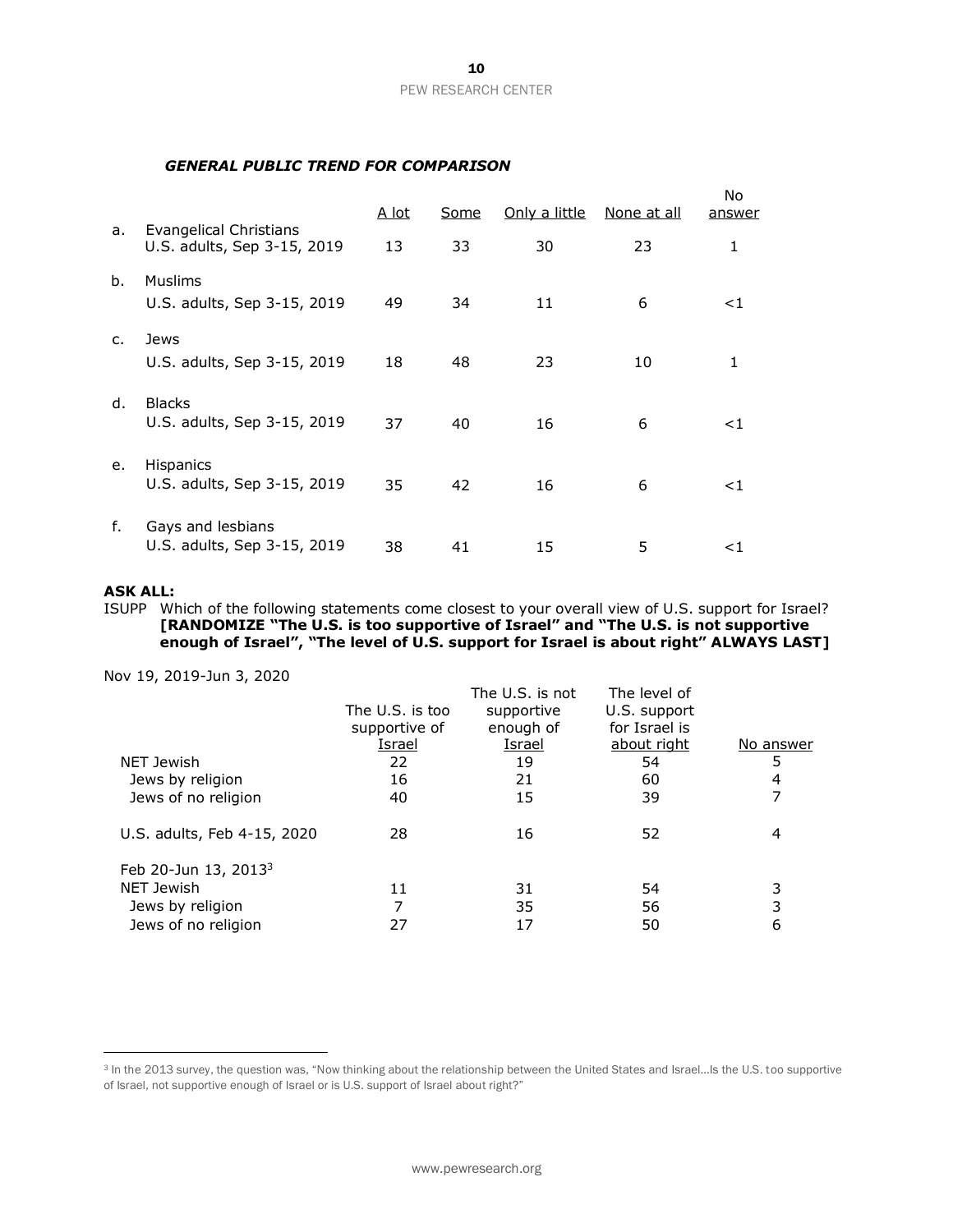***GENERAL PUBLIC TREND FOR COMPARISON***

| | | A lot | Some | Only a little | None at all | No answer |
|---|---|---|---|---|---|---|
| a. | Evangelical Christians<br>U.S. adults, Sep 3-15, 2019 | 13 | 33 | 30 | 23 | 1 |
| b. | Muslims<br>U.S. adults, Sep 3-15, 2019 | 49 | 34 | 11 | 6 | <1 |
| c. | Jews<br>U.S. adults, Sep 3-15, 2019 | 18 | 48 | 23 | 10 | 1 |
| d. | Blacks<br>U.S. adults, Sep 3-15, 2019 | 37 | 40 | 16 | 6 | <1 |
| e. | Hispanics<br>U.S. adults, Sep 3-15, 2019 | 35 | 42 | 16 | 6 | <1 |
| f. | Gays and lesbians<br>U.S. adults, Sep 3-15, 2019 | 38 | 41 | 15 | 5 | <1 |

**ASK ALL:**

ISUPP Which of the following statements come closest to your overall view of U.S. support for Israel? **[RANDOMIZE "The U.S. is too supportive of Israel" and "The U.S. is not supportive enough of Israel", "The level of U.S. support for Israel is about right" ALWAYS LAST]**

| Nov 19, 2019-Jun 3, 2020 | The U.S. is too supportive of Israel | The U.S. is not supportive enough of Israel | The level of U.S. support for Israel is about right | No answer |
|---|---|---|---|---|
| NET Jewish | 22 | 19 | 54 | 5 |
| Jews by religion | 16 | 21 | 60 | 4 |
| Jews of no religion | 40 | 15 | 39 | 7 |
| U.S. adults, Feb 4-15, 2020 | 28 | 16 | 52 | 4 |
| Feb 20-Jun 13, 2013[3] | | | | |
| NET Jewish | 11 | 31 | 54 | 3 |
| Jews by religion | 7 | 35 | 56 | 3 |
| Jews of no religion | 27 | 17 | 50 | 6 |

[3] In the 2013 survey, the question was, "Now thinking about the relationship between the United States and Israel…Is the U.S. too supportive of Israel, not supportive enough of Israel or is U.S. support of Israel about right?"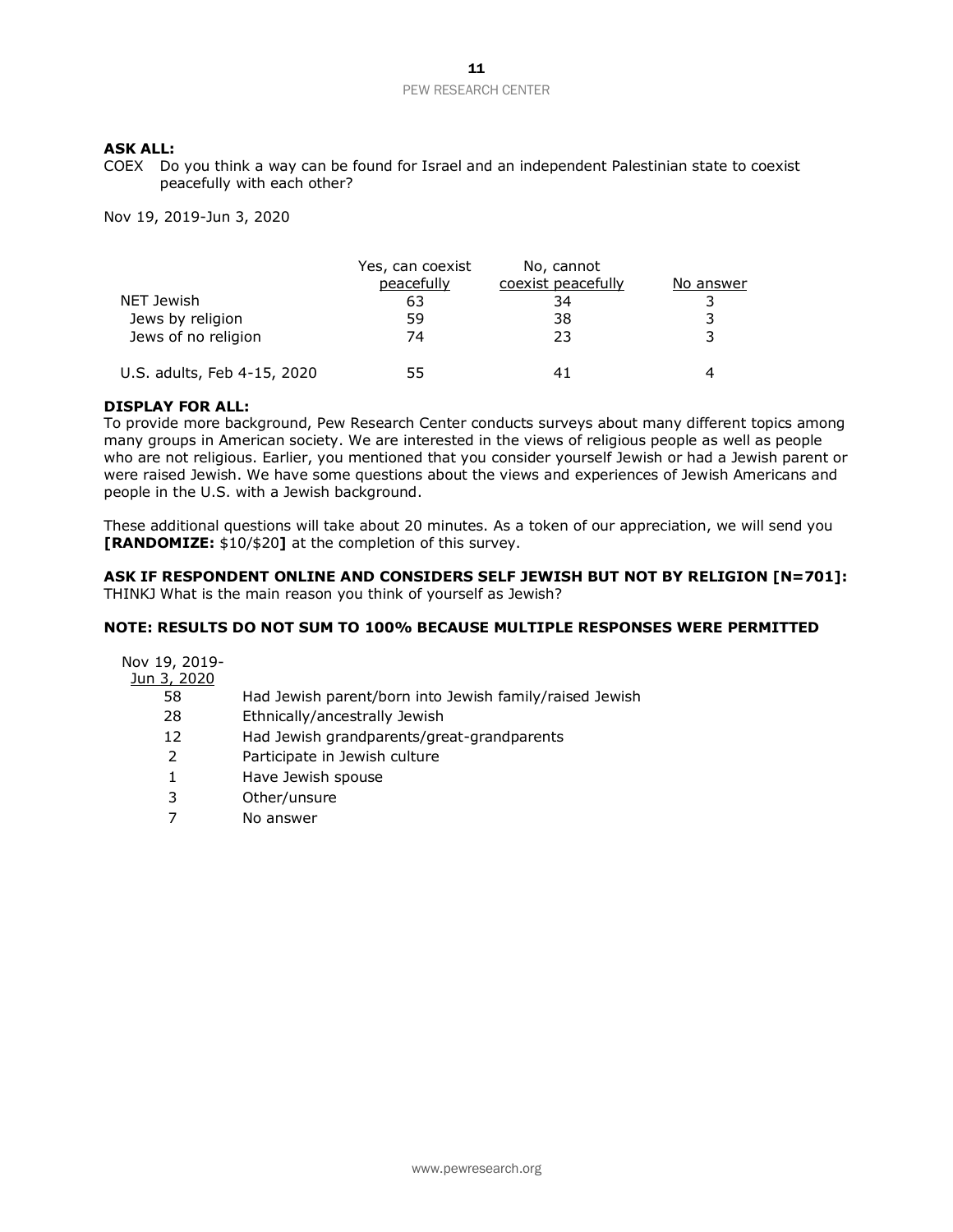**ASK ALL:**
COEX Do you think a way can be found for Israel and an independent Palestinian state to coexist peacefully with each other?

Nov 19, 2019-Jun 3, 2020

| | Yes, can coexist peacefully | No, cannot coexist peacefully | No answer |
|---|---|---|---|
| NET Jewish | 63 | 34 | 3 |
| Jews by religion | 59 | 38 | 3 |
| Jews of no religion | 74 | 23 | 3 |
| U.S. adults, Feb 4-15, 2020 | 55 | 41 | 4 |

**DISPLAY FOR ALL:**
To provide more background, Pew Research Center conducts surveys about many different topics among many groups in American society. We are interested in the views of religious people as well as people who are not religious. Earlier, you mentioned that you consider yourself Jewish or had a Jewish parent or were raised Jewish. We have some questions about the views and experiences of Jewish Americans and people in the U.S. with a Jewish background.

These additional questions will take about 20 minutes. As a token of our appreciation, we will send you **[RANDOMIZE:** $10/$20**]** at the completion of this survey.

**ASK IF RESPONDENT ONLINE AND CONSIDERS SELF JEWISH BUT NOT BY RELIGION [N=701]:**
THINKJ What is the main reason you think of yourself as Jewish?

**NOTE: RESULTS DO NOT SUM TO 100% BECAUSE MULTIPLE RESPONSES WERE PERMITTED**

| Nov 19, 2019-Jun 3, 2020 | |
|---|---|
| 58 | Had Jewish parent/born into Jewish family/raised Jewish |
| 28 | Ethnically/ancestrally Jewish |
| 12 | Had Jewish grandparents/great-grandparents |
| 2 | Participate in Jewish culture |
| 1 | Have Jewish spouse |
| 3 | Other/unsure |
| 7 | No answer |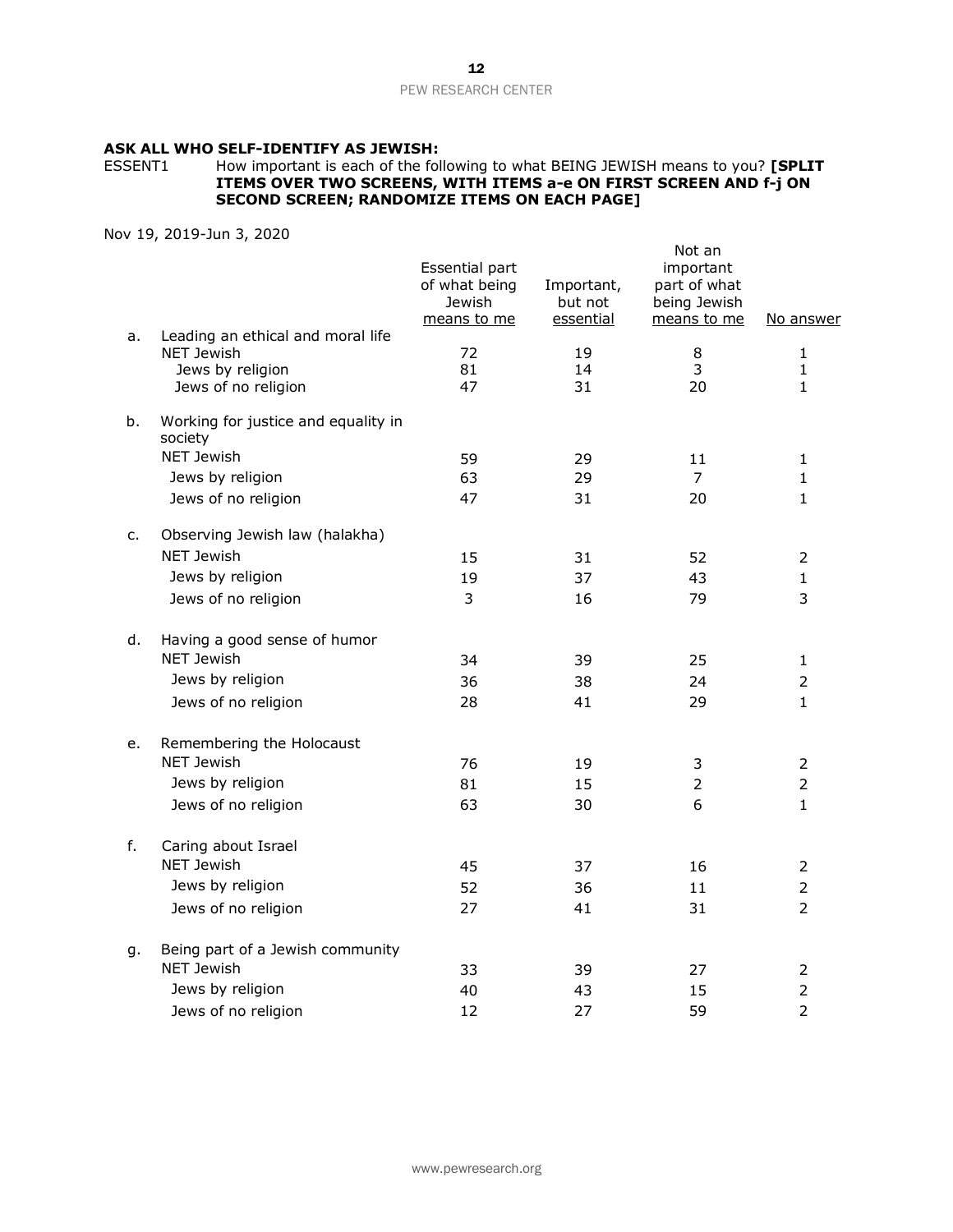**ASK ALL WHO SELF-IDENTIFY AS JEWISH:**

ESSENT1 How important is each of the following to what BEING JEWISH means to you? **[SPLIT ITEMS OVER TWO SCREENS, WITH ITEMS a-e ON FIRST SCREEN AND f-j ON SECOND SCREEN; RANDOMIZE ITEMS ON EACH PAGE]**

Nov 19, 2019-Jun 3, 2020

| | | Essential part of what being Jewish means to me | Important, but not essential | Not an important part of what being Jewish means to me | No answer |
|---|---|---|---|---|---|
| a. | Leading an ethical and moral life | | | | |
| | NET Jewish | 72 | 19 | 8 | 1 |
| | Jews by religion | 81 | 14 | 3 | 1 |
| | Jews of no religion | 47 | 31 | 20 | 1 |
| b. | Working for justice and equality in society | | | | |
| | NET Jewish | 59 | 29 | 11 | 1 |
| | Jews by religion | 63 | 29 | 7 | 1 |
| | Jews of no religion | 47 | 31 | 20 | 1 |
| c. | Observing Jewish law (halakha) | | | | |
| | NET Jewish | 15 | 31 | 52 | 2 |
| | Jews by religion | 19 | 37 | 43 | 1 |
| | Jews of no religion | 3 | 16 | 79 | 3 |
| d. | Having a good sense of humor | | | | |
| | NET Jewish | 34 | 39 | 25 | 1 |
| | Jews by religion | 36 | 38 | 24 | 2 |
| | Jews of no religion | 28 | 41 | 29 | 1 |
| e. | Remembering the Holocaust | | | | |
| | NET Jewish | 76 | 19 | 3 | 2 |
| | Jews by religion | 81 | 15 | 2 | 2 |
| | Jews of no religion | 63 | 30 | 6 | 1 |
| f. | Caring about Israel | | | | |
| | NET Jewish | 45 | 37 | 16 | 2 |
| | Jews by religion | 52 | 36 | 11 | 2 |
| | Jews of no religion | 27 | 41 | 31 | 2 |
| g. | Being part of a Jewish community | | | | |
| | NET Jewish | 33 | 39 | 27 | 2 |
| | Jews by religion | 40 | 43 | 15 | 2 |
| | Jews of no religion | 12 | 27 | 59 | 2 |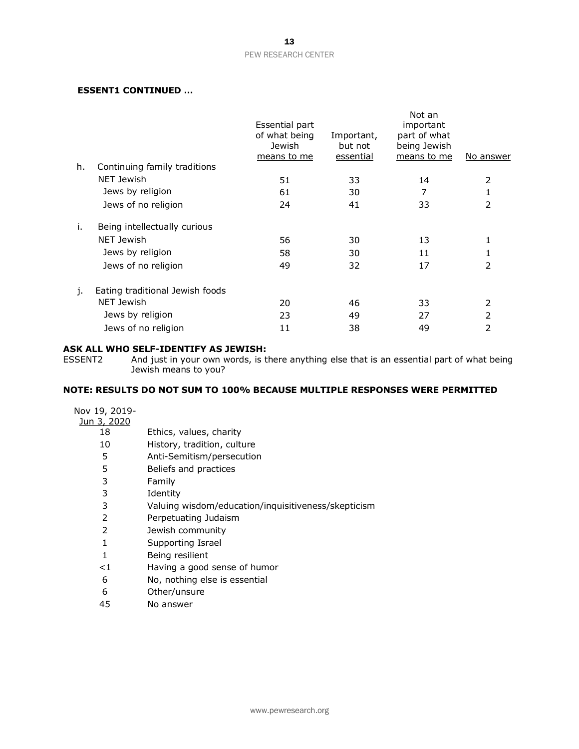**ESSENT1 CONTINUED …**

| | Essential part of what being Jewish means to me | Important, but not essential | Not an important part of what being Jewish means to me | No answer |
|---|---|---|---|---|
| h. Continuing family traditions | | | | |
| NET Jewish | 51 | 33 | 14 | 2 |
| Jews by religion | 61 | 30 | 7 | 1 |
| Jews of no religion | 24 | 41 | 33 | 2 |
| i. Being intellectually curious | | | | |
| NET Jewish | 56 | 30 | 13 | 1 |
| Jews by religion | 58 | 30 | 11 | 1 |
| Jews of no religion | 49 | 32 | 17 | 2 |
| j. Eating traditional Jewish foods | | | | |
| NET Jewish | 20 | 46 | 33 | 2 |
| Jews by religion | 23 | 49 | 27 | 2 |
| Jews of no religion | 11 | 38 | 49 | 2 |

**ASK ALL WHO SELF-IDENTIFY AS JEWISH:**

ESSENT2 And just in your own words, is there anything else that is an essential part of what being Jewish means to you?

**NOTE: RESULTS DO NOT SUM TO 100% BECAUSE MULTIPLE RESPONSES WERE PERMITTED**

| Nov 19, 2019-Jun 3, 2020 | |
|---|---|
| 18 | Ethics, values, charity |
| 10 | History, tradition, culture |
| 5 | Anti-Semitism/persecution |
| 5 | Beliefs and practices |
| 3 | Family |
| 3 | Identity |
| 3 | Valuing wisdom/education/inquisitiveness/skepticism |
| 2 | Perpetuating Judaism |
| 2 | Jewish community |
| 1 | Supporting Israel |
| 1 | Being resilient |
| <1 | Having a good sense of humor |
| 6 | No, nothing else is essential |
| 6 | Other/unsure |
| 45 | No answer |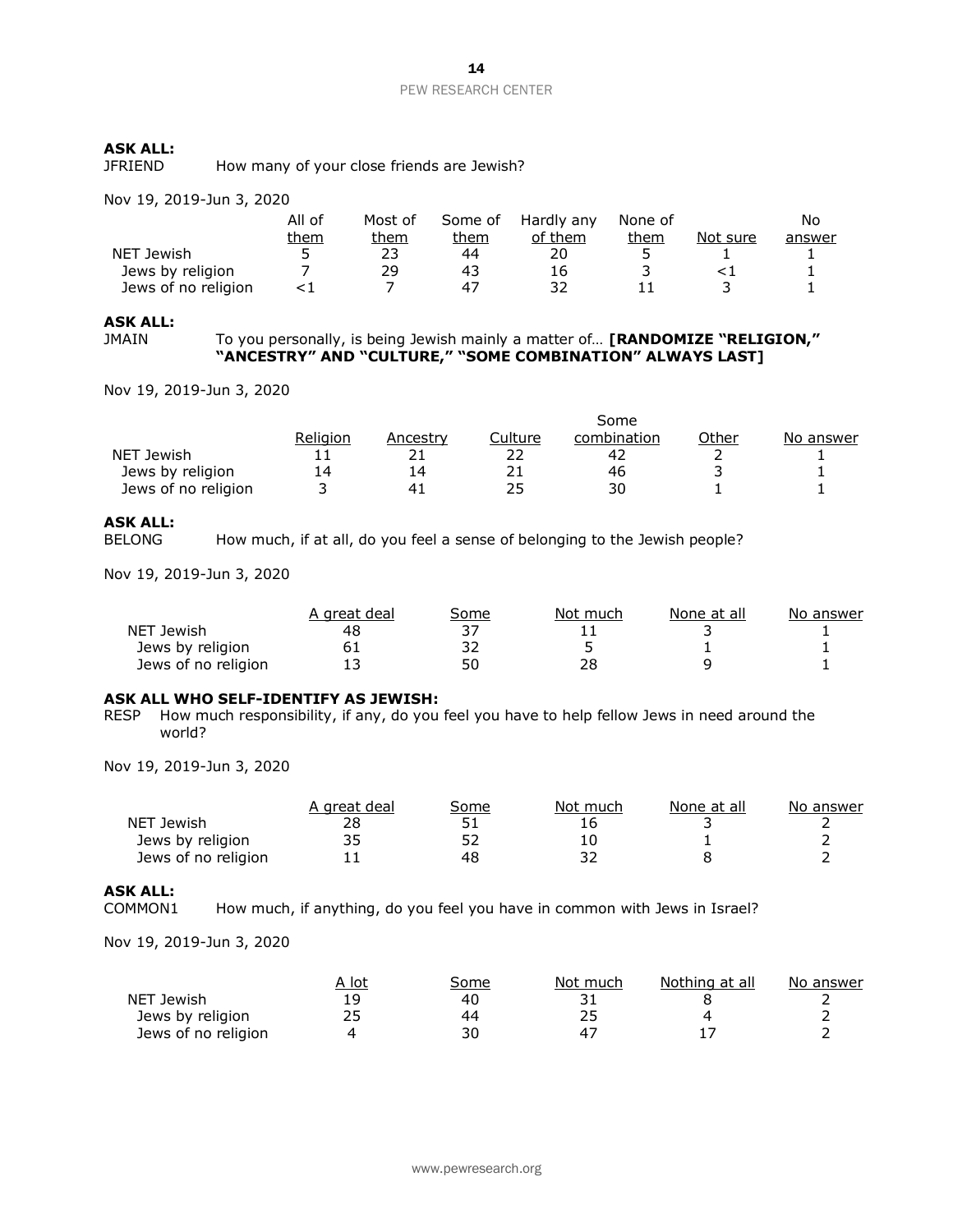**ASK ALL:**
JFRIEND How many of your close friends are Jewish?

Nov 19, 2019-Jun 3, 2020

| | All of them | Most of them | Some of them | Hardly any of them | None of them | Not sure | No answer |
|---|---|---|---|---|---|---|---|
| NET Jewish | 5 | 23 | 44 | 20 | 5 | 1 | 1 |
| Jews by religion | 7 | 29 | 43 | 16 | 3 | <1 | 1 |
| Jews of no religion | <1 | 7 | 47 | 32 | 11 | 3 | 1 |

**ASK ALL:**
JMAIN To you personally, is being Jewish mainly a matter of… **[RANDOMIZE "RELIGION," "ANCESTRY" AND "CULTURE," "SOME COMBINATION" ALWAYS LAST]**

Nov 19, 2019-Jun 3, 2020

| | Religion | Ancestry | Culture | Some combination | Other | No answer |
|---|---|---|---|---|---|---|
| NET Jewish | 11 | 21 | 22 | 42 | 2 | 1 |
| Jews by religion | 14 | 14 | 21 | 46 | 3 | 1 |
| Jews of no religion | 3 | 41 | 25 | 30 | 1 | 1 |

**ASK ALL:**
BELONG How much, if at all, do you feel a sense of belonging to the Jewish people?

Nov 19, 2019-Jun 3, 2020

| | A great deal | Some | Not much | None at all | No answer |
|---|---|---|---|---|---|
| NET Jewish | 48 | 37 | 11 | 3 | 1 |
| Jews by religion | 61 | 32 | 5 | 1 | 1 |
| Jews of no religion | 13 | 50 | 28 | 9 | 1 |

**ASK ALL WHO SELF-IDENTIFY AS JEWISH:**
RESP How much responsibility, if any, do you feel you have to help fellow Jews in need around the world?

Nov 19, 2019-Jun 3, 2020

| | A great deal | Some | Not much | None at all | No answer |
|---|---|---|---|---|---|
| NET Jewish | 28 | 51 | 16 | 3 | 2 |
| Jews by religion | 35 | 52 | 10 | 1 | 2 |
| Jews of no religion | 11 | 48 | 32 | 8 | 2 |

**ASK ALL:**
COMMON1 How much, if anything, do you feel you have in common with Jews in Israel?

Nov 19, 2019-Jun 3, 2020

| | A lot | Some | Not much | Nothing at all | No answer |
|---|---|---|---|---|---|
| NET Jewish | 19 | 40 | 31 | 8 | 2 |
| Jews by religion | 25 | 44 | 25 | 4 | 2 |
| Jews of no religion | 4 | 30 | 47 | 17 | 2 |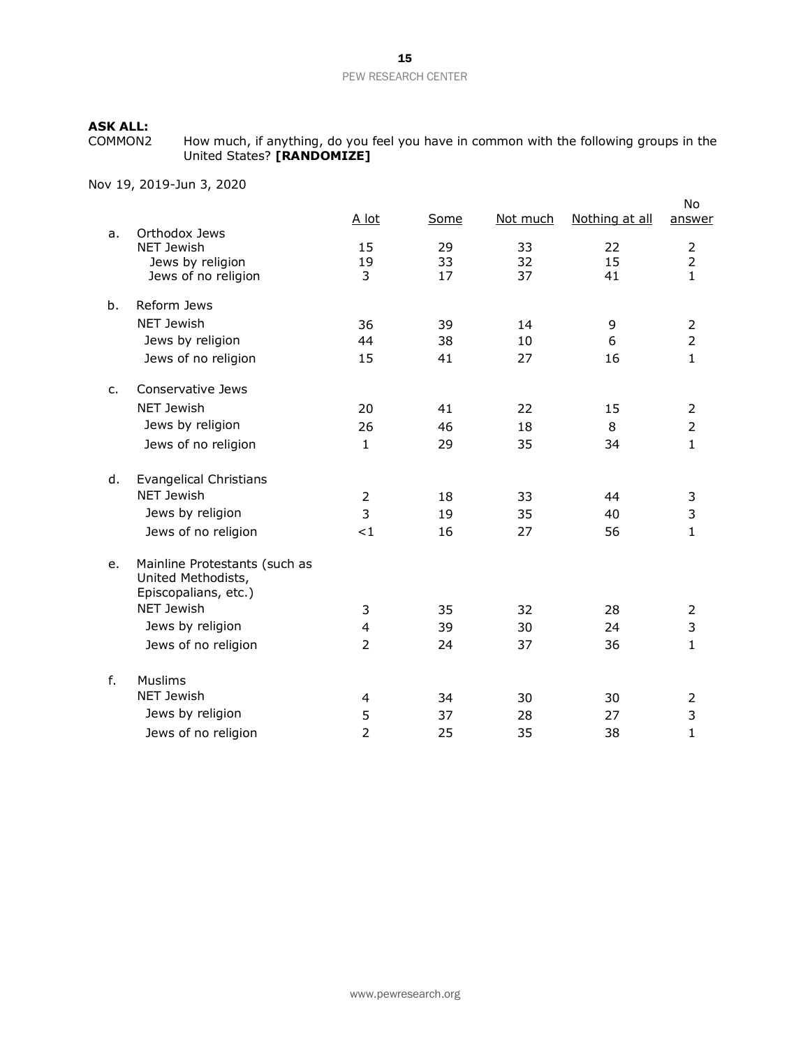**ASK ALL:**

COMMON2 How much, if anything, do you feel you have in common with the following groups in the United States? **[RANDOMIZE]**

Nov 19, 2019-Jun 3, 2020

| | | A lot | Some | Not much | Nothing at all | No answer |
|---|---|---|---|---|---|---|
| a. | Orthodox Jews | | | | | |
| | NET Jewish | 15 | 29 | 33 | 22 | 2 |
| | Jews by religion | 19 | 33 | 32 | 15 | 2 |
| | Jews of no religion | 3 | 17 | 37 | 41 | 1 |
| b. | Reform Jews | | | | | |
| | NET Jewish | 36 | 39 | 14 | 9 | 2 |
| | Jews by religion | 44 | 38 | 10 | 6 | 2 |
| | Jews of no religion | 15 | 41 | 27 | 16 | 1 |
| c. | Conservative Jews | | | | | |
| | NET Jewish | 20 | 41 | 22 | 15 | 2 |
| | Jews by religion | 26 | 46 | 18 | 8 | 2 |
| | Jews of no religion | 1 | 29 | 35 | 34 | 1 |
| d. | Evangelical Christians | | | | | |
| | NET Jewish | 2 | 18 | 33 | 44 | 3 |
| | Jews by religion | 3 | 19 | 35 | 40 | 3 |
| | Jews of no religion | <1 | 16 | 27 | 56 | 1 |
| e. | Mainline Protestants (such as United Methodists, Episcopalians, etc.) | | | | | |
| | NET Jewish | 3 | 35 | 32 | 28 | 2 |
| | Jews by religion | 4 | 39 | 30 | 24 | 3 |
| | Jews of no religion | 2 | 24 | 37 | 36 | 1 |
| f. | Muslims | | | | | |
| | NET Jewish | 4 | 34 | 30 | 30 | 2 |
| | Jews by religion | 5 | 37 | 28 | 27 | 3 |
| | Jews of no religion | 2 | 25 | 35 | 38 | 1 |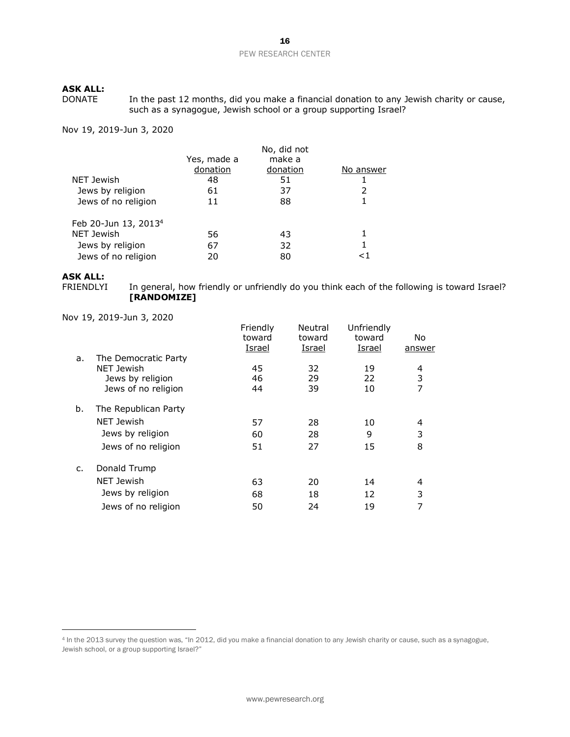**ASK ALL:**
DONATE In the past 12 months, did you make a financial donation to any Jewish charity or cause, such as a synagogue, Jewish school or a group supporting Israel?

Nov 19, 2019-Jun 3, 2020

| | Yes, made a donation | No, did not make a donation | No answer |
|---|---|---|---|
| NET Jewish | 48 | 51 | 1 |
| Jews by religion | 61 | 37 | 2 |
| Jews of no religion | 11 | 88 | 1 |
| Feb 20-Jun 13, 2013[4] | | | |
| NET Jewish | 56 | 43 | 1 |
| Jews by religion | 67 | 32 | 1 |
| Jews of no religion | 20 | 80 | <1 |

**ASK ALL:**
FRIENDLYI In general, how friendly or unfriendly do you think each of the following is toward Israel? **[RANDOMIZE]**

Nov 19, 2019-Jun 3, 2020

| | | Friendly toward Israel | Neutral toward Israel | Unfriendly toward Israel | No answer |
|---|---|---|---|---|---|
| a. | The Democratic Party | | | | |
| | NET Jewish | 45 | 32 | 19 | 4 |
| | Jews by religion | 46 | 29 | 22 | 3 |
| | Jews of no religion | 44 | 39 | 10 | 7 |
| b. | The Republican Party | | | | |
| | NET Jewish | 57 | 28 | 10 | 4 |
| | Jews by religion | 60 | 28 | 9 | 3 |
| | Jews of no religion | 51 | 27 | 15 | 8 |
| c. | Donald Trump | | | | |
| | NET Jewish | 63 | 20 | 14 | 4 |
| | Jews by religion | 68 | 18 | 12 | 3 |
| | Jews of no religion | 50 | 24 | 19 | 7 |

[4] In the 2013 survey the question was, "In 2012, did you make a financial donation to any Jewish charity or cause, such as a synagogue, Jewish school, or a group supporting Israel?"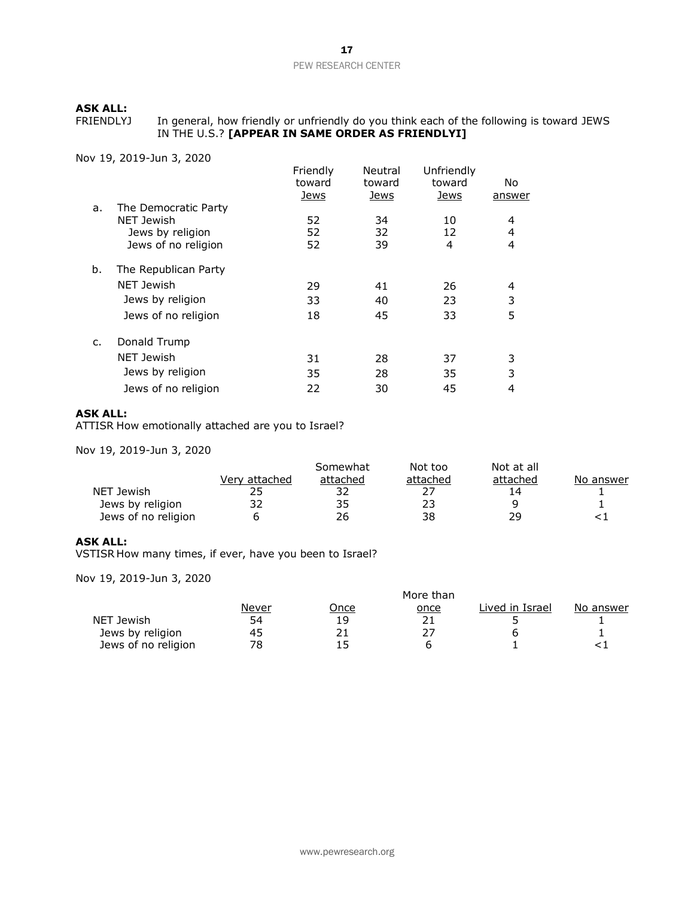**ASK ALL:**

FRIENDLYJ In general, how friendly or unfriendly do you think each of the following is toward JEWS IN THE U.S.? **[APPEAR IN SAME ORDER AS FRIENDLYI]**

Nov 19, 2019-Jun 3, 2020

| | Friendly toward Jews | Neutral toward Jews | Unfriendly toward Jews | No answer |
|---|---|---|---|---|
| a. The Democratic Party | | | | |
| NET Jewish | 52 | 34 | 10 | 4 |
| Jews by religion | 52 | 32 | 12 | 4 |
| Jews of no religion | 52 | 39 | 4 | 4 |
| b. The Republican Party | | | | |
| NET Jewish | 29 | 41 | 26 | 4 |
| Jews by religion | 33 | 40 | 23 | 3 |
| Jews of no religion | 18 | 45 | 33 | 5 |
| c. Donald Trump | | | | |
| NET Jewish | 31 | 28 | 37 | 3 |
| Jews by religion | 35 | 28 | 35 | 3 |
| Jews of no religion | 22 | 30 | 45 | 4 |

**ASK ALL:**

ATTISR How emotionally attached are you to Israel?

Nov 19, 2019-Jun 3, 2020

| | Very attached | Somewhat attached | Not too attached | Not at all attached | No answer |
|---|---|---|---|---|---|
| NET Jewish | 25 | 32 | 27 | 14 | 1 |
| Jews by religion | 32 | 35 | 23 | 9 | 1 |
| Jews of no religion | 6 | 26 | 38 | 29 | <1 |

**ASK ALL:**

VSTISR How many times, if ever, have you been to Israel?

Nov 19, 2019-Jun 3, 2020

| | Never | Once | More than once | Lived in Israel | No answer |
|---|---|---|---|---|---|
| NET Jewish | 54 | 19 | 21 | 5 | 1 |
| Jews by religion | 45 | 21 | 27 | 6 | 1 |
| Jews of no religion | 78 | 15 | 6 | 1 | <1 |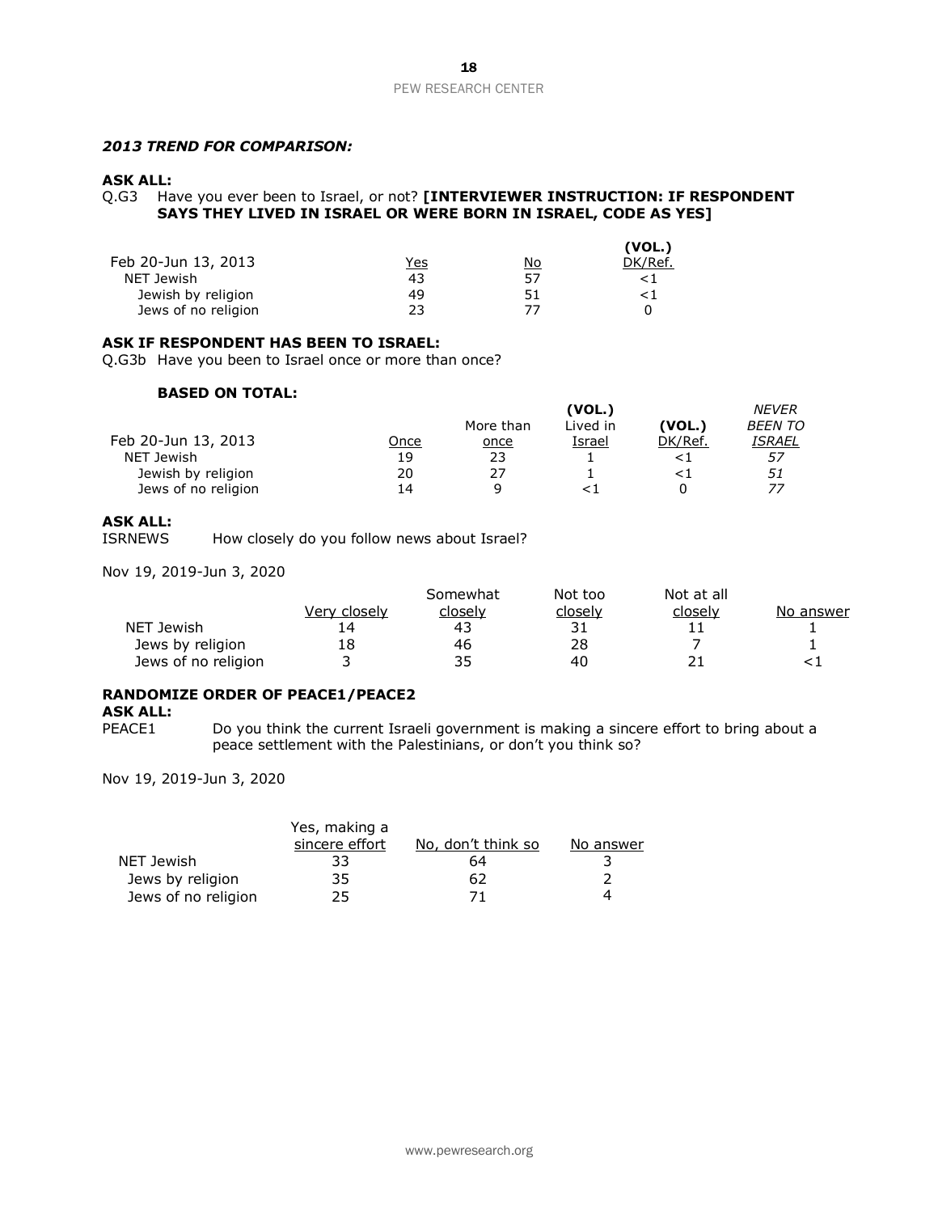***2013 TREND FOR COMPARISON:***

**ASK ALL:**
Q.G3 Have you ever been to Israel, or not? **[INTERVIEWER INSTRUCTION: IF RESPONDENT SAYS THEY LIVED IN ISRAEL OR WERE BORN IN ISRAEL, CODE AS YES]**

| Feb 20-Jun 13, 2013 | Yes | No | (VOL.) DK/Ref. |
|---|---|---|---|
| NET Jewish | 43 | 57 | <1 |
| Jewish by religion | 49 | 51 | <1 |
| Jews of no religion | 23 | 77 | 0 |

**ASK IF RESPONDENT HAS BEEN TO ISRAEL:**
Q.G3b Have you been to Israel once or more than once?

**BASED ON TOTAL:**

| Feb 20-Jun 13, 2013 | Once | More than once | (VOL.) Lived in Israel | (VOL.) DK/Ref. | *NEVER BEEN TO ISRAEL* |
|---|---|---|---|---|---|
| NET Jewish | 19 | 23 | 1 | <1 | *57* |
| Jewish by religion | 20 | 27 | 1 | <1 | *51* |
| Jews of no religion | 14 | 9 | <1 | 0 | *77* |

**ASK ALL:**
ISRNEWS How closely do you follow news about Israel?

Nov 19, 2019-Jun 3, 2020

| | Very closely | Somewhat closely | Not too closely | Not at all closely | No answer |
|---|---|---|---|---|---|
| NET Jewish | 14 | 43 | 31 | 11 | 1 |
| Jews by religion | 18 | 46 | 28 | 7 | 1 |
| Jews of no religion | 3 | 35 | 40 | 21 | <1 |

**RANDOMIZE ORDER OF PEACE1/PEACE2**
**ASK ALL:**
PEACE1 Do you think the current Israeli government is making a sincere effort to bring about a peace settlement with the Palestinians, or don't you think so?

Nov 19, 2019-Jun 3, 2020

| | Yes, making a sincere effort | No, don't think so | No answer |
|---|---|---|---|
| NET Jewish | 33 | 64 | 3 |
| Jews by religion | 35 | 62 | 2 |
| Jews of no religion | 25 | 71 | 4 |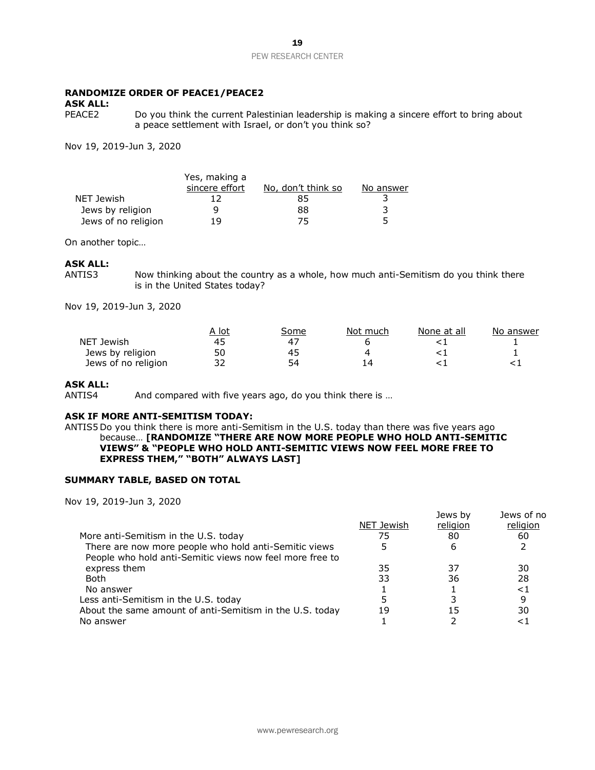**RANDOMIZE ORDER OF PEACE1/PEACE2**

**ASK ALL:**

PEACE2 Do you think the current Palestinian leadership is making a sincere effort to bring about a peace settlement with Israel, or don't you think so?

Nov 19, 2019-Jun 3, 2020

| | Yes, making a sincere effort | No, don't think so | No answer |
|---|---|---|---|
| NET Jewish | 12 | 85 | 3 |
| Jews by religion | 9 | 88 | 3 |
| Jews of no religion | 19 | 75 | 5 |

On another topic…

**ASK ALL:**

ANTIS3 Now thinking about the country as a whole, how much anti-Semitism do you think there is in the United States today?

Nov 19, 2019-Jun 3, 2020

| | A lot | Some | Not much | None at all | No answer |
|---|---|---|---|---|---|
| NET Jewish | 45 | 47 | 6 | <1 | 1 |
| Jews by religion | 50 | 45 | 4 | <1 | 1 |
| Jews of no religion | 32 | 54 | 14 | <1 | <1 |

**ASK ALL:**

ANTIS4 And compared with five years ago, do you think there is …

**ASK IF MORE ANTI-SEMITISM TODAY:**

ANTIS5 Do you think there is more anti-Semitism in the U.S. today than there was five years ago because… **[RANDOMIZE "THERE ARE NOW MORE PEOPLE WHO HOLD ANTI-SEMITIC VIEWS" & "PEOPLE WHO HOLD ANTI-SEMITIC VIEWS NOW FEEL MORE FREE TO EXPRESS THEM," "BOTH" ALWAYS LAST]**

**SUMMARY TABLE, BASED ON TOTAL**

Nov 19, 2019-Jun 3, 2020

| | NET Jewish | Jews by religion | Jews of no religion |
|---|---|---|---|
| More anti-Semitism in the U.S. today | 75 | 80 | 60 |
| There are now more people who hold anti-Semitic views | 5 | 6 | 2 |
| People who hold anti-Semitic views now feel more free to express them | 35 | 37 | 30 |
| Both | 33 | 36 | 28 |
| No answer | 1 | 1 | <1 |
| Less anti-Semitism in the U.S. today | 5 | 3 | 9 |
| About the same amount of anti-Semitism in the U.S. today | 19 | 15 | 30 |
| No answer | 1 | 2 | <1 |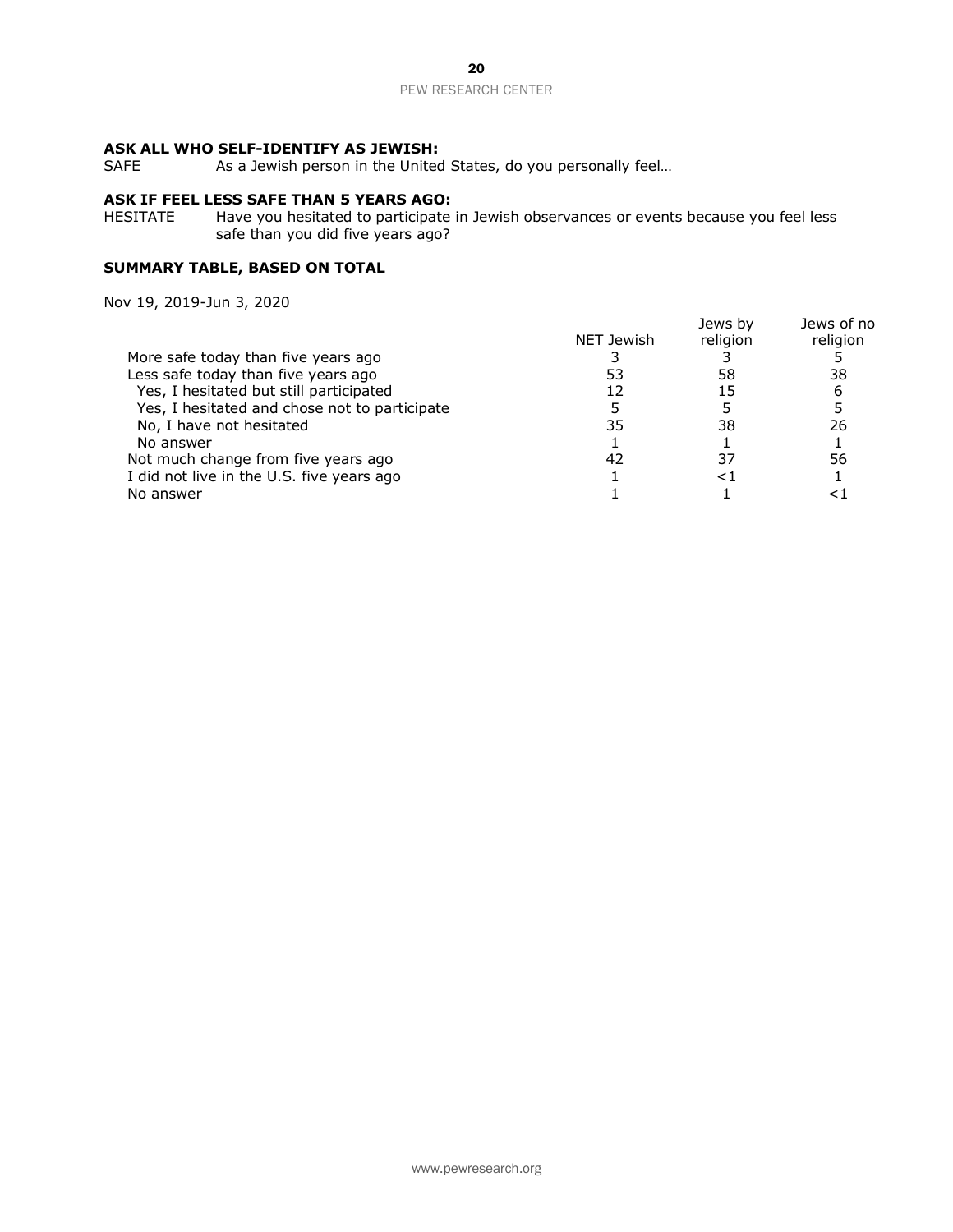**ASK ALL WHO SELF-IDENTIFY AS JEWISH:**
SAFE As a Jewish person in the United States, do you personally feel…

**ASK IF FEEL LESS SAFE THAN 5 YEARS AGO:**
HESITATE Have you hesitated to participate in Jewish observances or events because you feel less safe than you did five years ago?

**SUMMARY TABLE, BASED ON TOTAL**

Nov 19, 2019-Jun 3, 2020

| | NET Jewish | Jews by religion | Jews of no religion |
|---|---|---|---|
| More safe today than five years ago | 3 | 3 | 5 |
| Less safe today than five years ago | 53 | 58 | 38 |
| Yes, I hesitated but still participated | 12 | 15 | 6 |
| Yes, I hesitated and chose not to participate | 5 | 5 | 5 |
| No, I have not hesitated | 35 | 38 | 26 |
| No answer | 1 | 1 | 1 |
| Not much change from five years ago | 42 | 37 | 56 |
| I did not live in the U.S. five years ago | 1 | <1 | 1 |
| No answer | 1 | 1 | <1 |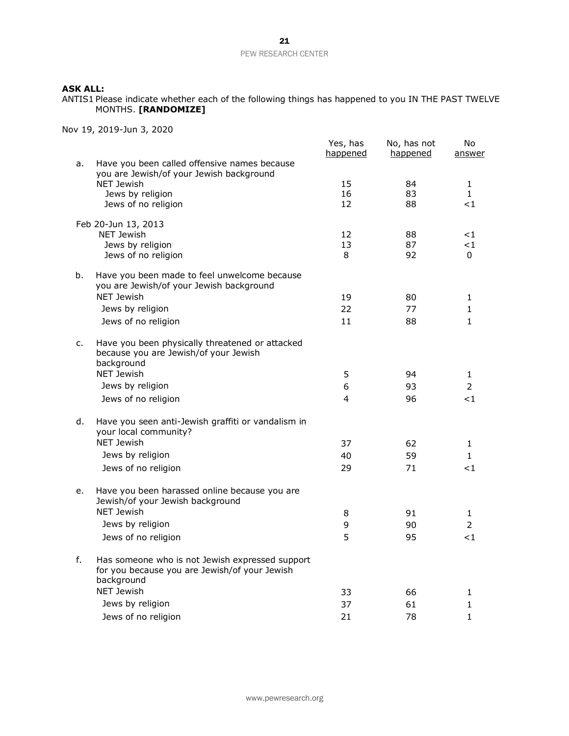**ASK ALL:**

ANTIS1 Please indicate whether each of the following things has happened to you IN THE PAST TWELVE MONTHS. **[RANDOMIZE]**

Nov 19, 2019-Jun 3, 2020

| | | Yes, has happened | No, has not happened | No answer |
|---|---|---|---|---|
| a. | Have you been called offensive names because you are Jewish/of your Jewish background | | | |
| | NET Jewish | 15 | 84 | 1 |
| | Jews by religion | 16 | 83 | 1 |
| | Jews of no religion | 12 | 88 | <1 |
| | Feb 20-Jun 13, 2013 | | | |
| | NET Jewish | 12 | 88 | <1 |
| | Jews by religion | 13 | 87 | <1 |
| | Jews of no religion | 8 | 92 | 0 |
| b. | Have you been made to feel unwelcome because you are Jewish/of your Jewish background | | | |
| | NET Jewish | 19 | 80 | 1 |
| | Jews by religion | 22 | 77 | 1 |
| | Jews of no religion | 11 | 88 | 1 |
| c. | Have you been physically threatened or attacked because you are Jewish/of your Jewish background | | | |
| | NET Jewish | 5 | 94 | 1 |
| | Jews by religion | 6 | 93 | 2 |
| | Jews of no religion | 4 | 96 | <1 |
| d. | Have you seen anti-Jewish graffiti or vandalism in your local community? | | | |
| | NET Jewish | 37 | 62 | 1 |
| | Jews by religion | 40 | 59 | 1 |
| | Jews of no religion | 29 | 71 | <1 |
| e. | Have you been harassed online because you are Jewish/of your Jewish background | | | |
| | NET Jewish | 8 | 91 | 1 |
| | Jews by religion | 9 | 90 | 2 |
| | Jews of no religion | 5 | 95 | <1 |
| f. | Has someone who is not Jewish expressed support for you because you are Jewish/of your Jewish background | | | |
| | NET Jewish | 33 | 66 | 1 |
| | Jews by religion | 37 | 61 | 1 |
| | Jews of no religion | 21 | 78 | 1 |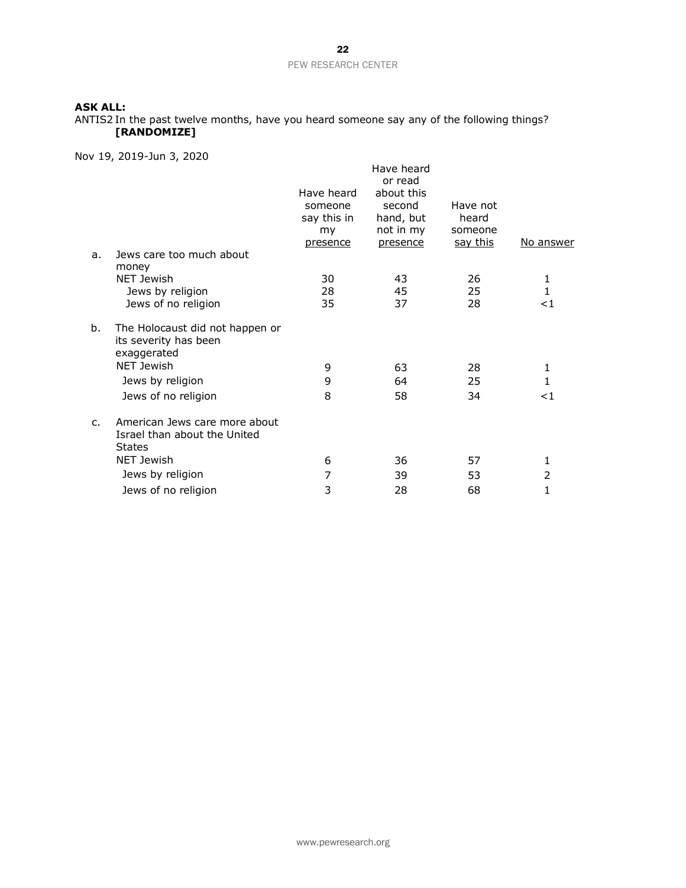**ASK ALL:**

ANTIS2 In the past twelve months, have you heard someone say any of the following things? **[RANDOMIZE]**

Nov 19, 2019-Jun 3, 2020

| | Have heard someone say this in my presence | Have heard or read about this second hand, but not in my presence | Have not heard someone say this | No answer |
|---|---|---|---|---|
| a. Jews care too much about money | | | | |
| NET Jewish | 30 | 43 | 26 | 1 |
| Jews by religion | 28 | 45 | 25 | 1 |
| Jews of no religion | 35 | 37 | 28 | <1 |
| b. The Holocaust did not happen or its severity has been exaggerated | | | | |
| NET Jewish | 9 | 63 | 28 | 1 |
| Jews by religion | 9 | 64 | 25 | 1 |
| Jews of no religion | 8 | 58 | 34 | <1 |
| c. American Jews care more about Israel than about the United States | | | | |
| NET Jewish | 6 | 36 | 57 | 1 |
| Jews by religion | 7 | 39 | 53 | 2 |
| Jews of no religion | 3 | 28 | 68 | 1 |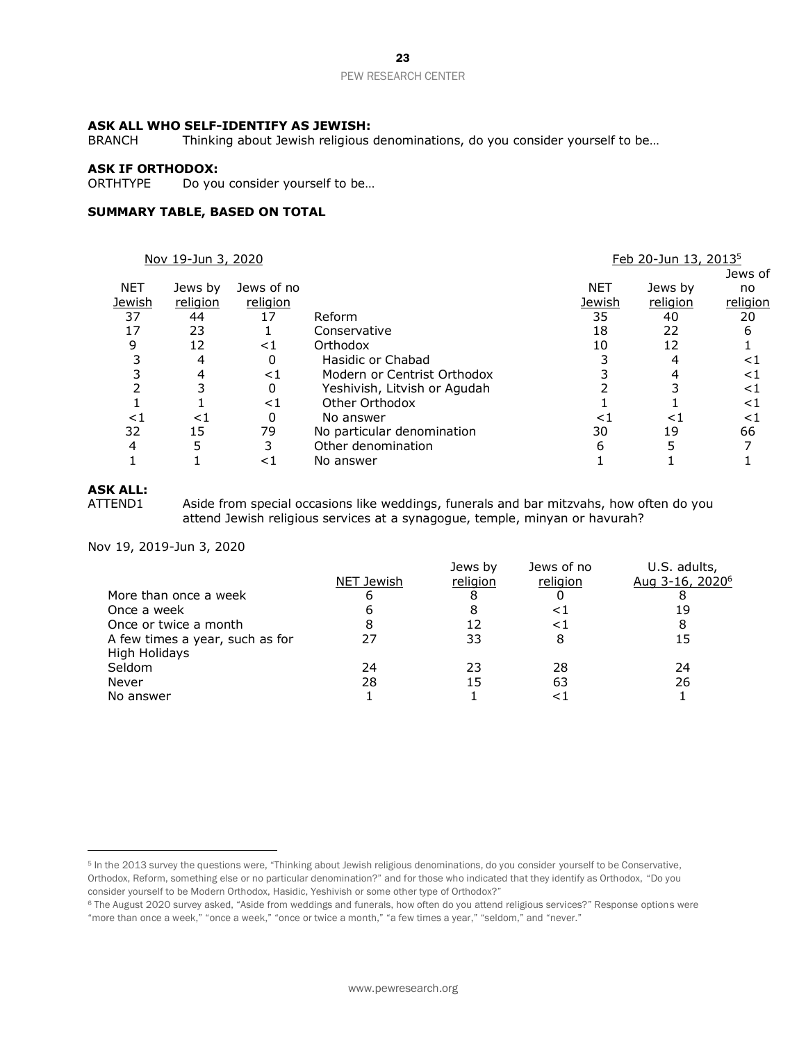**ASK ALL WHO SELF-IDENTIFY AS JEWISH:**
BRANCH Thinking about Jewish religious denominations, do you consider yourself to be…

**ASK IF ORTHODOX:**
ORTHTYPE Do you consider yourself to be…

**SUMMARY TABLE, BASED ON TOTAL**

| Nov 19-Jun 3, 2020 | | | | Feb 20-Jun 13, 2013[5] | | |
|---|---|---|---|---|---|---|
| NET Jewish | Jews by religion | Jews of no religion | | NET Jewish | Jews by religion | Jews of no religion |
| 37 | 44 | 17 | Reform | 35 | 40 | 20 |
| 17 | 23 | 1 | Conservative | 18 | 22 | 6 |
| 9 | 12 | <1 | Orthodox | 10 | 12 | 1 |
| 3 | 4 | 0 | Hasidic or Chabad | 3 | 4 | <1 |
| 3 | 4 | <1 | Modern or Centrist Orthodox | 3 | 4 | <1 |
| 2 | 3 | 0 | Yeshivish, Litvish or Agudah | 2 | 3 | <1 |
| 1 | 1 | <1 | Other Orthodox | 1 | 1 | <1 |
| <1 | <1 | 0 | No answer | <1 | <1 | <1 |
| 32 | 15 | 79 | No particular denomination | 30 | 19 | 66 |
| 4 | 5 | 3 | Other denomination | 6 | 5 | 7 |
| 1 | 1 | <1 | No answer | 1 | 1 | 1 |

**ASK ALL:**
ATTEND1 Aside from special occasions like weddings, funerals and bar mitzvahs, how often do you attend Jewish religious services at a synagogue, temple, minyan or havurah?

Nov 19, 2019-Jun 3, 2020

| | NET Jewish | Jews by religion | Jews of no religion | U.S. adults, Aug 3-16, 2020[6] |
|---|---|---|---|---|
| More than once a week | 6 | 8 | 0 | 8 |
| Once a week | 6 | 8 | <1 | 19 |
| Once or twice a month | 8 | 12 | <1 | 8 |
| A few times a year, such as for High Holidays | 27 | 33 | 8 | 15 |
| Seldom | 24 | 23 | 28 | 24 |
| Never | 28 | 15 | 63 | 26 |
| No answer | 1 | 1 | <1 | 1 |

---

[5] In the 2013 survey the questions were, "Thinking about Jewish religious denominations, do you consider yourself to be Conservative, Orthodox, Reform, something else or no particular denomination?" and for those who indicated that they identify as Orthodox, "Do you consider yourself to be Modern Orthodox, Hasidic, Yeshivish or some other type of Orthodox?"

[6] The August 2020 survey asked, "Aside from weddings and funerals, how often do you attend religious services?" Response options were "more than once a week," "once a week," "once or twice a month," "a few times a year," "seldom," and "never."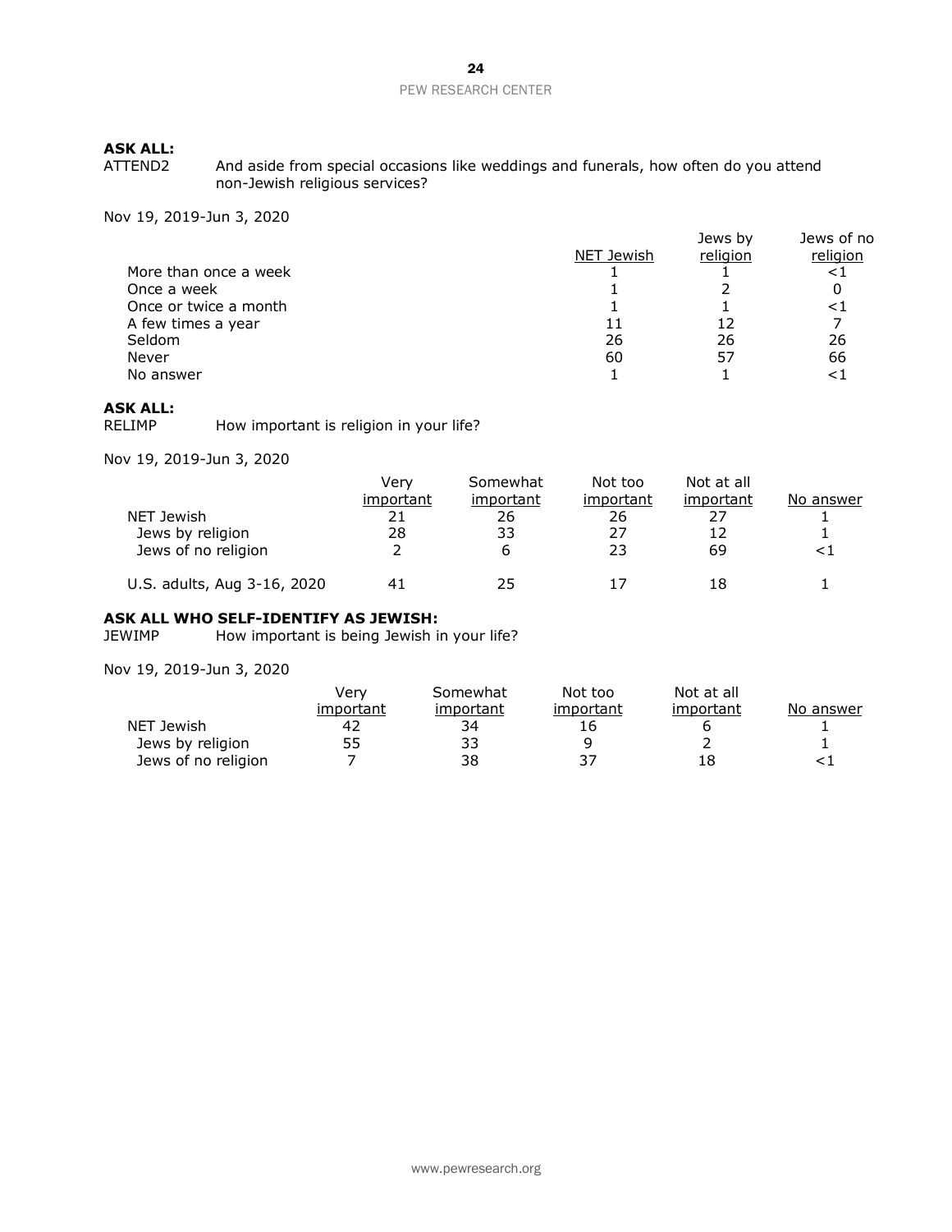**ASK ALL:**

ATTEND2 And aside from special occasions like weddings and funerals, how often do you attend non-Jewish religious services?

Nov 19, 2019-Jun 3, 2020

| | NET Jewish | Jews by religion | Jews of no religion |
|---|---|---|---|
| More than once a week | 1 | 1 | <1 |
| Once a week | 1 | 2 | 0 |
| Once or twice a month | 1 | 1 | <1 |
| A few times a year | 11 | 12 | 7 |
| Seldom | 26 | 26 | 26 |
| Never | 60 | 57 | 66 |
| No answer | 1 | 1 | <1 |

**ASK ALL:**

RELIMP How important is religion in your life?

Nov 19, 2019-Jun 3, 2020

| | Very important | Somewhat important | Not too important | Not at all important | No answer |
|---|---|---|---|---|---|
| NET Jewish | 21 | 26 | 26 | 27 | 1 |
| Jews by religion | 28 | 33 | 27 | 12 | 1 |
| Jews of no religion | 2 | 6 | 23 | 69 | <1 |
| U.S. adults, Aug 3-16, 2020 | 41 | 25 | 17 | 18 | 1 |

**ASK ALL WHO SELF-IDENTIFY AS JEWISH:**

JEWIMP How important is being Jewish in your life?

Nov 19, 2019-Jun 3, 2020

| | Very important | Somewhat important | Not too important | Not at all important | No answer |
|---|---|---|---|---|---|
| NET Jewish | 42 | 34 | 16 | 6 | 1 |
| Jews by religion | 55 | 33 | 9 | 2 | 1 |
| Jews of no religion | 7 | 38 | 37 | 18 | <1 |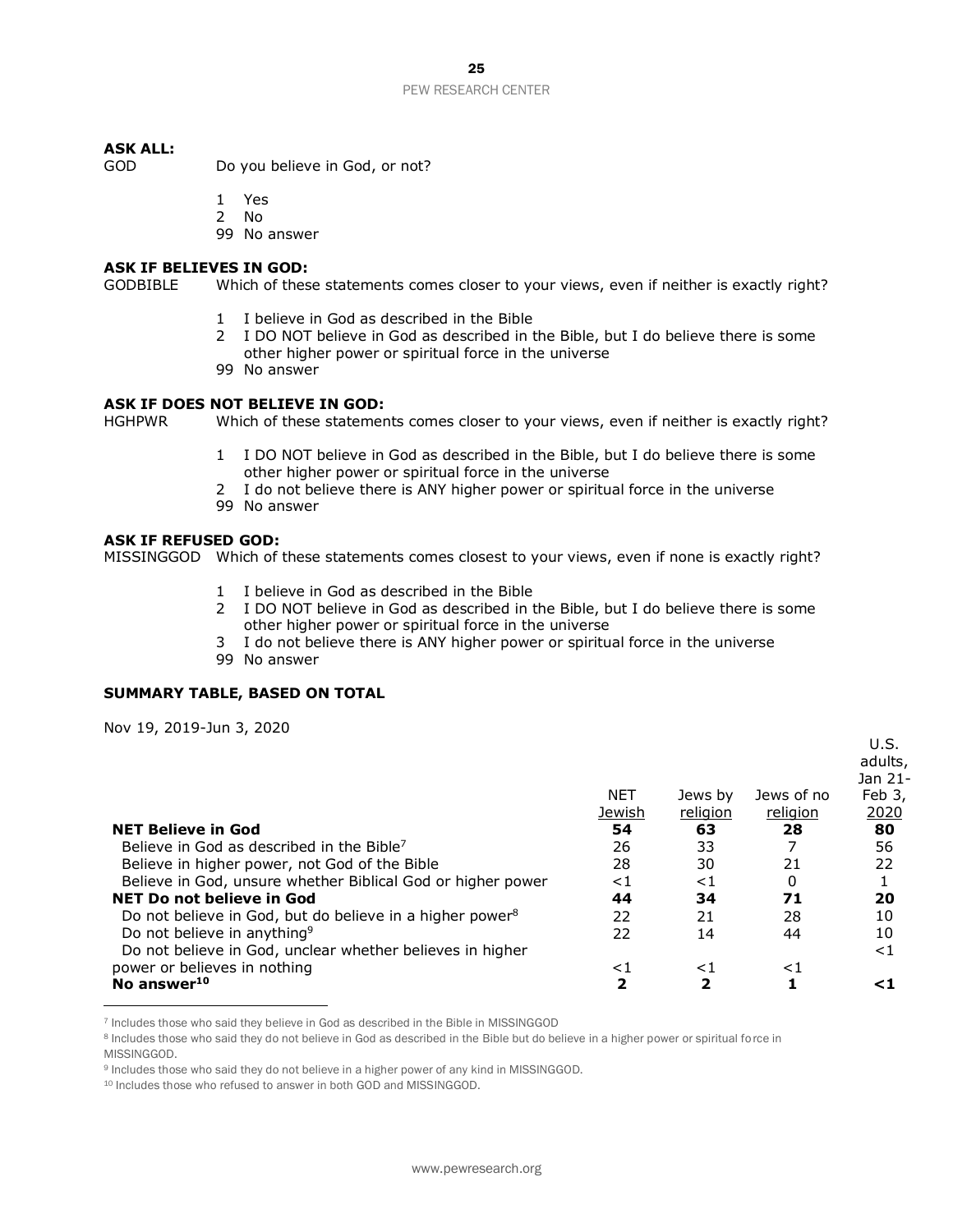**ASK ALL:**

GOD Do you believe in God, or not?

1 Yes
2 No
99 No answer

**ASK IF BELIEVES IN GOD:**

GODBIBLE Which of these statements comes closer to your views, even if neither is exactly right?

1 I believe in God as described in the Bible
2 I DO NOT believe in God as described in the Bible, but I do believe there is some other higher power or spiritual force in the universe
99 No answer

**ASK IF DOES NOT BELIEVE IN GOD:**

HGHPWR Which of these statements comes closer to your views, even if neither is exactly right?

1 I DO NOT believe in God as described in the Bible, but I do believe there is some other higher power or spiritual force in the universe
2 I do not believe there is ANY higher power or spiritual force in the universe
99 No answer

**ASK IF REFUSED GOD:**

MISSINGGOD Which of these statements comes closest to your views, even if none is exactly right?

1 I believe in God as described in the Bible
2 I DO NOT believe in God as described in the Bible, but I do believe there is some other higher power or spiritual force in the universe
3 I do not believe there is ANY higher power or spiritual force in the universe
99 No answer

**SUMMARY TABLE, BASED ON TOTAL**

Nov 19, 2019-Jun 3, 2020

| | NET Jewish | Jews by religion | Jews of no religion | U.S. adults, Jan 21-Feb 3, 2020 |
|---|---|---|---|---|
| **NET Believe in God** | **54** | **63** | **28** | **80** |
| Believe in God as described in the Bible[7] | 26 | 33 | 7 | 56 |
| Believe in higher power, not God of the Bible | 28 | 30 | 21 | 22 |
| Believe in God, unsure whether Biblical God or higher power | <1 | <1 | 0 | 1 |
| **NET Do not believe in God** | **44** | **34** | **71** | **20** |
| Do not believe in God, but do believe in a higher power[8] | 22 | 21 | 28 | 10 |
| Do not believe in anything[9] | 22 | 14 | 44 | 10 |
| Do not believe in God, unclear whether believes in higher power or believes in nothing | <1 | <1 | <1 | <1 |
| **No answer[10]** | **2** | **2** | **1** | **<1** |

[7] Includes those who said they believe in God as described in the Bible in MISSINGGOD

[8] Includes those who said they do not believe in God as described in the Bible but do believe in a higher power or spiritual force in MISSINGGOD.

[9] Includes those who said they do not believe in a higher power of any kind in MISSINGGOD.

[10] Includes those who refused to answer in both GOD and MISSINGGOD.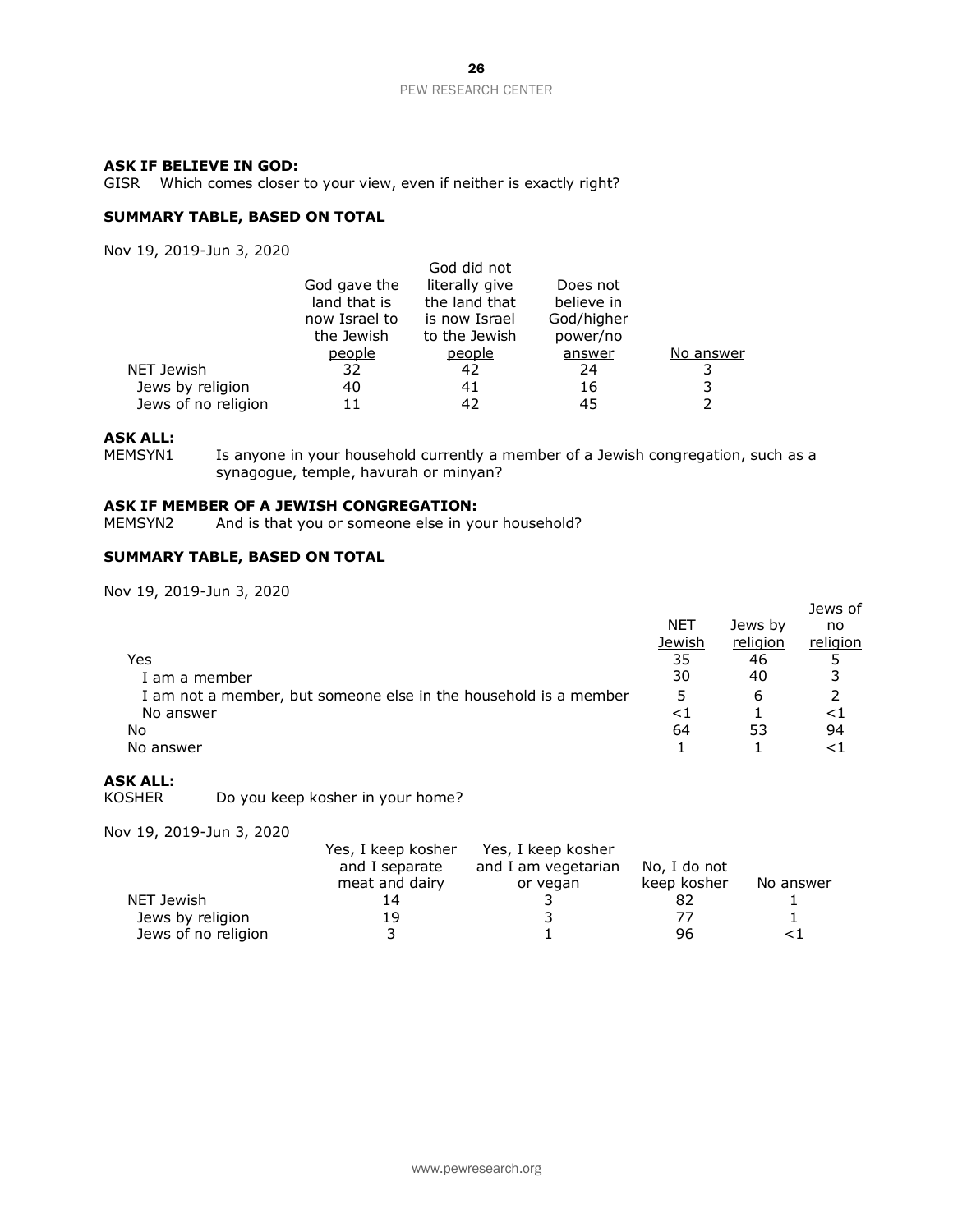**ASK IF BELIEVE IN GOD:**
GISR Which comes closer to your view, even if neither is exactly right?

**SUMMARY TABLE, BASED ON TOTAL**

Nov 19, 2019-Jun 3, 2020

| | God gave the land that is now Israel to the Jewish people | God did not literally give the land that is now Israel to the Jewish people | Does not believe in God/higher power/no answer | No answer |
|---|---|---|---|---|
| NET Jewish | 32 | 42 | 24 | 3 |
| Jews by religion | 40 | 41 | 16 | 3 |
| Jews of no religion | 11 | 42 | 45 | 2 |

**ASK ALL:**
MEMSYN1 Is anyone in your household currently a member of a Jewish congregation, such as a synagogue, temple, havurah or minyan?

**ASK IF MEMBER OF A JEWISH CONGREGATION:**
MEMSYN2 And is that you or someone else in your household?

**SUMMARY TABLE, BASED ON TOTAL**

Nov 19, 2019-Jun 3, 2020

| | NET Jewish | Jews by religion | Jews of no religion |
|---|---|---|---|
| Yes | 35 | 46 | 5 |
| I am a member | 30 | 40 | 3 |
| I am not a member, but someone else in the household is a member | 5 | 6 | 2 |
| No answer | <1 | 1 | <1 |
| No | 64 | 53 | 94 |
| No answer | 1 | 1 | <1 |

**ASK ALL:**
KOSHER Do you keep kosher in your home?

Nov 19, 2019-Jun 3, 2020

| | Yes, I keep kosher and I separate meat and dairy | Yes, I keep kosher and I am vegetarian or vegan | No, I do not keep kosher | No answer |
|---|---|---|---|---|
| NET Jewish | 14 | 3 | 82 | 1 |
| Jews by religion | 19 | 3 | 77 | 1 |
| Jews of no religion | 3 | 1 | 96 | <1 |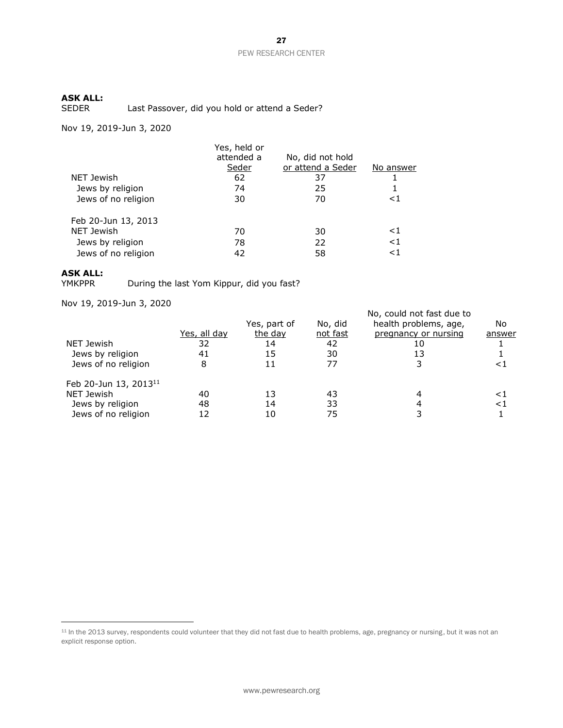**ASK ALL:**
SEDER Last Passover, did you hold or attend a Seder?

Nov 19, 2019-Jun 3, 2020

| | Yes, held or attended a Seder | No, did not hold or attend a Seder | No answer |
|---|---|---|---|
| NET Jewish | 62 | 37 | 1 |
| Jews by religion | 74 | 25 | 1 |
| Jews of no religion | 30 | 70 | <1 |
| Feb 20-Jun 13, 2013 | | | |
| NET Jewish | 70 | 30 | <1 |
| Jews by religion | 78 | 22 | <1 |
| Jews of no religion | 42 | 58 | <1 |

**ASK ALL:**
YMKPPR During the last Yom Kippur, did you fast?

Nov 19, 2019-Jun 3, 2020

| | Yes, all day | Yes, part of the day | No, did not fast | No, could not fast due to health problems, age, pregnancy or nursing | No answer |
|---|---|---|---|---|---|
| NET Jewish | 32 | 14 | 42 | 10 | 1 |
| Jews by religion | 41 | 15 | 30 | 13 | 1 |
| Jews of no religion | 8 | 11 | 77 | 3 | <1 |
| Feb 20-Jun 13, 2013[11] | | | | | |
| NET Jewish | 40 | 13 | 43 | 4 | <1 |
| Jews by religion | 48 | 14 | 33 | 4 | <1 |
| Jews of no religion | 12 | 10 | 75 | 3 | 1 |

[11] In the 2013 survey, respondents could volunteer that they did not fast due to health problems, age, pregnancy or nursing, but it was not an explicit response option.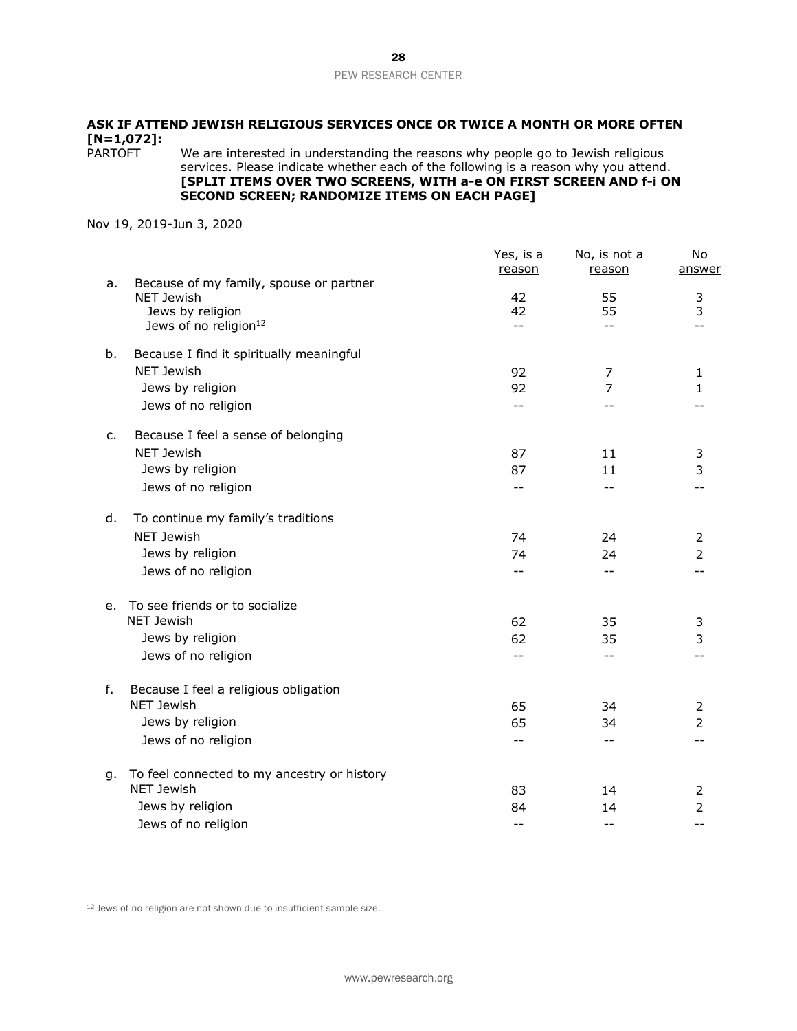**ASK IF ATTEND JEWISH RELIGIOUS SERVICES ONCE OR TWICE A MONTH OR MORE OFTEN [N=1,072]:**

PARTOFT We are interested in understanding the reasons why people go to Jewish religious services. Please indicate whether each of the following is a reason why you attend. **[SPLIT ITEMS OVER TWO SCREENS, WITH a-e ON FIRST SCREEN AND f-i ON SECOND SCREEN; RANDOMIZE ITEMS ON EACH PAGE]**

Nov 19, 2019-Jun 3, 2020

| | | Yes, is a reason | No, is not a reason | No answer |
|---|---|---|---|---|
| a. | Because of my family, spouse or partner | | | |
| | NET Jewish | 42 | 55 | 3 |
| | Jews by religion | 42 | 55 | 3 |
| | Jews of no religion[12] | -- | -- | -- |
| b. | Because I find it spiritually meaningful | | | |
| | NET Jewish | 92 | 7 | 1 |
| | Jews by religion | 92 | 7 | 1 |
| | Jews of no religion | -- | -- | -- |
| c. | Because I feel a sense of belonging | | | |
| | NET Jewish | 87 | 11 | 3 |
| | Jews by religion | 87 | 11 | 3 |
| | Jews of no religion | -- | -- | -- |
| d. | To continue my family's traditions | | | |
| | NET Jewish | 74 | 24 | 2 |
| | Jews by religion | 74 | 24 | 2 |
| | Jews of no religion | -- | -- | -- |
| e. | To see friends or to socialize | | | |
| | NET Jewish | 62 | 35 | 3 |
| | Jews by religion | 62 | 35 | 3 |
| | Jews of no religion | -- | -- | -- |
| f. | Because I feel a religious obligation | | | |
| | NET Jewish | 65 | 34 | 2 |
| | Jews by religion | 65 | 34 | 2 |
| | Jews of no religion | -- | -- | -- |
| g. | To feel connected to my ancestry or history | | | |
| | NET Jewish | 83 | 14 | 2 |
| | Jews by religion | 84 | 14 | 2 |
| | Jews of no religion | -- | -- | -- |

[12] Jews of no religion are not shown due to insufficient sample size.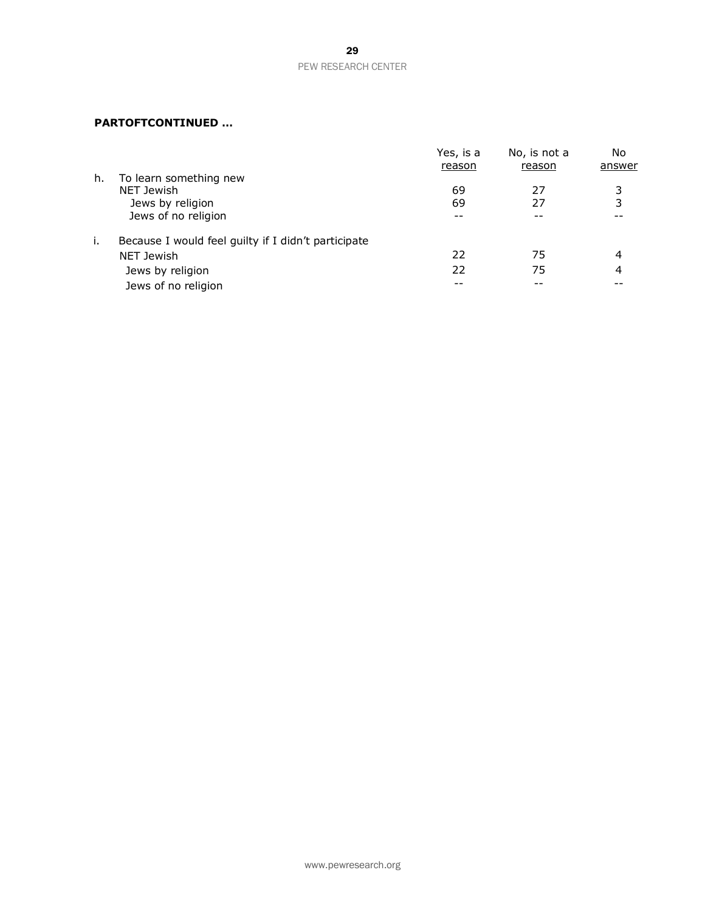**PARTOFTCONTINUED …**

| | | Yes, is a reason | No, is not a reason | No answer |
|---|---|---|---|---|
| h. | To learn something new | | | |
| | NET Jewish | 69 | 27 | 3 |
| | Jews by religion | 69 | 27 | 3 |
| | Jews of no religion | -- | -- | -- |
| i. | Because I would feel guilty if I didn't participate | | | |
| | NET Jewish | 22 | 75 | 4 |
| | Jews by religion | 22 | 75 | 4 |
| | Jews of no religion | -- | -- | -- |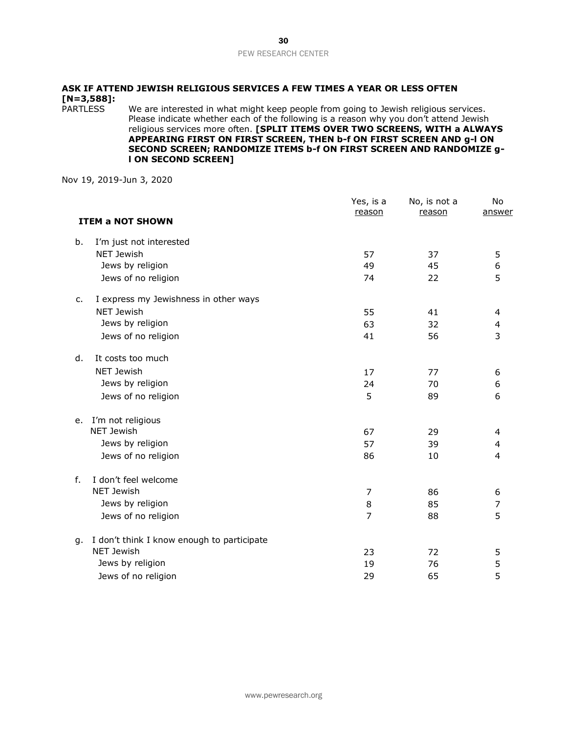**ASK IF ATTEND JEWISH RELIGIOUS SERVICES A FEW TIMES A YEAR OR LESS OFTEN [N=3,588]:**

PARTLESS We are interested in what might keep people from going to Jewish religious services. Please indicate whether each of the following is a reason why you don't attend Jewish religious services more often. **[SPLIT ITEMS OVER TWO SCREENS, WITH a ALWAYS APPEARING FIRST ON FIRST SCREEN, THEN b-f ON FIRST SCREEN AND g-l ON SECOND SCREEN; RANDOMIZE ITEMS b-f ON FIRST SCREEN AND RANDOMIZE g-l ON SECOND SCREEN]**

Nov 19, 2019-Jun 3, 2020

| | Yes, is a reason | No, is not a reason | No answer |
|---|---|---|---|
| **ITEM a NOT SHOWN** | | | |
| b. I'm just not interested | | | |
| NET Jewish | 57 | 37 | 5 |
| Jews by religion | 49 | 45 | 6 |
| Jews of no religion | 74 | 22 | 5 |
| c. I express my Jewishness in other ways | | | |
| NET Jewish | 55 | 41 | 4 |
| Jews by religion | 63 | 32 | 4 |
| Jews of no religion | 41 | 56 | 3 |
| d. It costs too much | | | |
| NET Jewish | 17 | 77 | 6 |
| Jews by religion | 24 | 70 | 6 |
| Jews of no religion | 5 | 89 | 6 |
| e. I'm not religious | | | |
| NET Jewish | 67 | 29 | 4 |
| Jews by religion | 57 | 39 | 4 |
| Jews of no religion | 86 | 10 | 4 |
| f. I don't feel welcome | | | |
| NET Jewish | 7 | 86 | 6 |
| Jews by religion | 8 | 85 | 7 |
| Jews of no religion | 7 | 88 | 5 |
| g. I don't think I know enough to participate | | | |
| NET Jewish | 23 | 72 | 5 |
| Jews by religion | 19 | 76 | 5 |
| Jews of no religion | 29 | 65 | 5 |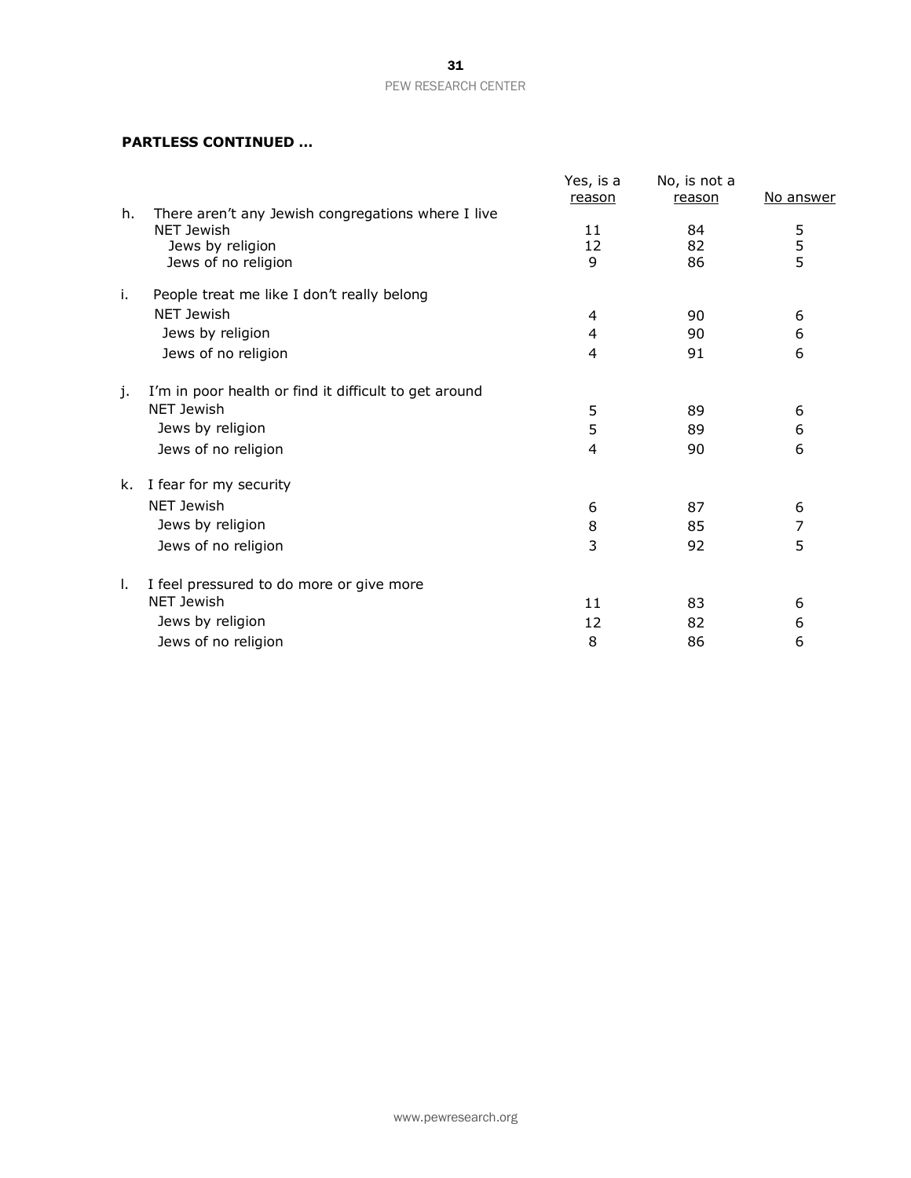**PARTLESS CONTINUED …**

| | Yes, is a reason | No, is not a reason | No answer |
|---|---|---|---|
| h. There aren't any Jewish congregations where I live | | | |
| NET Jewish | 11 | 84 | 5 |
| Jews by religion | 12 | 82 | 5 |
| Jews of no religion | 9 | 86 | 5 |
| i. People treat me like I don't really belong | | | |
| NET Jewish | 4 | 90 | 6 |
| Jews by religion | 4 | 90 | 6 |
| Jews of no religion | 4 | 91 | 6 |
| j. I'm in poor health or find it difficult to get around | | | |
| NET Jewish | 5 | 89 | 6 |
| Jews by religion | 5 | 89 | 6 |
| Jews of no religion | 4 | 90 | 6 |
| k. I fear for my security | | | |
| NET Jewish | 6 | 87 | 6 |
| Jews by religion | 8 | 85 | 7 |
| Jews of no religion | 3 | 92 | 5 |
| l. I feel pressured to do more or give more | | | |
| NET Jewish | 11 | 83 | 6 |
| Jews by religion | 12 | 82 | 6 |
| Jews of no religion | 8 | 86 | 6 |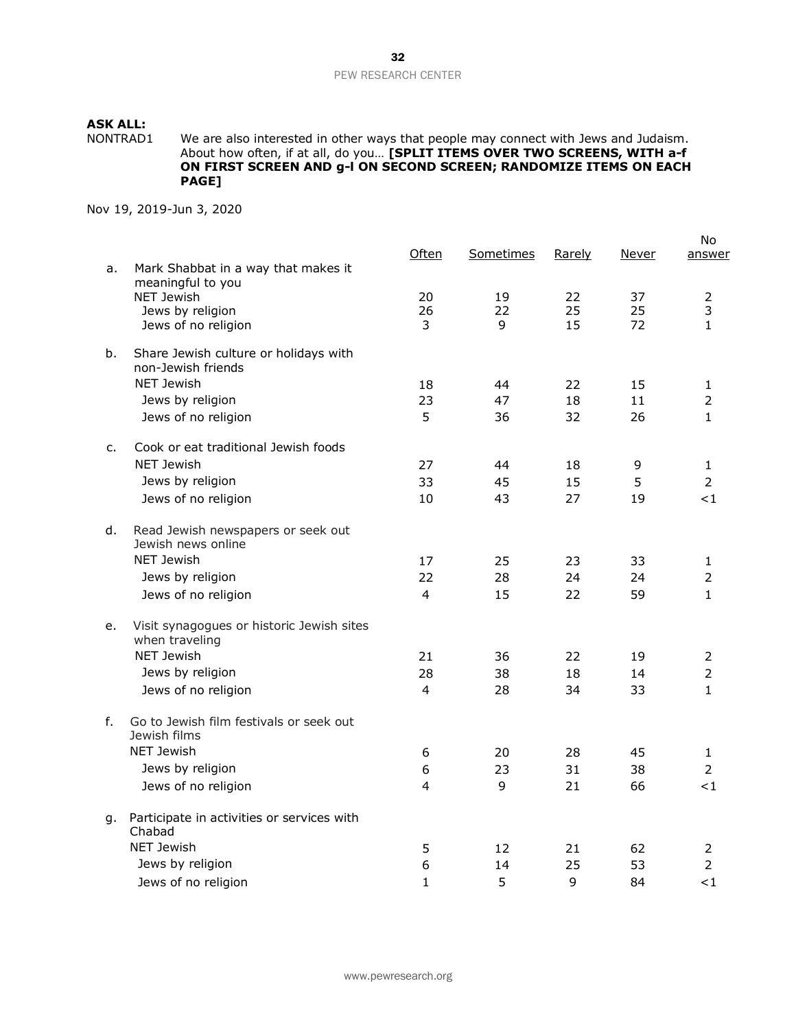**ASK ALL:**

NONTRAD1 We are also interested in other ways that people may connect with Jews and Judaism. About how often, if at all, do you… **[SPLIT ITEMS OVER TWO SCREENS, WITH a-f ON FIRST SCREEN AND g-l ON SECOND SCREEN; RANDOMIZE ITEMS ON EACH PAGE]**

Nov 19, 2019-Jun 3, 2020

| | | Often | Sometimes | Rarely | Never | No answer |
|---|---|---|---|---|---|---|
| a. | Mark Shabbat in a way that makes it meaningful to you | | | | | |
| | NET Jewish | 20 | 19 | 22 | 37 | 2 |
| | Jews by religion | 26 | 22 | 25 | 25 | 3 |
| | Jews of no religion | 3 | 9 | 15 | 72 | 1 |
| b. | Share Jewish culture or holidays with non-Jewish friends | | | | | |
| | NET Jewish | 18 | 44 | 22 | 15 | 1 |
| | Jews by religion | 23 | 47 | 18 | 11 | 2 |
| | Jews of no religion | 5 | 36 | 32 | 26 | 1 |
| c. | Cook or eat traditional Jewish foods | | | | | |
| | NET Jewish | 27 | 44 | 18 | 9 | 1 |
| | Jews by religion | 33 | 45 | 15 | 5 | 2 |
| | Jews of no religion | 10 | 43 | 27 | 19 | <1 |
| d. | Read Jewish newspapers or seek out Jewish news online | | | | | |
| | NET Jewish | 17 | 25 | 23 | 33 | 1 |
| | Jews by religion | 22 | 28 | 24 | 24 | 2 |
| | Jews of no religion | 4 | 15 | 22 | 59 | 1 |
| e. | Visit synagogues or historic Jewish sites when traveling | | | | | |
| | NET Jewish | 21 | 36 | 22 | 19 | 2 |
| | Jews by religion | 28 | 38 | 18 | 14 | 2 |
| | Jews of no religion | 4 | 28 | 34 | 33 | 1 |
| f. | Go to Jewish film festivals or seek out Jewish films | | | | | |
| | NET Jewish | 6 | 20 | 28 | 45 | 1 |
| | Jews by religion | 6 | 23 | 31 | 38 | 2 |
| | Jews of no religion | 4 | 9 | 21 | 66 | <1 |
| g. | Participate in activities or services with Chabad | | | | | |
| | NET Jewish | 5 | 12 | 21 | 62 | 2 |
| | Jews by religion | 6 | 14 | 25 | 53 | 2 |
| | Jews of no religion | 1 | 5 | 9 | 84 | <1 |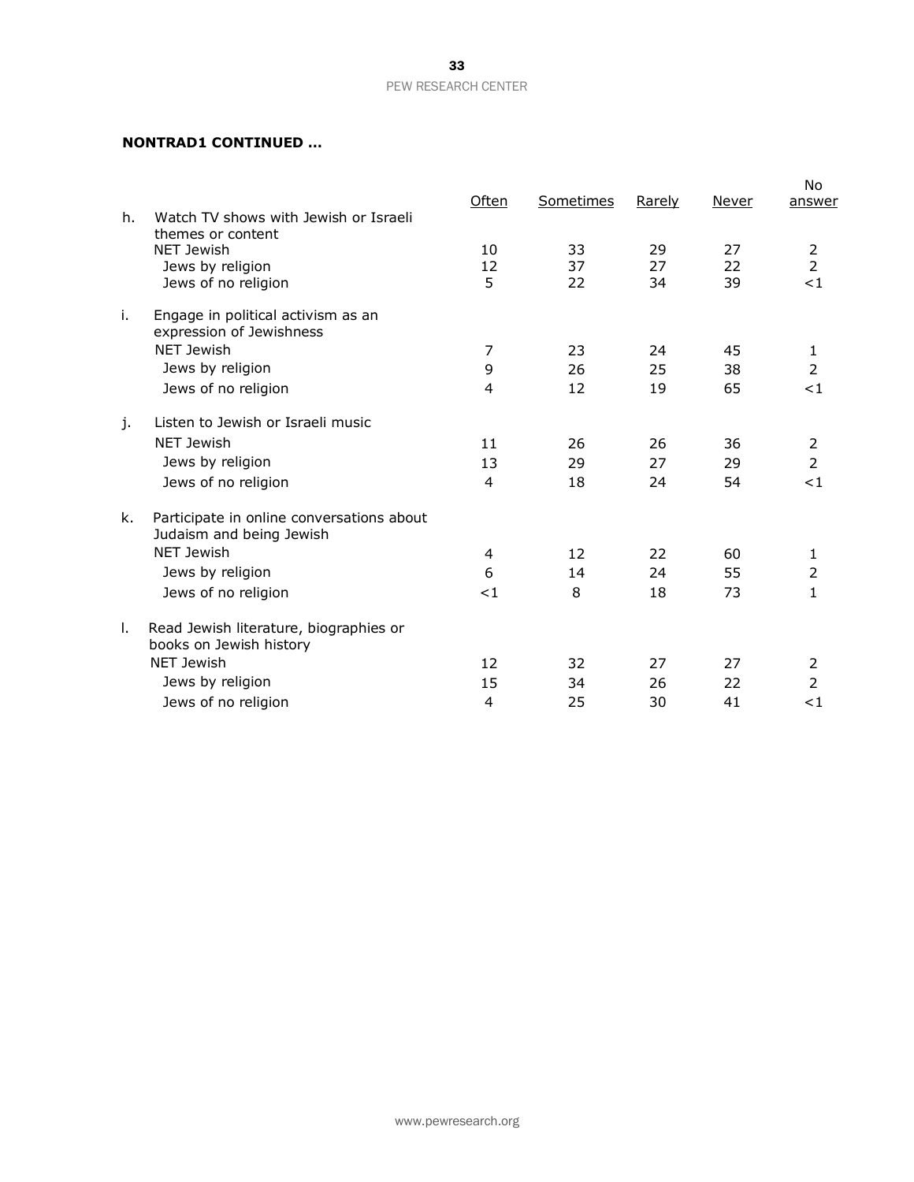**NONTRAD1 CONTINUED ...**

| | Often | Sometimes | Rarely | Never | No answer |
|---|---|---|---|---|---|
| h. Watch TV shows with Jewish or Israeli themes or content | | | | | |
| NET Jewish | 10 | 33 | 29 | 27 | 2 |
| Jews by religion | 12 | 37 | 27 | 22 | 2 |
| Jews of no religion | 5 | 22 | 34 | 39 | <1 |
| i. Engage in political activism as an expression of Jewishness | | | | | |
| NET Jewish | 7 | 23 | 24 | 45 | 1 |
| Jews by religion | 9 | 26 | 25 | 38 | 2 |
| Jews of no religion | 4 | 12 | 19 | 65 | <1 |
| j. Listen to Jewish or Israeli music | | | | | |
| NET Jewish | 11 | 26 | 26 | 36 | 2 |
| Jews by religion | 13 | 29 | 27 | 29 | 2 |
| Jews of no religion | 4 | 18 | 24 | 54 | <1 |
| k. Participate in online conversations about Judaism and being Jewish | | | | | |
| NET Jewish | 4 | 12 | 22 | 60 | 1 |
| Jews by religion | 6 | 14 | 24 | 55 | 2 |
| Jews of no religion | <1 | 8 | 18 | 73 | 1 |
| l. Read Jewish literature, biographies or books on Jewish history | | | | | |
| NET Jewish | 12 | 32 | 27 | 27 | 2 |
| Jews by religion | 15 | 34 | 26 | 22 | 2 |
| Jews of no religion | 4 | 25 | 30 | 41 | <1 |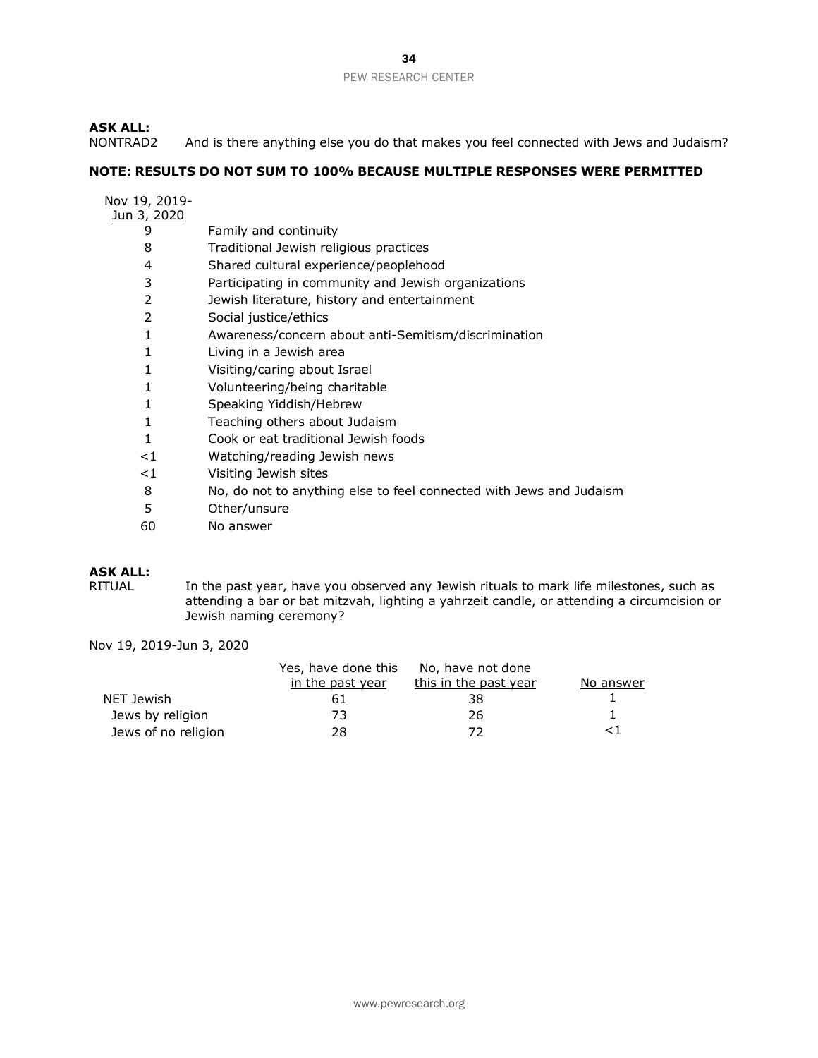**ASK ALL:**
NONTRAD2 And is there anything else you do that makes you feel connected with Jews and Judaism?

**NOTE: RESULTS DO NOT SUM TO 100% BECAUSE MULTIPLE RESPONSES WERE PERMITTED**

| Nov 19, 2019-Jun 3, 2020 | |
|---|---|
| 9 | Family and continuity |
| 8 | Traditional Jewish religious practices |
| 4 | Shared cultural experience/peoplehood |
| 3 | Participating in community and Jewish organizations |
| 2 | Jewish literature, history and entertainment |
| 2 | Social justice/ethics |
| 1 | Awareness/concern about anti-Semitism/discrimination |
| 1 | Living in a Jewish area |
| 1 | Visiting/caring about Israel |
| 1 | Volunteering/being charitable |
| 1 | Speaking Yiddish/Hebrew |
| 1 | Teaching others about Judaism |
| 1 | Cook or eat traditional Jewish foods |
| <1 | Watching/reading Jewish news |
| <1 | Visiting Jewish sites |
| 8 | No, do not to anything else to feel connected with Jews and Judaism |
| 5 | Other/unsure |
| 60 | No answer |

**ASK ALL:**
RITUAL In the past year, have you observed any Jewish rituals to mark life milestones, such as attending a bar or bat mitzvah, lighting a yahrzeit candle, or attending a circumcision or Jewish naming ceremony?

Nov 19, 2019-Jun 3, 2020

| | Yes, have done this in the past year | No, have not done this in the past year | No answer |
|---|---|---|---|
| NET Jewish | 61 | 38 | 1 |
| Jews by religion | 73 | 26 | 1 |
| Jews of no religion | 28 | 72 | <1 |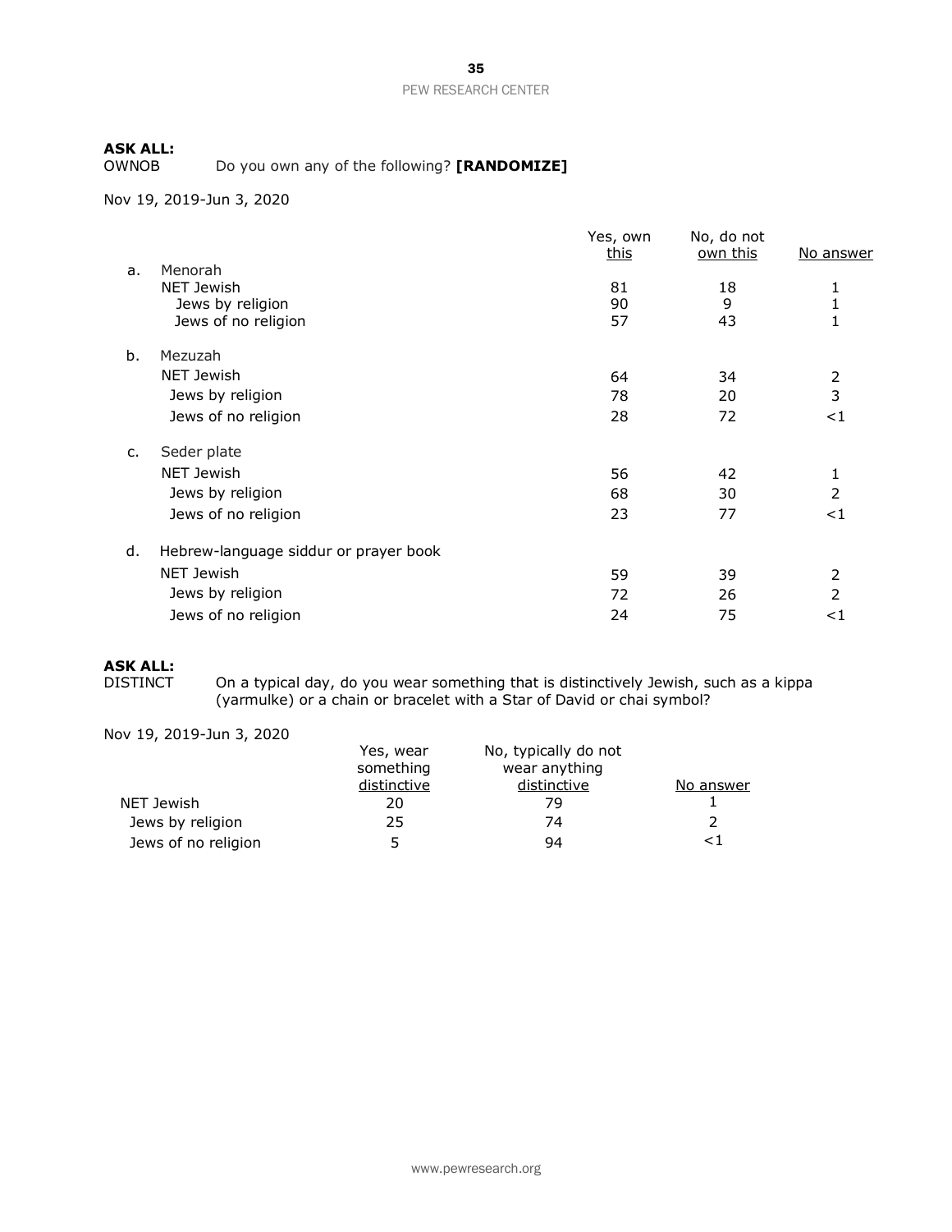**ASK ALL:**
OWNOB Do you own any of the following? **[RANDOMIZE]**

Nov 19, 2019-Jun 3, 2020

| | | Yes, own this | No, do not own this | No answer |
|---|---|---|---|---|
| a. | Menorah | | | |
| | NET Jewish | 81 | 18 | 1 |
| | Jews by religion | 90 | 9 | 1 |
| | Jews of no religion | 57 | 43 | 1 |
| b. | Mezuzah | | | |
| | NET Jewish | 64 | 34 | 2 |
| | Jews by religion | 78 | 20 | 3 |
| | Jews of no religion | 28 | 72 | <1 |
| c. | Seder plate | | | |
| | NET Jewish | 56 | 42 | 1 |
| | Jews by religion | 68 | 30 | 2 |
| | Jews of no religion | 23 | 77 | <1 |
| d. | Hebrew-language siddur or prayer book | | | |
| | NET Jewish | 59 | 39 | 2 |
| | Jews by religion | 72 | 26 | 2 |
| | Jews of no religion | 24 | 75 | <1 |

**ASK ALL:**
DISTINCT On a typical day, do you wear something that is distinctively Jewish, such as a kippa (yarmulke) or a chain or bracelet with a Star of David or chai symbol?

Nov 19, 2019-Jun 3, 2020

| | Yes, wear something distinctive | No, typically do not wear anything distinctive | No answer |
|---|---|---|---|
| NET Jewish | 20 | 79 | 1 |
| Jews by religion | 25 | 74 | 2 |
| Jews of no religion | 5 | 94 | <1 |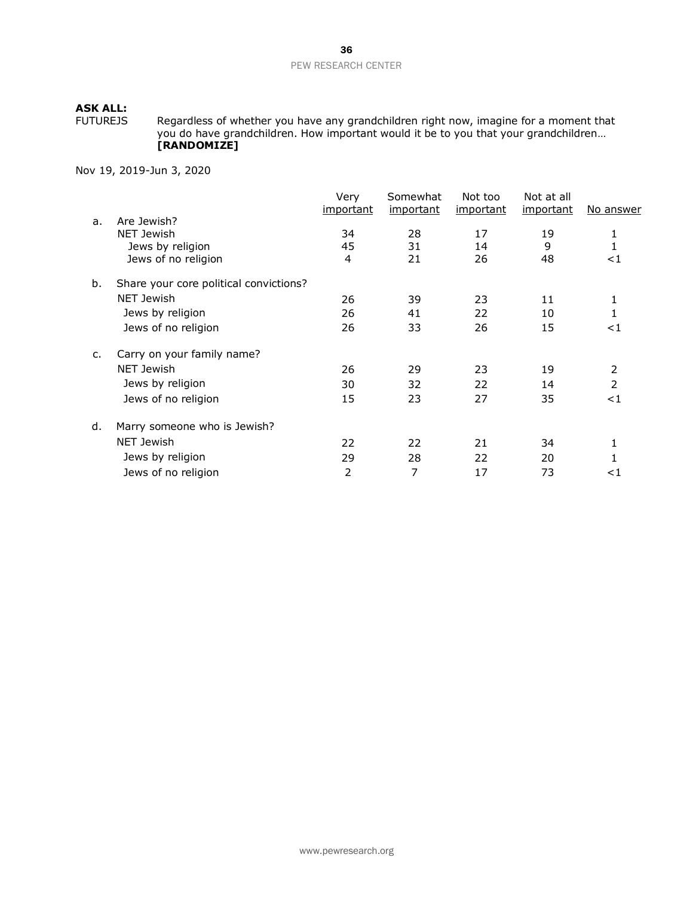**ASK ALL:**

FUTUREJS Regardless of whether you have any grandchildren right now, imagine for a moment that you do have grandchildren. How important would it be to you that your grandchildren… **[RANDOMIZE]**

Nov 19, 2019-Jun 3, 2020

| | | Very important | Somewhat important | Not too important | Not at all important | No answer |
|---|---|---|---|---|---|---|
| a. | Are Jewish? | | | | | |
| | NET Jewish | 34 | 28 | 17 | 19 | 1 |
| | Jews by religion | 45 | 31 | 14 | 9 | 1 |
| | Jews of no religion | 4 | 21 | 26 | 48 | <1 |
| b. | Share your core political convictions? | | | | | |
| | NET Jewish | 26 | 39 | 23 | 11 | 1 |
| | Jews by religion | 26 | 41 | 22 | 10 | 1 |
| | Jews of no religion | 26 | 33 | 26 | 15 | <1 |
| c. | Carry on your family name? | | | | | |
| | NET Jewish | 26 | 29 | 23 | 19 | 2 |
| | Jews by religion | 30 | 32 | 22 | 14 | 2 |
| | Jews of no religion | 15 | 23 | 27 | 35 | <1 |
| d. | Marry someone who is Jewish? | | | | | |
| | NET Jewish | 22 | 22 | 21 | 34 | 1 |
| | Jews by religion | 29 | 28 | 22 | 20 | 1 |
| | Jews of no religion | 2 | 7 | 17 | 73 | <1 |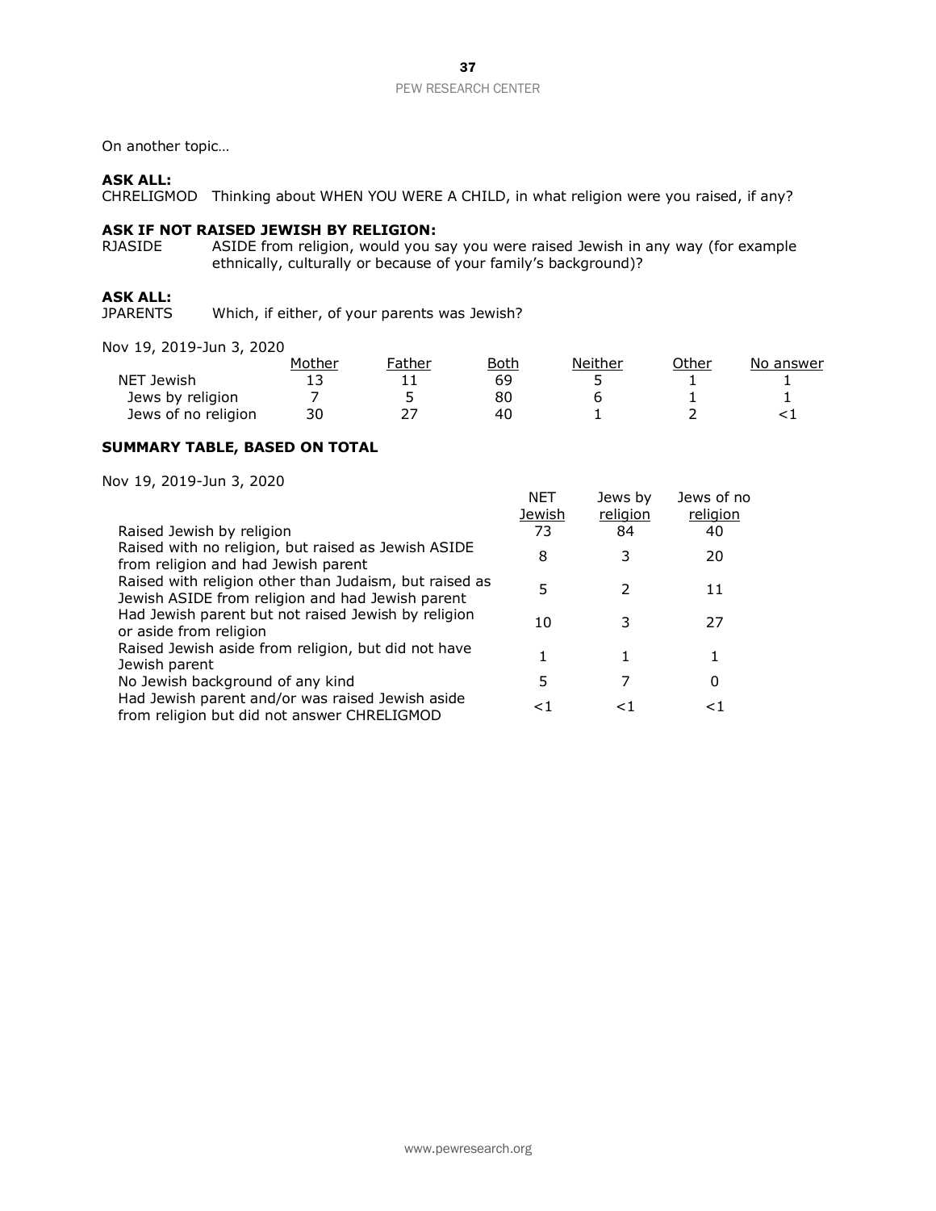On another topic…

**ASK ALL:**
CHRELIGMOD Thinking about WHEN YOU WERE A CHILD, in what religion were you raised, if any?

**ASK IF NOT RAISED JEWISH BY RELIGION:**
RJASIDE ASIDE from religion, would you say you were raised Jewish in any way (for example ethnically, culturally or because of your family's background)?

**ASK ALL:**
JPARENTS Which, if either, of your parents was Jewish?

Nov 19, 2019-Jun 3, 2020

| | Mother | Father | Both | Neither | Other | No answer |
|---|---|---|---|---|---|---|
| NET Jewish | 13 | 11 | 69 | 5 | 1 | 1 |
| Jews by religion | 7 | 5 | 80 | 6 | 1 | 1 |
| Jews of no religion | 30 | 27 | 40 | 1 | 2 | <1 |

**SUMMARY TABLE, BASED ON TOTAL**

Nov 19, 2019-Jun 3, 2020

| | NET Jewish | Jews by religion | Jews of no religion |
|---|---|---|---|
| Raised Jewish by religion | 73 | 84 | 40 |
| Raised with no religion, but raised as Jewish ASIDE from religion and had Jewish parent | 8 | 3 | 20 |
| Raised with religion other than Judaism, but raised as Jewish ASIDE from religion and had Jewish parent | 5 | 2 | 11 |
| Had Jewish parent but not raised Jewish by religion or aside from religion | 10 | 3 | 27 |
| Raised Jewish aside from religion, but did not have Jewish parent | 1 | 1 | 1 |
| No Jewish background of any kind | 5 | 7 | 0 |
| Had Jewish parent and/or was raised Jewish aside from religion but did not answer CHRELIGMOD | <1 | <1 | <1 |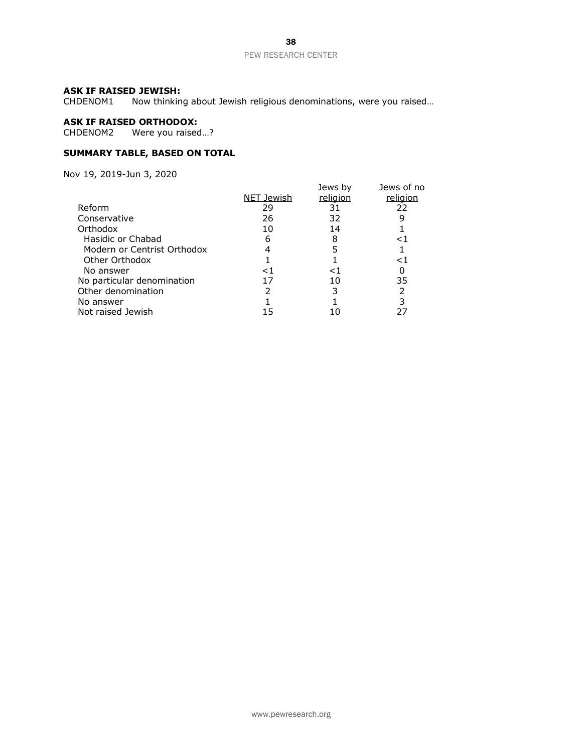**ASK IF RAISED JEWISH:**
CHDENOM1 Now thinking about Jewish religious denominations, were you raised…

**ASK IF RAISED ORTHODOX:**
CHDENOM2 Were you raised…?

**SUMMARY TABLE, BASED ON TOTAL**

Nov 19, 2019-Jun 3, 2020

| | NET Jewish | Jews by religion | Jews of no religion |
|---|---|---|---|
| Reform | 29 | 31 | 22 |
| Conservative | 26 | 32 | 9 |
| Orthodox | 10 | 14 | 1 |
| Hasidic or Chabad | 6 | 8 | <1 |
| Modern or Centrist Orthodox | 4 | 5 | 1 |
| Other Orthodox | 1 | 1 | <1 |
| No answer | <1 | <1 | 0 |
| No particular denomination | 17 | 10 | 35 |
| Other denomination | 2 | 3 | 2 |
| No answer | 1 | 1 | 3 |
| Not raised Jewish | 15 | 10 | 27 |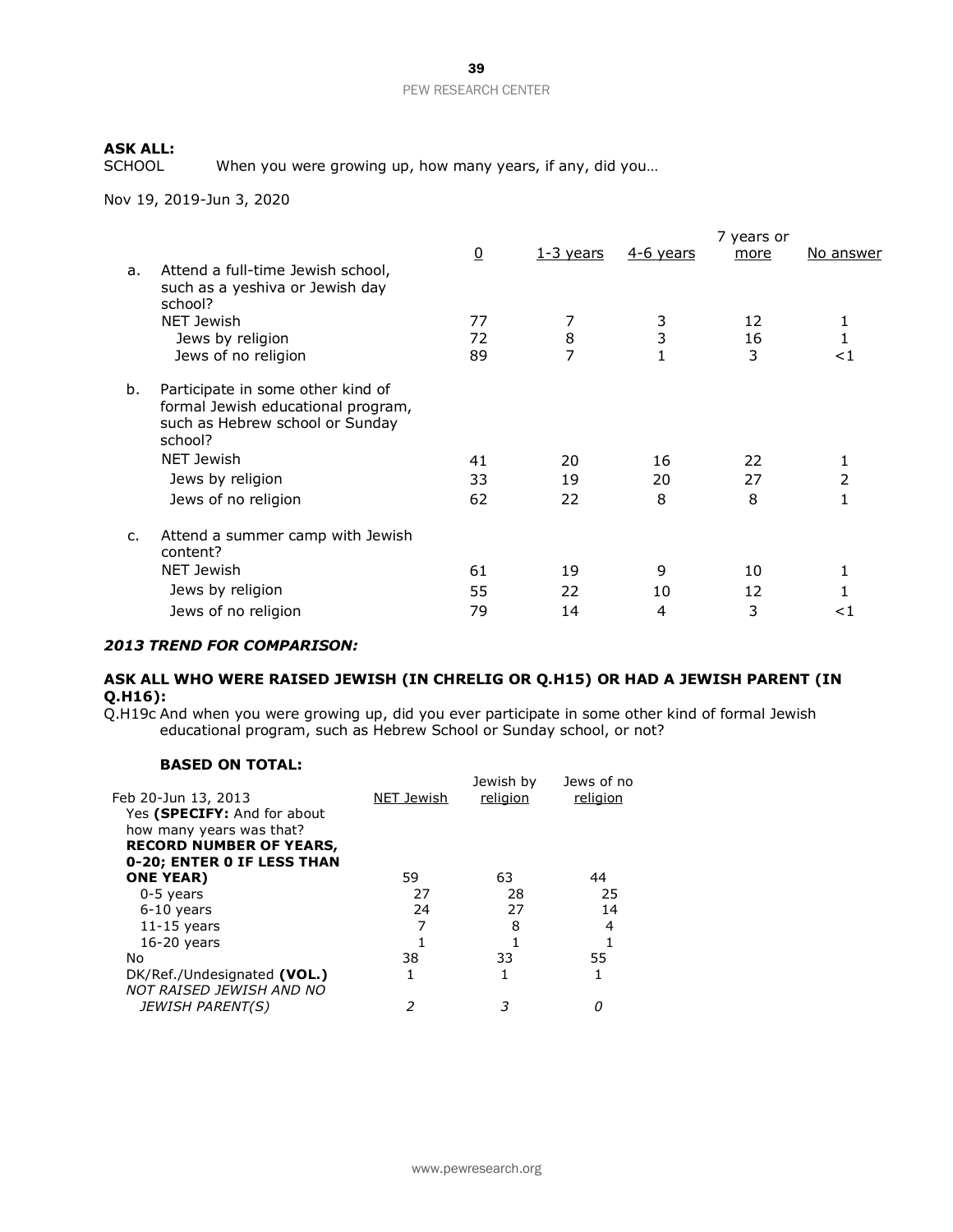**ASK ALL:**
SCHOOL When you were growing up, how many years, if any, did you…

Nov 19, 2019-Jun 3, 2020

| | | 0 | 1-3 years | 4-6 years | 7 years or more | No answer |
|---|---|---|---|---|---|---|
| a. | Attend a full-time Jewish school, such as a yeshiva or Jewish day school? | | | | | |
| | NET Jewish | 77 | 7 | 3 | 12 | 1 |
| | Jews by religion | 72 | 8 | 3 | 16 | 1 |
| | Jews of no religion | 89 | 7 | 1 | 3 | <1 |
| b. | Participate in some other kind of formal Jewish educational program, such as Hebrew school or Sunday school? | | | | | |
| | NET Jewish | 41 | 20 | 16 | 22 | 1 |
| | Jews by religion | 33 | 19 | 20 | 27 | 2 |
| | Jews of no religion | 62 | 22 | 8 | 8 | 1 |
| c. | Attend a summer camp with Jewish content? | | | | | |
| | NET Jewish | 61 | 19 | 9 | 10 | 1 |
| | Jews by religion | 55 | 22 | 10 | 12 | 1 |
| | Jews of no religion | 79 | 14 | 4 | 3 | <1 |

***2013 TREND FOR COMPARISON:***

**ASK ALL WHO WERE RAISED JEWISH (IN CHRELIG OR Q.H15) OR HAD A JEWISH PARENT (IN Q.H16):**
Q.H19c And when you were growing up, did you ever participate in some other kind of formal Jewish educational program, such as Hebrew School or Sunday school, or not?

**BASED ON TOTAL:**

| Feb 20-Jun 13, 2013 | NET Jewish | Jewish by religion | Jews of no religion |
|---|---|---|---|
| Yes **(SPECIFY:** And for about how many years was that? **RECORD NUMBER OF YEARS, 0-20; ENTER 0 IF LESS THAN ONE YEAR)** | 59 | 63 | 44 |
| 0-5 years | 27 | 28 | 25 |
| 6-10 years | 24 | 27 | 14 |
| 11-15 years | 7 | 8 | 4 |
| 16-20 years | 1 | 1 | 1 |
| No | 38 | 33 | 55 |
| DK/Ref./Undesignated **(VOL.)** | 1 | 1 | 1 |
| *NOT RAISED JEWISH AND NO JEWISH PARENT(S)* | *2* | *3* | *0* |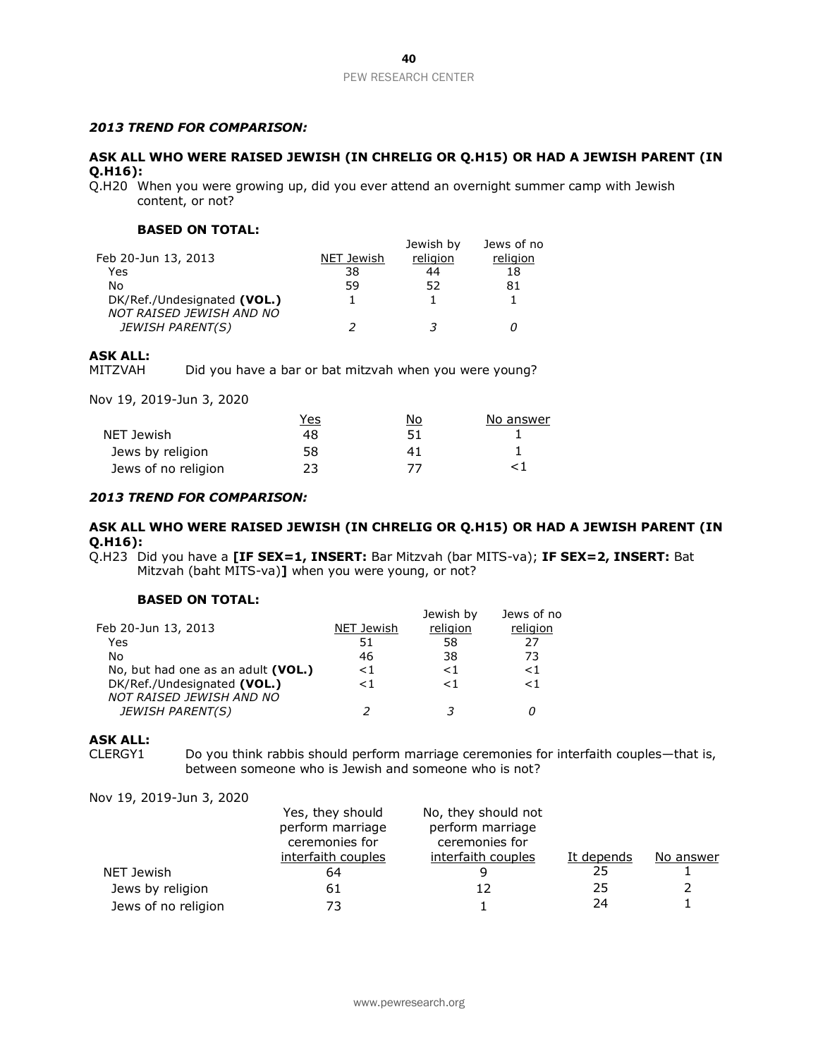***2013 TREND FOR COMPARISON:***

**ASK ALL WHO WERE RAISED JEWISH (IN CHRELIG OR Q.H15) OR HAD A JEWISH PARENT (IN Q.H16):**

Q.H20 When you were growing up, did you ever attend an overnight summer camp with Jewish content, or not?

**BASED ON TOTAL:**

| Feb 20-Jun 13, 2013 | NET Jewish | Jewish by religion | Jews of no religion |
|---|---|---|---|
| Yes | 38 | 44 | 18 |
| No | 59 | 52 | 81 |
| DK/Ref./Undesignated **(VOL.)** | 1 | 1 | 1 |
| *NOT RAISED JEWISH AND NO JEWISH PARENT(S)* | *2* | *3* | *0* |

**ASK ALL:**

MITZVAH Did you have a bar or bat mitzvah when you were young?

Nov 19, 2019-Jun 3, 2020

| | Yes | No | No answer |
|---|---|---|---|
| NET Jewish | 48 | 51 | 1 |
| Jews by religion | 58 | 41 | 1 |
| Jews of no religion | 23 | 77 | <1 |

***2013 TREND FOR COMPARISON:***

**ASK ALL WHO WERE RAISED JEWISH (IN CHRELIG OR Q.H15) OR HAD A JEWISH PARENT (IN Q.H16):**

Q.H23 Did you have a **[IF SEX=1, INSERT:** Bar Mitzvah (bar MITS-va); **IF SEX=2, INSERT:** Bat Mitzvah (baht MITS-va)**]** when you were young, or not?

**BASED ON TOTAL:**

| Feb 20-Jun 13, 2013 | NET Jewish | Jewish by religion | Jews of no religion |
|---|---|---|---|
| Yes | 51 | 58 | 27 |
| No | 46 | 38 | 73 |
| No, but had one as an adult **(VOL.)** | <1 | <1 | <1 |
| DK/Ref./Undesignated **(VOL.)** | <1 | <1 | <1 |
| *NOT RAISED JEWISH AND NO JEWISH PARENT(S)* | *2* | *3* | *0* |

**ASK ALL:**

CLERGY1 Do you think rabbis should perform marriage ceremonies for interfaith couples—that is, between someone who is Jewish and someone who is not?

Nov 19, 2019-Jun 3, 2020

| | Yes, they should perform marriage ceremonies for interfaith couples | No, they should not perform marriage ceremonies for interfaith couples | It depends | No answer |
|---|---|---|---|---|
| NET Jewish | 64 | 9 | 25 | 1 |
| Jews by religion | 61 | 12 | 25 | 2 |
| Jews of no religion | 73 | 1 | 24 | 1 |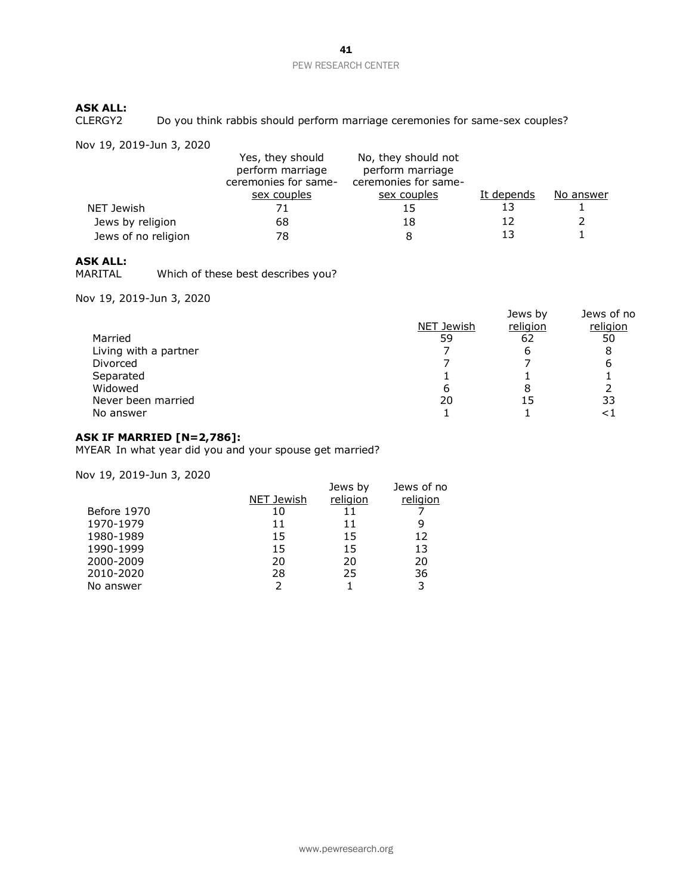**ASK ALL:**
CLERGY2 Do you think rabbis should perform marriage ceremonies for same-sex couples?

Nov 19, 2019-Jun 3, 2020

| | Yes, they should perform marriage ceremonies for same-sex couples | No, they should not perform marriage ceremonies for same-sex couples | It depends | No answer |
|---|---|---|---|---|
| NET Jewish | 71 | 15 | 13 | 1 |
| Jews by religion | 68 | 18 | 12 | 2 |
| Jews of no religion | 78 | 8 | 13 | 1 |

**ASK ALL:**
MARITAL Which of these best describes you?

Nov 19, 2019-Jun 3, 2020

| | NET Jewish | Jews by religion | Jews of no religion |
|---|---|---|---|
| Married | 59 | 62 | 50 |
| Living with a partner | 7 | 6 | 8 |
| Divorced | 7 | 7 | 6 |
| Separated | 1 | 1 | 1 |
| Widowed | 6 | 8 | 2 |
| Never been married | 20 | 15 | 33 |
| No answer | 1 | 1 | <1 |

**ASK IF MARRIED [N=2,786]:**
MYEAR In what year did you and your spouse get married?

Nov 19, 2019-Jun 3, 2020

| | NET Jewish | Jews by religion | Jews of no religion |
|---|---|---|---|
| Before 1970 | 10 | 11 | 7 |
| 1970-1979 | 11 | 11 | 9 |
| 1980-1989 | 15 | 15 | 12 |
| 1990-1999 | 15 | 15 | 13 |
| 2000-2009 | 20 | 20 | 20 |
| 2010-2020 | 28 | 25 | 36 |
| No answer | 2 | 1 | 3 |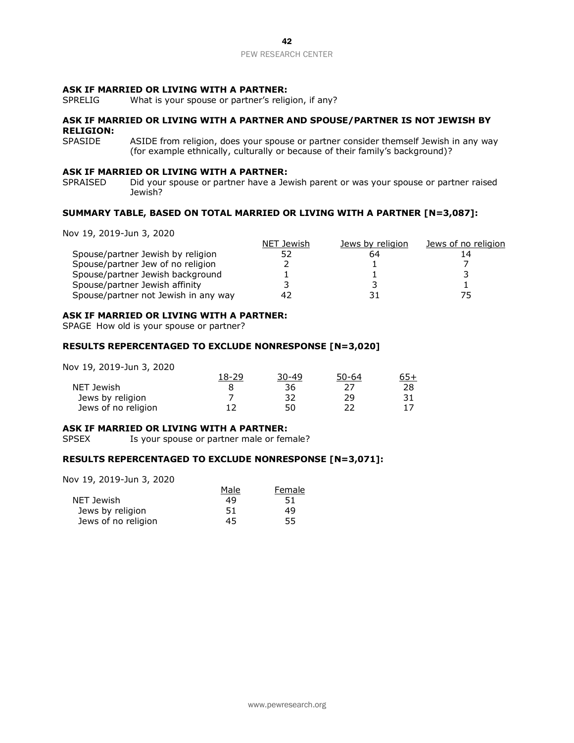**ASK IF MARRIED OR LIVING WITH A PARTNER:**

SPRELIG What is your spouse or partner's religion, if any?

**ASK IF MARRIED OR LIVING WITH A PARTNER AND SPOUSE/PARTNER IS NOT JEWISH BY RELIGION:**

SPASIDE ASIDE from religion, does your spouse or partner consider themself Jewish in any way (for example ethnically, culturally or because of their family's background)?

**ASK IF MARRIED OR LIVING WITH A PARTNER:**

SPRAISED Did your spouse or partner have a Jewish parent or was your spouse or partner raised Jewish?

**SUMMARY TABLE, BASED ON TOTAL MARRIED OR LIVING WITH A PARTNER [N=3,087]:**

Nov 19, 2019-Jun 3, 2020

| | NET Jewish | Jews by religion | Jews of no religion |
|---|---|---|---|
| Spouse/partner Jewish by religion | 52 | 64 | 14 |
| Spouse/partner Jew of no religion | 2 | 1 | 7 |
| Spouse/partner Jewish background | 1 | 1 | 3 |
| Spouse/partner Jewish affinity | 3 | 3 | 1 |
| Spouse/partner not Jewish in any way | 42 | 31 | 75 |

**ASK IF MARRIED OR LIVING WITH A PARTNER:**

SPAGE How old is your spouse or partner?

**RESULTS REPERCENTAGED TO EXCLUDE NONRESPONSE [N=3,020]**

Nov 19, 2019-Jun 3, 2020

| | 18-29 | 30-49 | 50-64 | 65+ |
|---|---|---|---|---|
| NET Jewish | 8 | 36 | 27 | 28 |
| Jews by religion | 7 | 32 | 29 | 31 |
| Jews of no religion | 12 | 50 | 22 | 17 |

**ASK IF MARRIED OR LIVING WITH A PARTNER:**

SPSEX Is your spouse or partner male or female?

**RESULTS REPERCENTAGED TO EXCLUDE NONRESPONSE [N=3,071]:**

Nov 19, 2019-Jun 3, 2020

| | Male | Female |
|---|---|---|
| NET Jewish | 49 | 51 |
| Jews by religion | 51 | 49 |
| Jews of no religion | 45 | 55 |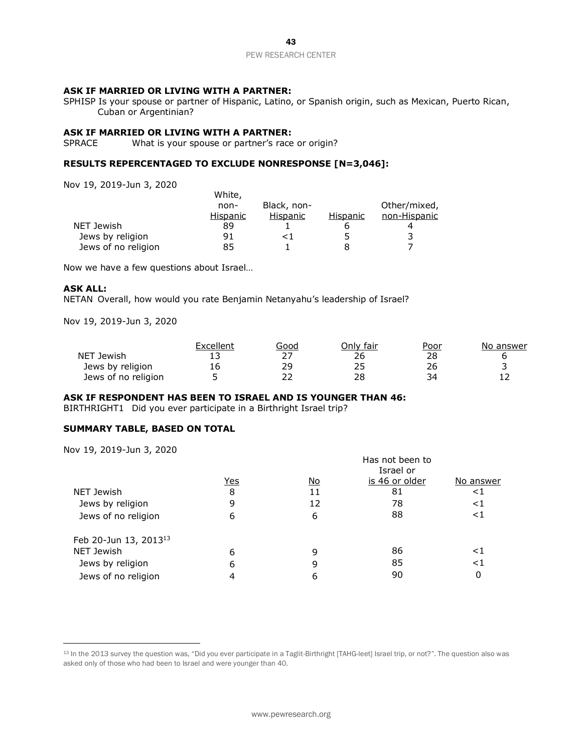**ASK IF MARRIED OR LIVING WITH A PARTNER:**

SPHISP Is your spouse or partner of Hispanic, Latino, or Spanish origin, such as Mexican, Puerto Rican, Cuban or Argentinian?

**ASK IF MARRIED OR LIVING WITH A PARTNER:**

SPRACE What is your spouse or partner's race or origin?

**RESULTS REPERCENTAGED TO EXCLUDE NONRESPONSE [N=3,046]:**

Nov 19, 2019-Jun 3, 2020

| | White, non-Hispanic | Black, non-Hispanic | Hispanic | Other/mixed, non-Hispanic |
|---|---|---|---|---|
| NET Jewish | 89 | 1 | 6 | 4 |
| Jews by religion | 91 | <1 | 5 | 3 |
| Jews of no religion | 85 | 1 | 8 | 7 |

Now we have a few questions about Israel…

**ASK ALL:**

NETAN Overall, how would you rate Benjamin Netanyahu's leadership of Israel?

Nov 19, 2019-Jun 3, 2020

| | Excellent | Good | Only fair | Poor | No answer |
|---|---|---|---|---|---|
| NET Jewish | 13 | 27 | 26 | 28 | 6 |
| Jews by religion | 16 | 29 | 25 | 26 | 3 |
| Jews of no religion | 5 | 22 | 28 | 34 | 12 |

**ASK IF RESPONDENT HAS BEEN TO ISRAEL AND IS YOUNGER THAN 46:**

BIRTHRIGHT1 Did you ever participate in a Birthright Israel trip?

**SUMMARY TABLE, BASED ON TOTAL**

Nov 19, 2019-Jun 3, 2020

| | Yes | No | Has not been to Israel or is 46 or older | No answer |
|---|---|---|---|---|
| NET Jewish | 8 | 11 | 81 | <1 |
| Jews by religion | 9 | 12 | 78 | <1 |
| Jews of no religion | 6 | 6 | 88 | <1 |
| Feb 20-Jun 13, 2013[13] | | | | |
| NET Jewish | 6 | 9 | 86 | <1 |
| Jews by religion | 6 | 9 | 85 | <1 |
| Jews of no religion | 4 | 6 | 90 | 0 |

[13] In the 2013 survey the question was, "Did you ever participate in a Taglit-Birthright [TAHG-leet] Israel trip, or not?". The question also was asked only of those who had been to Israel and were younger than 40.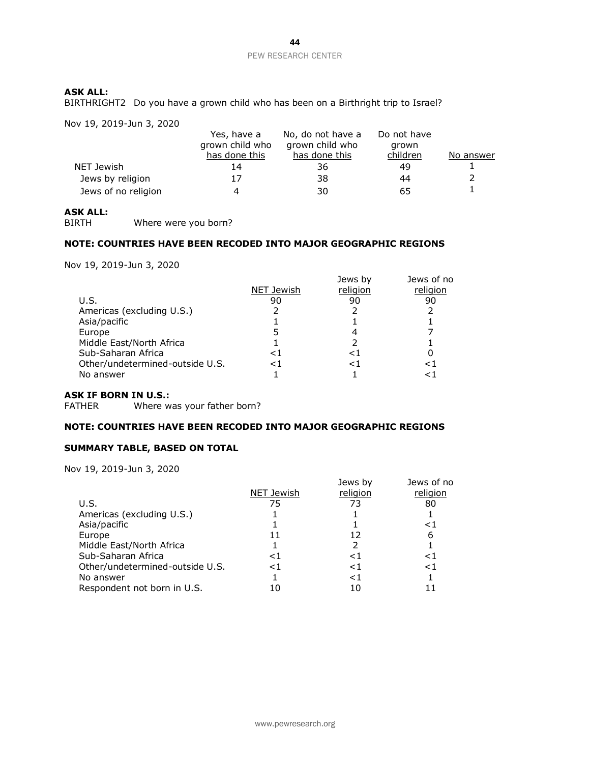**ASK ALL:**

BIRTHRIGHT2 Do you have a grown child who has been on a Birthright trip to Israel?

Nov 19, 2019-Jun 3, 2020

| | Yes, have a grown child who has done this | No, do not have a grown child who has done this | Do not have grown children | No answer |
|---|---|---|---|---|
| NET Jewish | 14 | 36 | 49 | 1 |
| Jews by religion | 17 | 38 | 44 | 2 |
| Jews of no religion | 4 | 30 | 65 | 1 |

**ASK ALL:**

BIRTH Where were you born?

**NOTE: COUNTRIES HAVE BEEN RECODED INTO MAJOR GEOGRAPHIC REGIONS**

Nov 19, 2019-Jun 3, 2020

| | NET Jewish | Jews by religion | Jews of no religion |
|---|---|---|---|
| U.S. | 90 | 90 | 90 |
| Americas (excluding U.S.) | 2 | 2 | 2 |
| Asia/pacific | 1 | 1 | 1 |
| Europe | 5 | 4 | 7 |
| Middle East/North Africa | 1 | 2 | 1 |
| Sub-Saharan Africa | <1 | <1 | 0 |
| Other/undetermined-outside U.S. | <1 | <1 | <1 |
| No answer | 1 | 1 | <1 |

**ASK IF BORN IN U.S.:**

FATHER Where was your father born?

**NOTE: COUNTRIES HAVE BEEN RECODED INTO MAJOR GEOGRAPHIC REGIONS**

**SUMMARY TABLE, BASED ON TOTAL**

Nov 19, 2019-Jun 3, 2020

| | NET Jewish | Jews by religion | Jews of no religion |
|---|---|---|---|
| U.S. | 75 | 73 | 80 |
| Americas (excluding U.S.) | 1 | 1 | 1 |
| Asia/pacific | 1 | 1 | <1 |
| Europe | 11 | 12 | 6 |
| Middle East/North Africa | 1 | 2 | 1 |
| Sub-Saharan Africa | <1 | <1 | <1 |
| Other/undetermined-outside U.S. | <1 | <1 | <1 |
| No answer | 1 | <1 | 1 |
| Respondent not born in U.S. | 10 | 10 | 11 |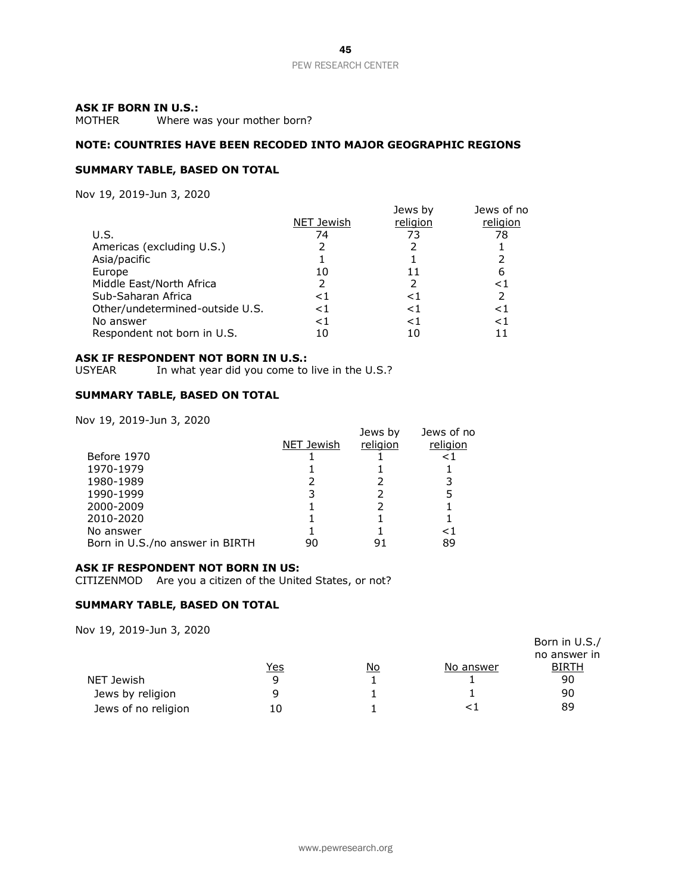**ASK IF BORN IN U.S.:**
MOTHER Where was your mother born?

**NOTE: COUNTRIES HAVE BEEN RECODED INTO MAJOR GEOGRAPHIC REGIONS**

**SUMMARY TABLE, BASED ON TOTAL**

Nov 19, 2019-Jun 3, 2020

| | NET Jewish | Jews by religion | Jews of no religion |
|---|---|---|---|
| U.S. | 74 | 73 | 78 |
| Americas (excluding U.S.) | 2 | 2 | 1 |
| Asia/pacific | 1 | 1 | 2 |
| Europe | 10 | 11 | 6 |
| Middle East/North Africa | 2 | 2 | <1 |
| Sub-Saharan Africa | <1 | <1 | 2 |
| Other/undetermined-outside U.S. | <1 | <1 | <1 |
| No answer | <1 | <1 | <1 |
| Respondent not born in U.S. | 10 | 10 | 11 |

**ASK IF RESPONDENT NOT BORN IN U.S.:**
USYEAR In what year did you come to live in the U.S.?

**SUMMARY TABLE, BASED ON TOTAL**

Nov 19, 2019-Jun 3, 2020

| | NET Jewish | Jews by religion | Jews of no religion |
|---|---|---|---|
| Before 1970 | 1 | 1 | <1 |
| 1970-1979 | 1 | 1 | 1 |
| 1980-1989 | 2 | 2 | 3 |
| 1990-1999 | 3 | 2 | 5 |
| 2000-2009 | 1 | 2 | 1 |
| 2010-2020 | 1 | 1 | 1 |
| No answer | 1 | 1 | <1 |
| Born in U.S./no answer in BIRTH | 90 | 91 | 89 |

**ASK IF RESPONDENT NOT BORN IN US:**
CITIZENMOD Are you a citizen of the United States, or not?

**SUMMARY TABLE, BASED ON TOTAL**

Nov 19, 2019-Jun 3, 2020

| | Yes | No | No answer | Born in U.S./ no answer in BIRTH |
|---|---|---|---|---|
| NET Jewish | 9 | 1 | 1 | 90 |
| Jews by religion | 9 | 1 | 1 | 90 |
| Jews of no religion | 10 | 1 | <1 | 89 |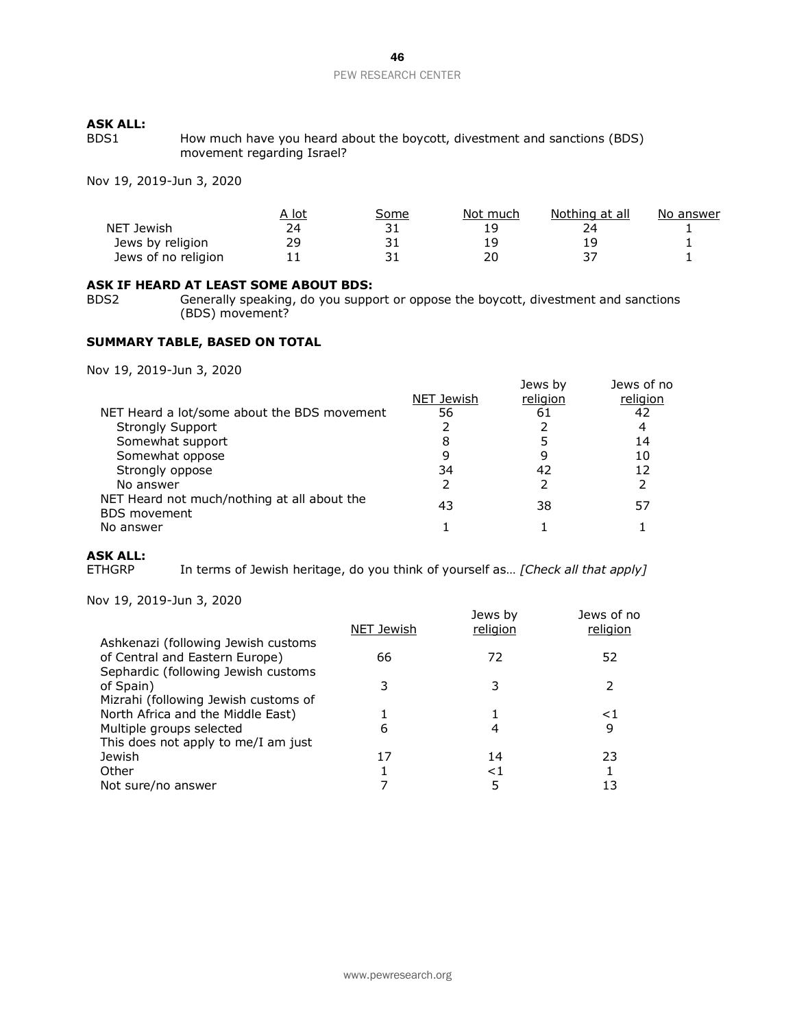**ASK ALL:**

BDS1 How much have you heard about the boycott, divestment and sanctions (BDS) movement regarding Israel?

Nov 19, 2019-Jun 3, 2020

| | A lot | Some | Not much | Nothing at all | No answer |
|---|---|---|---|---|---|
| NET Jewish | 24 | 31 | 19 | 24 | 1 |
| Jews by religion | 29 | 31 | 19 | 19 | 1 |
| Jews of no religion | 11 | 31 | 20 | 37 | 1 |

**ASK IF HEARD AT LEAST SOME ABOUT BDS:**

BDS2 Generally speaking, do you support or oppose the boycott, divestment and sanctions (BDS) movement?

**SUMMARY TABLE, BASED ON TOTAL**

Nov 19, 2019-Jun 3, 2020

| | NET Jewish | Jews by religion | Jews of no religion |
|---|---|---|---|
| NET Heard a lot/some about the BDS movement | 56 | 61 | 42 |
| Strongly Support | 2 | 2 | 4 |
| Somewhat support | 8 | 5 | 14 |
| Somewhat oppose | 9 | 9 | 10 |
| Strongly oppose | 34 | 42 | 12 |
| No answer | 2 | 2 | 2 |
| NET Heard not much/nothing at all about the BDS movement | 43 | 38 | 57 |
| No answer | 1 | 1 | 1 |

**ASK ALL:**

ETHGRP In terms of Jewish heritage, do you think of yourself as… *[Check all that apply]*

Nov 19, 2019-Jun 3, 2020

| | NET Jewish | Jews by religion | Jews of no religion |
|---|---|---|---|
| Ashkenazi (following Jewish customs of Central and Eastern Europe) | 66 | 72 | 52 |
| Sephardic (following Jewish customs of Spain) | 3 | 3 | 2 |
| Mizrahi (following Jewish customs of North Africa and the Middle East) | 1 | 1 | <1 |
| Multiple groups selected | 6 | 4 | 9 |
| This does not apply to me/I am just Jewish | 17 | 14 | 23 |
| Other | 1 | <1 | 1 |
| Not sure/no answer | 7 | 5 | 13 |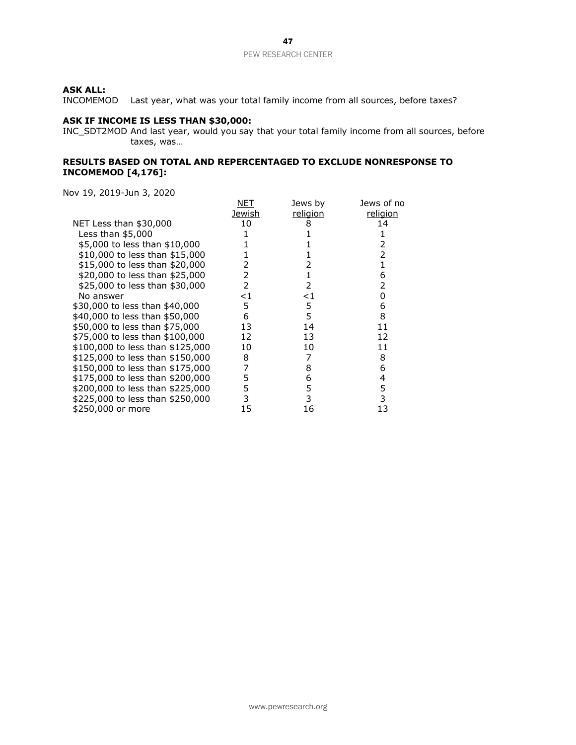**ASK ALL:**
INCOMEMOD Last year, what was your total family income from all sources, before taxes?

**ASK IF INCOME IS LESS THAN $30,000:**
INC_SDT2MOD And last year, would you say that your total family income from all sources, before taxes, was…

**RESULTS BASED ON TOTAL AND REPERCENTAGED TO EXCLUDE NONRESPONSE TO INCOMEMOD [4,176]:**

Nov 19, 2019-Jun 3, 2020

| | NET Jewish | Jews by religion | Jews of no religion |
|---|---|---|---|
| NET Less than $30,000 | 10 | 8 | 14 |
| Less than $5,000 | 1 | 1 | 1 |
| $5,000 to less than $10,000 | 1 | 1 | 2 |
| $10,000 to less than $15,000 | 1 | 1 | 2 |
| $15,000 to less than $20,000 | 2 | 2 | 1 |
| $20,000 to less than $25,000 | 2 | 1 | 6 |
| $25,000 to less than $30,000 | 2 | 2 | 2 |
| No answer | <1 | <1 | 0 |
| $30,000 to less than $40,000 | 5 | 5 | 6 |
| $40,000 to less than $50,000 | 6 | 5 | 8 |
| $50,000 to less than $75,000 | 13 | 14 | 11 |
| $75,000 to less than $100,000 | 12 | 13 | 12 |
| $100,000 to less than $125,000 | 10 | 10 | 11 |
| $125,000 to less than $150,000 | 8 | 7 | 8 |
| $150,000 to less than $175,000 | 7 | 8 | 6 |
| $175,000 to less than $200,000 | 5 | 6 | 4 |
| $200,000 to less than $225,000 | 5 | 5 | 5 |
| $225,000 to less than $250,000 | 3 | 3 | 3 |
| $250,000 or more | 15 | 16 | 13 |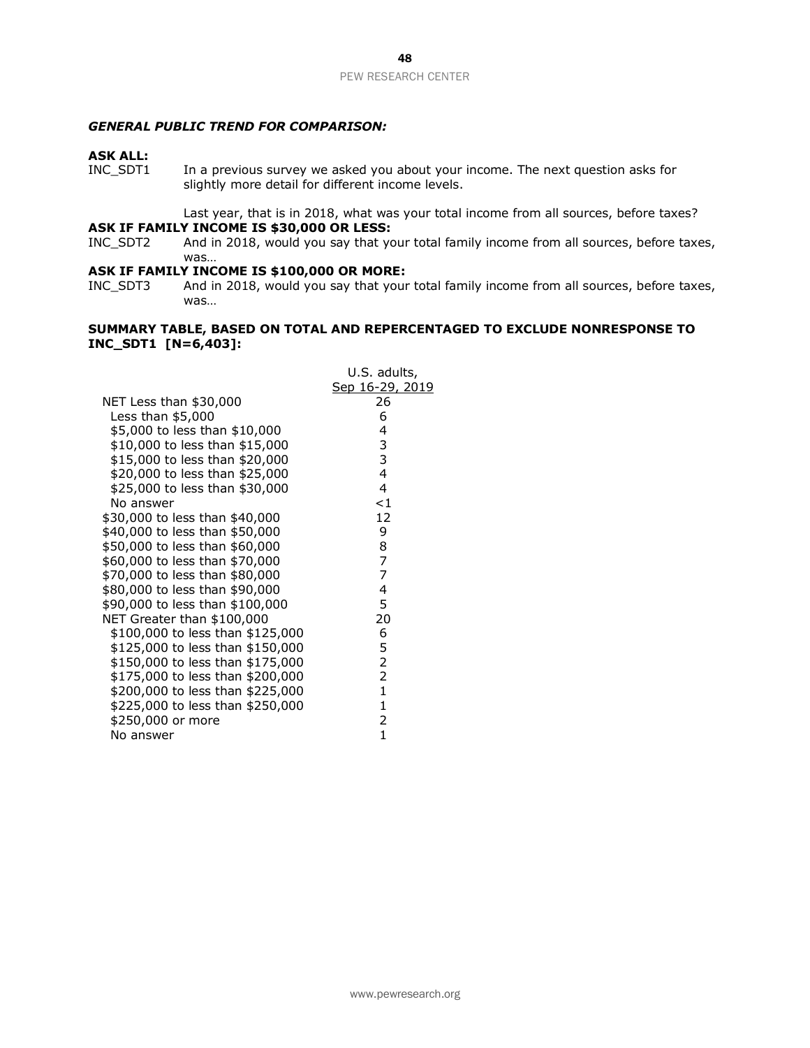***GENERAL PUBLIC TREND FOR COMPARISON:***

**ASK ALL:**

INC_SDT1 In a previous survey we asked you about your income. The next question asks for slightly more detail for different income levels.

Last year, that is in 2018, what was your total income from all sources, before taxes?

**ASK IF FAMILY INCOME IS $30,000 OR LESS:**

INC_SDT2 And in 2018, would you say that your total family income from all sources, before taxes, was…

**ASK IF FAMILY INCOME IS $100,000 OR MORE:**

INC_SDT3 And in 2018, would you say that your total family income from all sources, before taxes, was…

**SUMMARY TABLE, BASED ON TOTAL AND REPERCENTAGED TO EXCLUDE NONRESPONSE TO INC_SDT1 [N=6,403]:**

| | U.S. adults, Sep 16-29, 2019 |
|---|---|
| NET Less than $30,000 | 26 |
| Less than $5,000 | 6 |
| $5,000 to less than $10,000 | 4 |
| $10,000 to less than $15,000 | 3 |
| $15,000 to less than $20,000 | 3 |
| $20,000 to less than $25,000 | 4 |
| $25,000 to less than $30,000 | 4 |
| No answer | <1 |
| $30,000 to less than $40,000 | 12 |
| $40,000 to less than $50,000 | 9 |
| $50,000 to less than $60,000 | 8 |
| $60,000 to less than $70,000 | 7 |
| $70,000 to less than $80,000 | 7 |
| $80,000 to less than $90,000 | 4 |
| $90,000 to less than $100,000 | 5 |
| NET Greater than $100,000 | 20 |
| $100,000 to less than $125,000 | 6 |
| $125,000 to less than $150,000 | 5 |
| $150,000 to less than $175,000 | 2 |
| $175,000 to less than $200,000 | 2 |
| $200,000 to less than $225,000 | 1 |
| $225,000 to less than $250,000 | 1 |
| $250,000 or more | 2 |
| No answer | 1 |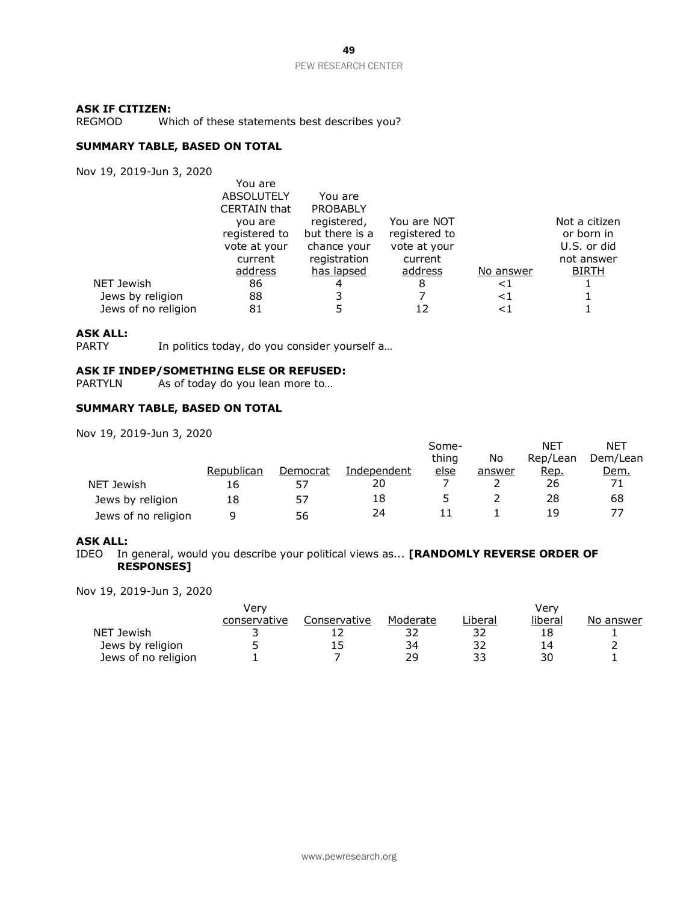**ASK IF CITIZEN:**
REGMOD Which of these statements best describes you?

**SUMMARY TABLE, BASED ON TOTAL**

Nov 19, 2019-Jun 3, 2020

| | You are ABSOLUTELY CERTAIN that you are registered to vote at your current address | You are PROBABLY registered, but there is a chance your registration has lapsed | You are NOT registered to vote at your current address | No answer | Not a citizen or born in U.S. or did not answer BIRTH |
|---|---|---|---|---|---|
| NET Jewish | 86 | 4 | 8 | <1 | 1 |
| Jews by religion | 88 | 3 | 7 | <1 | 1 |
| Jews of no religion | 81 | 5 | 12 | <1 | 1 |

**ASK ALL:**
PARTY In politics today, do you consider yourself a…

**ASK IF INDEP/SOMETHING ELSE OR REFUSED:**
PARTYLN As of today do you lean more to…

**SUMMARY TABLE, BASED ON TOTAL**

Nov 19, 2019-Jun 3, 2020

| | Republican | Democrat | Independent | Something else | No answer | NET Rep/Lean Rep. | NET Dem/Lean Dem. |
|---|---|---|---|---|---|---|---|
| NET Jewish | 16 | 57 | 20 | 7 | 2 | 26 | 71 |
| Jews by religion | 18 | 57 | 18 | 5 | 2 | 28 | 68 |
| Jews of no religion | 9 | 56 | 24 | 11 | 1 | 19 | 77 |

**ASK ALL:**
IDEO In general, would you describe your political views as... **[RANDOMLY REVERSE ORDER OF RESPONSES]**

Nov 19, 2019-Jun 3, 2020

| | Very conservative | Conservative | Moderate | Liberal | Very liberal | No answer |
|---|---|---|---|---|---|---|
| NET Jewish | 3 | 12 | 32 | 32 | 18 | 1 |
| Jews by religion | 5 | 15 | 34 | 32 | 14 | 2 |
| Jews of no religion | 1 | 7 | 29 | 33 | 30 | 1 |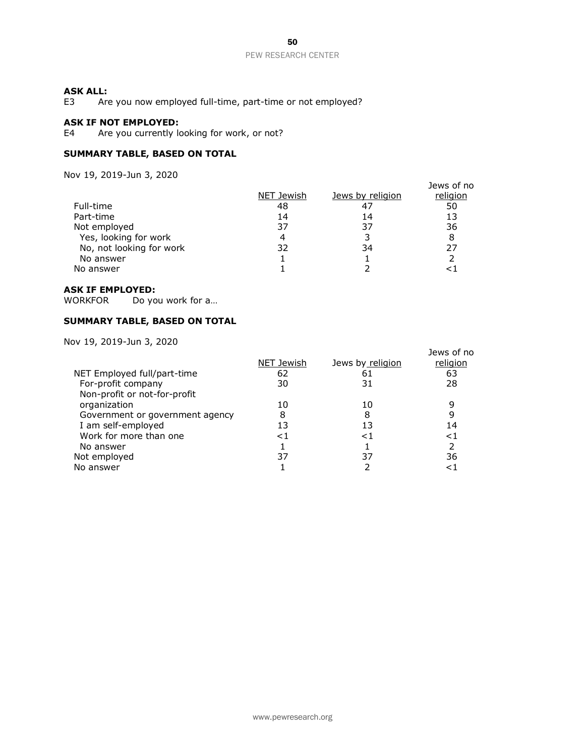**ASK ALL:**
E3 Are you now employed full-time, part-time or not employed?

**ASK IF NOT EMPLOYED:**
E4 Are you currently looking for work, or not?

**SUMMARY TABLE, BASED ON TOTAL**

Nov 19, 2019-Jun 3, 2020

| | NET Jewish | Jews by religion | Jews of no religion |
|---|---|---|---|
| Full-time | 48 | 47 | 50 |
| Part-time | 14 | 14 | 13 |
| Not employed | 37 | 37 | 36 |
| Yes, looking for work | 4 | 3 | 8 |
| No, not looking for work | 32 | 34 | 27 |
| No answer | 1 | 1 | 2 |
| No answer | 1 | 2 | <1 |

**ASK IF EMPLOYED:**
WORKFOR Do you work for a…

**SUMMARY TABLE, BASED ON TOTAL**

Nov 19, 2019-Jun 3, 2020

| | NET Jewish | Jews by religion | Jews of no religion |
|---|---|---|---|
| NET Employed full/part-time | 62 | 61 | 63 |
| For-profit company | 30 | 31 | 28 |
| Non-profit or not-for-profit organization | 10 | 10 | 9 |
| Government or government agency | 8 | 8 | 9 |
| I am self-employed | 13 | 13 | 14 |
| Work for more than one | <1 | <1 | <1 |
| No answer | 1 | 1 | 2 |
| Not employed | 37 | 37 | 36 |
| No answer | 1 | 2 | <1 |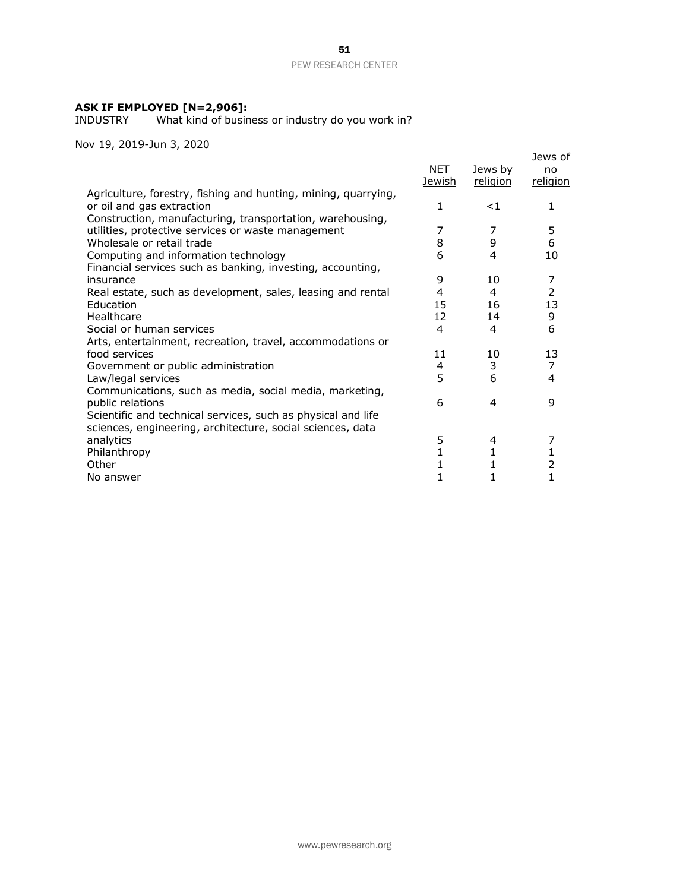**ASK IF EMPLOYED [N=2,906]:**
INDUSTRY What kind of business or industry do you work in?

Nov 19, 2019-Jun 3, 2020

| | NET Jewish | Jews by religion | Jews of no religion |
|---|---|---|---|
| Agriculture, forestry, fishing and hunting, mining, quarrying, or oil and gas extraction | 1 | <1 | 1 |
| Construction, manufacturing, transportation, warehousing, utilities, protective services or waste management | 7 | 7 | 5 |
| Wholesale or retail trade | 8 | 9 | 6 |
| Computing and information technology | 6 | 4 | 10 |
| Financial services such as banking, investing, accounting, insurance | 9 | 10 | 7 |
| Real estate, such as development, sales, leasing and rental | 4 | 4 | 2 |
| Education | 15 | 16 | 13 |
| Healthcare | 12 | 14 | 9 |
| Social or human services | 4 | 4 | 6 |
| Arts, entertainment, recreation, travel, accommodations or food services | 11 | 10 | 13 |
| Government or public administration | 4 | 3 | 7 |
| Law/legal services | 5 | 6 | 4 |
| Communications, such as media, social media, marketing, public relations | 6 | 4 | 9 |
| Scientific and technical services, such as physical and life sciences, engineering, architecture, social sciences, data analytics | 5 | 4 | 7 |
| Philanthropy | 1 | 1 | 1 |
| Other | 1 | 1 | 2 |
| No answer | 1 | 1 | 1 |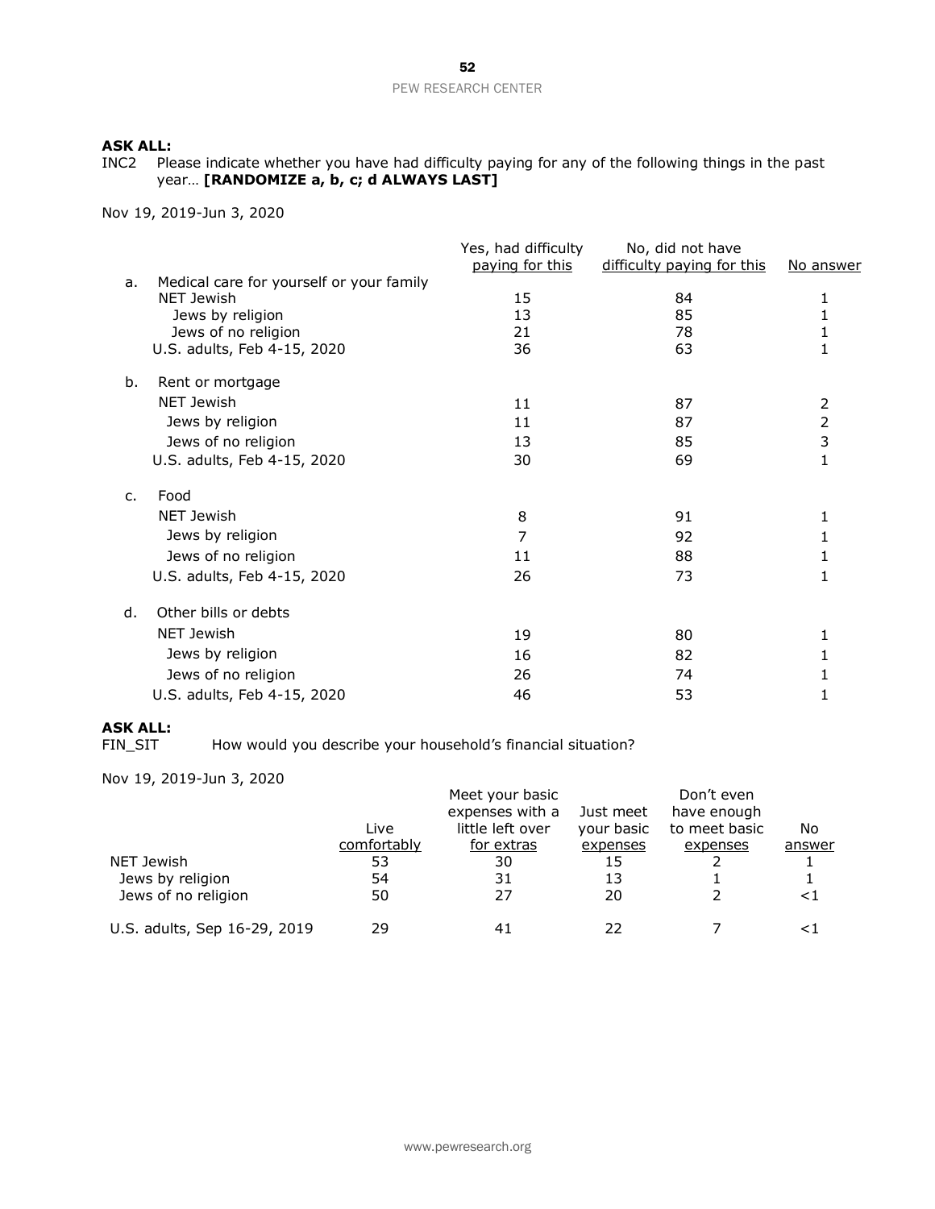**ASK ALL:**
INC2 Please indicate whether you have had difficulty paying for any of the following things in the past year… **[RANDOMIZE a, b, c; d ALWAYS LAST]**

Nov 19, 2019-Jun 3, 2020

| | Yes, had difficulty paying for this | No, did not have difficulty paying for this | No answer |
|---|---|---|---|
| a. Medical care for yourself or your family | | | |
| NET Jewish | 15 | 84 | 1 |
| Jews by religion | 13 | 85 | 1 |
| Jews of no religion | 21 | 78 | 1 |
| U.S. adults, Feb 4-15, 2020 | 36 | 63 | 1 |
| b. Rent or mortgage | | | |
| NET Jewish | 11 | 87 | 2 |
| Jews by religion | 11 | 87 | 2 |
| Jews of no religion | 13 | 85 | 3 |
| U.S. adults, Feb 4-15, 2020 | 30 | 69 | 1 |
| c. Food | | | |
| NET Jewish | 8 | 91 | 1 |
| Jews by religion | 7 | 92 | 1 |
| Jews of no religion | 11 | 88 | 1 |
| U.S. adults, Feb 4-15, 2020 | 26 | 73 | 1 |
| d. Other bills or debts | | | |
| NET Jewish | 19 | 80 | 1 |
| Jews by religion | 16 | 82 | 1 |
| Jews of no religion | 26 | 74 | 1 |
| U.S. adults, Feb 4-15, 2020 | 46 | 53 | 1 |

**ASK ALL:**
FIN_SIT How would you describe your household's financial situation?

Nov 19, 2019-Jun 3, 2020

| | Live comfortably | Meet your basic expenses with a little left over for extras | Just meet your basic expenses | Don't even have enough to meet basic expenses | No answer |
|---|---|---|---|---|---|
| NET Jewish | 53 | 30 | 15 | 2 | 1 |
| Jews by religion | 54 | 31 | 13 | 1 | 1 |
| Jews of no religion | 50 | 27 | 20 | 2 | <1 |
| U.S. adults, Sep 16-29, 2019 | 29 | 41 | 22 | 7 | <1 |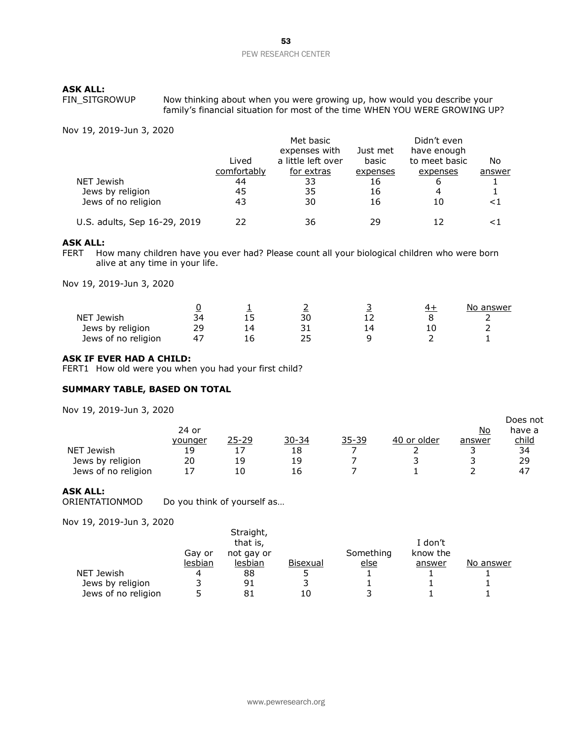**ASK ALL:**
FIN_SITGROWUP Now thinking about when you were growing up, how would you describe your family's financial situation for most of the time WHEN YOU WERE GROWING UP?

Nov 19, 2019-Jun 3, 2020

| | Lived comfortably | Met basic expenses with a little left over for extras | Just met basic expenses | Didn't even have enough to meet basic expenses | No answer |
|---|---|---|---|---|---|
| NET Jewish | 44 | 33 | 16 | 6 | 1 |
| Jews by religion | 45 | 35 | 16 | 4 | 1 |
| Jews of no religion | 43 | 30 | 16 | 10 | <1 |
| U.S. adults, Sep 16-29, 2019 | 22 | 36 | 29 | 12 | <1 |

**ASK ALL:**
FERT How many children have you ever had? Please count all your biological children who were born alive at any time in your life.

Nov 19, 2019-Jun 3, 2020

| | 0 | 1 | 2 | 3 | 4+ | No answer |
|---|---|---|---|---|---|---|
| NET Jewish | 34 | 15 | 30 | 12 | 8 | 2 |
| Jews by religion | 29 | 14 | 31 | 14 | 10 | 2 |
| Jews of no religion | 47 | 16 | 25 | 9 | 2 | 1 |

**ASK IF EVER HAD A CHILD:**
FERT1 How old were you when you had your first child?

**SUMMARY TABLE, BASED ON TOTAL**

Nov 19, 2019-Jun 3, 2020

| | 24 or younger | 25-29 | 30-34 | 35-39 | 40 or older | No answer | Does not have a child |
|---|---|---|---|---|---|---|---|
| NET Jewish | 19 | 17 | 18 | 7 | 2 | 3 | 34 |
| Jews by religion | 20 | 19 | 19 | 7 | 3 | 3 | 29 |
| Jews of no religion | 17 | 10 | 16 | 7 | 1 | 2 | 47 |

**ASK ALL:**
ORIENTATIONMOD Do you think of yourself as…

Nov 19, 2019-Jun 3, 2020

| | Gay or lesbian | Straight, that is, not gay or lesbian | Bisexual | Something else | I don't know the answer | No answer |
|---|---|---|---|---|---|---|
| NET Jewish | 4 | 88 | 5 | 1 | 1 | 1 |
| Jews by religion | 3 | 91 | 3 | 1 | 1 | 1 |
| Jews of no religion | 5 | 81 | 10 | 3 | 1 | 1 |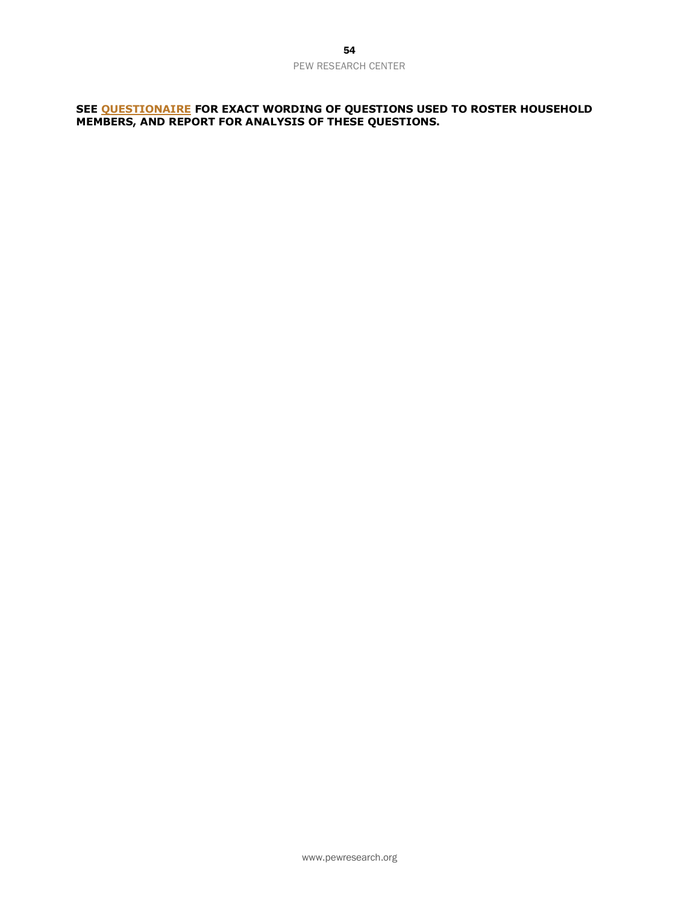**SEE QUESTIONAIRE FOR EXACT WORDING OF QUESTIONS USED TO ROSTER HOUSEHOLD MEMBERS, AND REPORT FOR ANALYSIS OF THESE QUESTIONS.**